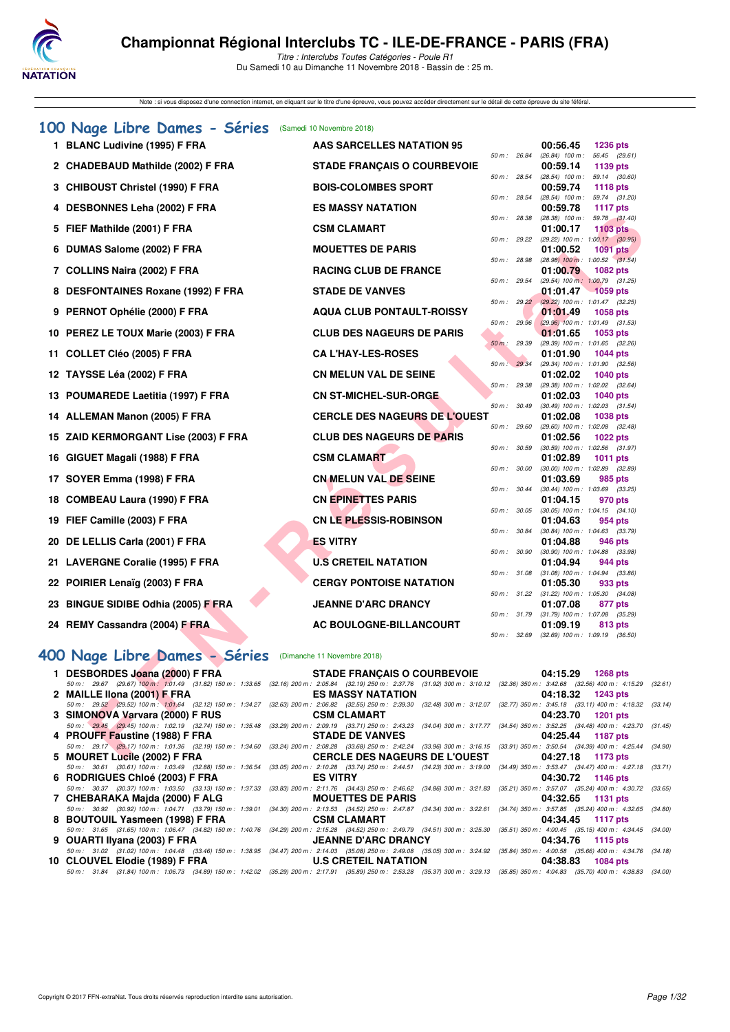# Championnat Régional Interclubs TC - ILE-DE-FRANCE - PARIS (FRA)

*Titre : Interclubs Toutes Catégories - Poule R1*
Du Samedi 10 au Dimanche 11 Novembre 2018 - Bassin de : 25 m.

Note : si vous disposez d'une connection internet, en cliquant sur le titre d'une épreuve, vous pouvez accéder directement sur le détail de cette épreuve du site féféral.

## 100 Nage Libre Dames - Séries (Samedi 10 Novembre 2018)

| Place | Nom | Club | Temps | Points | Splits |
|---|---|---|---|---|---|
| 1 | BLANC Ludivine (1995) F FRA | AAS SARCELLES NATATION 95 | 00:56.45 | 1236 pts | 50 m : 26.84 (26.84) 100 m : 56.45 (29.61) |
| 2 | CHADEBAUD Mathilde (2002) F FRA | STADE FRANÇAIS O COURBEVOIE | 00:59.14 | 1139 pts | 50 m : 28.54 (28.54) 100 m : 59.14 (30.60) |
| 3 | CHIBOUST Christel (1990) F FRA | BOIS-COLOMBES SPORT | 00:59.74 | 1118 pts | 50 m : 28.54 (28.54) 100 m : 59.74 (31.20) |
| 4 | DESBONNES Leha (2002) F FRA | ES MASSY NATATION | 00:59.78 | 1117 pts | 50 m : 28.38 (28.38) 100 m : 59.78 (31.40) |
| 5 | FIEF Mathilde (2001) F FRA | CSM CLAMART | 01:00.17 | 1103 pts | 50 m : 29.22 (29.22) 100 m : 1:00.17 (30.95) |
| 6 | DUMAS Salome (2002) F FRA | MOUETTES DE PARIS | 01:00.52 | 1091 pts | 50 m : 28.98 (28.98) 100 m : 1:00.52 (31.54) |
| 7 | COLLINS Naira (2002) F FRA | RACING CLUB DE FRANCE | 01:00.79 | 1082 pts | 50 m : 29.54 (29.54) 100 m : 1:00.79 (31.25) |
| 8 | DESFONTAINES Roxane (1992) F FRA | STADE DE VANVES | 01:01.47 | 1059 pts | 50 m : 29.22 (29.22) 100 m : 1:01.47 (32.25) |
| 9 | PERNOT Ophélie (2000) F FRA | AQUA CLUB PONTAULT-ROISSY | 01:01.49 | 1058 pts | 50 m : 29.96 (29.96) 100 m : 1:01.49 (31.53) |
| 10 | PEREZ LE TOUX Marie (2003) F FRA | CLUB DES NAGEURS DE PARIS | 01:01.65 | 1053 pts | 50 m : 29.39 (29.39) 100 m : 1:01.65 (32.26) |
| 11 | COLLET Cléo (2005) F FRA | CA L'HAY-LES-ROSES | 01:01.90 | 1044 pts | 50 m : 29.34 (29.34) 100 m : 1:01.90 (32.56) |
| 12 | TAYSSE Léa (2002) F FRA | CN MELUN VAL DE SEINE | 01:02.02 | 1040 pts | 50 m : 29.38 (29.38) 100 m : 1:02.02 (32.64) |
| 13 | POUMAREDE Laetitia (1997) F FRA | CN ST-MICHEL-SUR-ORGE | 01:02.03 | 1040 pts | 50 m : 30.49 (30.49) 100 m : 1:02.03 (31.54) |
| 14 | ALLEMAN Manon (2005) F FRA | CERCLE DES NAGEURS DE L'OUEST | 01:02.08 | 1038 pts | 50 m : 29.60 (29.60) 100 m : 1:02.08 (32.48) |
| 15 | ZAID KERMORGANT Lise (2003) F FRA | CLUB DES NAGEURS DE PARIS | 01:02.56 | 1022 pts | 50 m : 30.59 (30.59) 100 m : 1:02.56 (31.97) |
| 16 | GIGUET Magali (1988) F FRA | CSM CLAMART | 01:02.89 | 1011 pts | 50 m : 30.00 (30.00) 100 m : 1:02.89 (32.89) |
| 17 | SOYER Emma (1998) F FRA | CN MELUN VAL DE SEINE | 01:03.69 | 985 pts | 50 m : 30.44 (30.44) 100 m : 1:03.69 (33.25) |
| 18 | COMBEAU Laura (1990) F FRA | CN EPINETTES PARIS | 01:04.15 | 970 pts | 50 m : 30.05 (30.05) 100 m : 1:04.15 (34.10) |
| 19 | FIEF Camille (2003) F FRA | CN LE PLESSIS-ROBINSON | 01:04.63 | 954 pts | 50 m : 30.84 (30.84) 100 m : 1:04.63 (33.79) |
| 20 | DE LELLIS Carla (2001) F FRA | ES VITRY | 01:04.88 | 946 pts | 50 m : 30.90 (30.90) 100 m : 1:04.88 (33.98) |
| 21 | LAVERGNE Coralie (1995) F FRA | U.S CRETEIL NATATION | 01:04.94 | 944 pts | 50 m : 31.08 (31.08) 100 m : 1:04.94 (33.86) |
| 22 | POIRIER Lenaïg (2003) F FRA | CERGY PONTOISE NATATION | 01:05.30 | 933 pts | 50 m : 31.22 (31.22) 100 m : 1:05.30 (34.08) |
| 23 | BINGUE SIDIBE Odhia (2005) F FRA | JEANNE D'ARC DRANCY | 01:07.08 | 877 pts | 50 m : 31.79 (31.79) 100 m : 1:07.08 (35.29) |
| 24 | REMY Cassandra (2004) F FRA | AC BOULOGNE-BILLANCOURT | 01:09.19 | 813 pts | 50 m : 32.69 (32.69) 100 m : 1:09.19 (36.50) |

## 400 Nage Libre Dames - Séries (Dimanche 11 Novembre 2018)

| Place | Nom | Club | Temps | Points |
|---|---|---|---|---|
| 1 | DESBORDES Joana (2000) F FRA | STADE FRANÇAIS O COURBEVOIE | 04:15.29 | 1268 pts |
| | 50 m : 29.67 (29.67) 100 m : 1:01.49 (31.82) 150 m : 1:33.65 (32.16) 200 m : 2:05.84 (32.19) 250 m : 2:37.76 (31.92) 300 m : 3:10.12 (32.36) 350 m : 3:42.68 (32.56) 400 m : 4:15.29 (32.61) | | | |
| 2 | MAILLE Ilona (2001) F FRA | ES MASSY NATATION | 04:18.32 | 1243 pts |
| | 50 m : 29.52 (29.52) 100 m : 1:01.64 (32.12) 150 m : 1:34.27 (32.63) 200 m : 2:06.82 (32.55) 250 m : 2:39.30 (32.48) 300 m : 3:12.07 (32.77) 350 m : 3:45.18 (33.11) 400 m : 4:18.32 (33.14) | | | |
| 3 | SIMONOVA Varvara (2000) F RUS | CSM CLAMART | 04:23.70 | 1201 pts |
| | 50 m : 29.45 (29.45) 100 m : 1:02.19 (32.74) 150 m : 1:35.48 (33.29) 200 m : 2:09.19 (33.71) 250 m : 2:43.23 (34.04) 300 m : 3:17.77 (34.54) 350 m : 3:52.25 (34.48) 400 m : 4:23.70 (31.45) | | | |
| 4 | PROUFF Faustine (1988) F FRA | STADE DE VANVES | 04:25.44 | 1187 pts |
| | 50 m : 29.17 (29.17) 100 m : 1:01.36 (32.19) 150 m : 1:34.60 (33.24) 200 m : 2:08.28 (33.68) 250 m : 2:42.24 (33.96) 300 m : 3:16.15 (33.91) 350 m : 3:50.54 (34.39) 400 m : 4:25.44 (34.90) | | | |
| 5 | MOURET Lucile (2002) F FRA | CERCLE DES NAGEURS DE L'OUEST | 04:27.18 | 1173 pts |
| | 50 m : 30.61 (30.61) 100 m : 1:03.49 (32.88) 150 m : 1:36.54 (33.05) 200 m : 2:10.28 (33.74) 250 m : 2:44.51 (34.23) 300 m : 3:19.00 (34.49) 350 m : 3:53.47 (34.47) 400 m : 4:27.18 (33.71) | | | |
| 6 | RODRIGUES Chloé (2003) F FRA | ES VITRY | 04:30.72 | 1146 pts |
| | 50 m : 30.37 (30.37) 100 m : 1:03.50 (33.13) 150 m : 1:37.33 (33.83) 200 m : 2:11.76 (34.43) 250 m : 2:46.62 (34.86) 300 m : 3:21.83 (35.21) 350 m : 3:57.07 (35.24) 400 m : 4:30.72 (33.65) | | | |
| 7 | CHEBARAKA Majda (2000) F ALG | MOUETTES DE PARIS | 04:32.65 | 1131 pts |
| | 50 m : 30.92 (30.92) 100 m : 1:04.71 (33.79) 150 m : 1:39.01 (34.30) 200 m : 2:13.53 (34.52) 250 m : 2:47.87 (34.34) 300 m : 3:22.61 (34.74) 350 m : 3:57.85 (35.24) 400 m : 4:32.65 (34.80) | | | |
| 8 | BOUTOUIL Yasmeen (1998) F FRA | CSM CLAMART | 04:34.45 | 1117 pts |
| | 50 m : 31.65 (31.65) 100 m : 1:06.47 (34.82) 150 m : 1:40.76 (34.29) 200 m : 2:15.28 (34.52) 250 m : 2:49.79 (34.51) 300 m : 3:25.30 (35.51) 350 m : 4:00.45 (35.15) 400 m : 4:34.45 (34.00) | | | |
| 9 | OUARTI Ilyana (2003) F FRA | JEANNE D'ARC DRANCY | 04:34.76 | 1115 pts |
| | 50 m : 31.02 (31.02) 100 m : 1:04.48 (33.46) 150 m : 1:38.95 (34.47) 200 m : 2:14.03 (35.08) 250 m : 2:49.08 (35.05) 300 m : 3:24.92 (35.84) 350 m : 4:00.58 (35.66) 400 m : 4:34.76 (34.18) | | | |
| 10 | CLOUVEL Elodie (1989) F FRA | U.S CRETEIL NATATION | 04:38.83 | 1084 pts |
| | 50 m : 31.84 (31.84) 100 m : 1:06.73 (34.89) 150 m : 1:42.02 (35.29) 200 m : 2:17.91 (35.89) 250 m : 2:53.28 (35.37) 300 m : 3:29.13 (35.85) 350 m : 4:04.83 (35.70) 400 m : 4:38.83 (34.00) | | | |

Copyright © 2017 FFN-extraNat. Tous droits réservés reproduction interdite sans autorisation.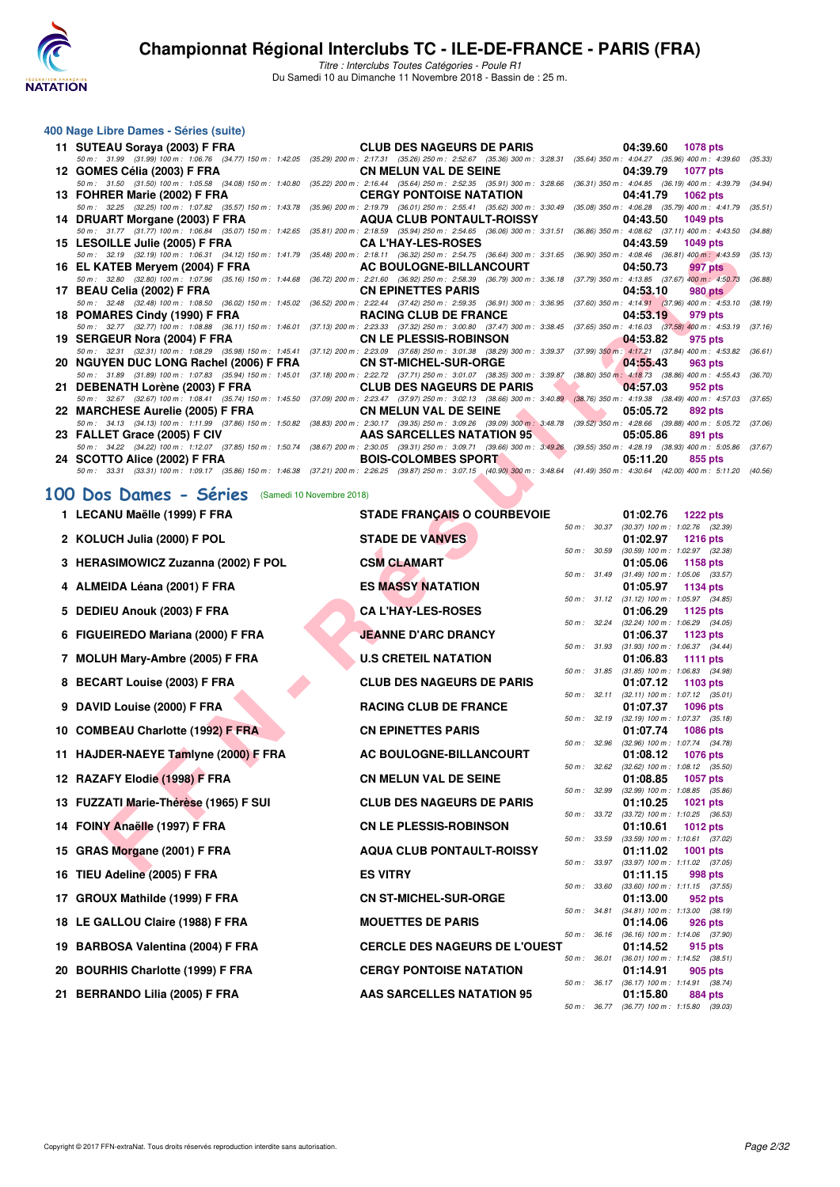# Championnat Régional Interclubs TC - ILE-DE-FRANCE - PARIS (FRA)

*Titre : Interclubs Toutes Catégories - Poule R1*
Du Samedi 10 au Dimanche 11 Novembre 2018 - Bassin de : 25 m.

## 400 Nage Libre Dames - Séries (suite)

| Rang | Nom | Club | Temps | Points |
|---|---|---|---|---|
| 11 | SUTEAU Soraya (2003) F FRA | CLUB DES NAGEURS DE PARIS | 04:39.60 | 1078 pts |
| | 50 m : 31.99 (31.99) 100 m : 1:06.76 (34.77) 150 m : 1:42.05 (35.29) 200 m : 2:17.31 (35.26) 250 m : 2:52.67 (35.36) 300 m : 3:28.31 (35.64) 350 m : 4:04.27 (35.96) 400 m : 4:39.60 (35.33) | | | |
| 12 | GOMES Célia (2003) F FRA | CN MELUN VAL DE SEINE | 04:39.79 | 1077 pts |
| | 50 m : 31.50 (31.50) 100 m : 1:05.58 (34.08) 150 m : 1:40.80 (35.22) 200 m : 2:16.44 (35.64) 250 m : 2:52.35 (35.91) 300 m : 3:28.66 (36.31) 350 m : 4:04.85 (36.19) 400 m : 4:39.79 (34.94) | | | |
| 13 | FOHRER Marie (2002) F FRA | CERGY PONTOISE NATATION | 04:41.79 | 1062 pts |
| | 50 m : 32.25 (32.25) 100 m : 1:07.82 (35.57) 150 m : 1:43.78 (35.96) 200 m : 2:19.79 (36.01) 250 m : 2:55.41 (35.62) 300 m : 3:30.49 (35.08) 350 m : 4:06.28 (35.79) 400 m : 4:41.79 (35.51) | | | |
| 14 | DRUART Morgane (2003) F FRA | AQUA CLUB PONTAULT-ROISSY | 04:43.50 | 1049 pts |
| | 50 m : 31.77 (31.77) 100 m : 1:06.84 (35.07) 150 m : 1:42.65 (35.81) 200 m : 2:18.59 (35.94) 250 m : 2:54.65 (36.06) 300 m : 3:31.51 (36.86) 350 m : 4:08.62 (37.11) 400 m : 4:43.50 (34.88) | | | |
| 15 | LESOILLE Julie (2005) F FRA | CA L'HAY-LES-ROSES | 04:43.59 | 1049 pts |
| | 50 m : 32.19 (32.19) 100 m : 1:06.31 (34.12) 150 m : 1:41.79 (35.48) 200 m : 2:18.11 (36.32) 250 m : 2:54.75 (36.64) 300 m : 3:31.65 (36.90) 350 m : 4:08.46 (36.81) 400 m : 4:43.59 (35.13) | | | |
| 16 | EL KATEB Meryem (2004) F FRA | AC BOULOGNE-BILLANCOURT | 04:50.73 | 997 pts |
| | 50 m : 32.80 (32.80) 100 m : 1:07.96 (35.16) 150 m : 1:44.68 (36.72) 200 m : 2:21.60 (36.92) 250 m : 2:58.39 (36.79) 300 m : 3:36.18 (37.79) 350 m : 4:13.85 (37.67) 400 m : 4:50.73 (36.88) | | | |
| 17 | BEAU Celia (2002) F FRA | CN EPINETTES PARIS | 04:53.10 | 980 pts |
| | 50 m : 32.48 (32.48) 100 m : 1:08.50 (36.02) 150 m : 1:45.02 (36.52) 200 m : 2:22.44 (37.42) 250 m : 2:59.35 (36.91) 300 m : 3:36.95 (37.60) 350 m : 4:14.91 (37.96) 400 m : 4:53.10 (38.19) | | | |
| 18 | POMARES Cindy (1990) F FRA | RACING CLUB DE FRANCE | 04:53.19 | 979 pts |
| | 50 m : 32.77 (32.77) 100 m : 1:08.88 (36.11) 150 m : 1:46.01 (37.13) 200 m : 2:23.33 (37.32) 250 m : 3:00.80 (37.47) 300 m : 3:38.45 (37.65) 350 m : 4:16.03 (37.58) 400 m : 4:53.19 (37.16) | | | |
| 19 | SERGEUR Nora (2004) F FRA | CN LE PLESSIS-ROBINSON | 04:53.82 | 975 pts |
| | 50 m : 32.31 (32.31) 100 m : 1:08.29 (35.98) 150 m : 1:45.41 (37.12) 200 m : 2:23.09 (37.68) 250 m : 3:01.38 (38.29) 300 m : 3:39.37 (37.99) 350 m : 4:17.21 (37.84) 400 m : 4:53.82 (36.61) | | | |
| 20 | NGUYEN DUC LONG Rachel (2006) F FRA | CN ST-MICHEL-SUR-ORGE | 04:55.43 | 963 pts |
| | 50 m : 31.89 (31.89) 100 m : 1:07.83 (35.94) 150 m : 1:45.01 (37.18) 200 m : 2:22.72 (37.71) 250 m : 3:01.07 (38.35) 300 m : 3:39.87 (38.80) 350 m : 4:18.73 (38.86) 400 m : 4:55.43 (36.70) | | | |
| 21 | DEBENATH Lorène (2003) F FRA | CLUB DES NAGEURS DE PARIS | 04:57.03 | 952 pts |
| | 50 m : 32.67 (32.67) 100 m : 1:08.41 (35.74) 150 m : 1:45.50 (37.09) 200 m : 2:23.47 (37.97) 250 m : 3:02.13 (38.66) 300 m : 3:40.89 (38.76) 350 m : 4:19.38 (38.49) 400 m : 4:57.03 (37.65) | | | |
| 22 | MARCHESE Aurelie (2005) F FRA | CN MELUN VAL DE SEINE | 05:05.72 | 892 pts |
| | 50 m : 34.13 (34.13) 100 m : 1:11.99 (37.86) 150 m : 1:50.82 (38.83) 200 m : 2:30.17 (39.35) 250 m : 3:09.26 (39.09) 300 m : 3:48.78 (39.52) 350 m : 4:28.66 (39.88) 400 m : 5:05.72 (37.06) | | | |
| 23 | FALLET Grace (2005) F CIV | AAS SARCELLES NATATION 95 | 05:05.86 | 891 pts |
| | 50 m : 34.22 (34.22) 100 m : 1:12.07 (37.85) 150 m : 1:50.74 (38.67) 200 m : 2:30.05 (39.31) 250 m : 3:09.71 (39.66) 300 m : 3:49.26 (39.55) 350 m : 4:28.19 (38.93) 400 m : 5:05.86 (37.67) | | | |
| 24 | SCOTTO Alice (2002) F FRA | BOIS-COLOMBES SPORT | 05:11.20 | 855 pts |
| | 50 m : 33.31 (33.31) 100 m : 1:09.17 (35.86) 150 m : 1:46.38 (37.21) 200 m : 2:26.25 (39.87) 250 m : 3:07.15 (40.90) 300 m : 3:48.64 (41.49) 350 m : 4:30.64 (42.00) 400 m : 5:11.20 (40.56) | | | |

## 100 Dos Dames - Séries (Samedi 10 Novembre 2018)

| Rang | Nom | Club | Temps | Points | Intermédiaires |
|---|---|---|---|---|---|
| 1 | LECANU Maëlle (1999) F FRA | STADE FRANÇAIS O COURBEVOIE | 01:02.76 | 1222 pts | 50 m : 30.37 (30.37) 100 m : 1:02.76 (32.39) |
| 2 | KOLUCH Julia (2000) F POL | STADE DE VANVES | 01:02.97 | 1216 pts | 50 m : 30.59 (30.59) 100 m : 1:02.97 (32.38) |
| 3 | HERASIMOWICZ Zuzanna (2002) F POL | CSM CLAMART | 01:05.06 | 1158 pts | 50 m : 31.49 (31.49) 100 m : 1:05.06 (33.57) |
| 4 | ALMEIDA Léana (2001) F FRA | ES MASSY NATATION | 01:05.97 | 1134 pts | 50 m : 31.12 (31.12) 100 m : 1:05.97 (34.85) |
| 5 | DEDIEU Anouk (2003) F FRA | CA L'HAY-LES-ROSES | 01:06.29 | 1125 pts | 50 m : 32.24 (32.24) 100 m : 1:06.29 (34.05) |
| 6 | FIGUEIREDO Mariana (2000) F FRA | JEANNE D'ARC DRANCY | 01:06.37 | 1123 pts | 50 m : 31.93 (31.93) 100 m : 1:06.37 (34.44) |
| 7 | MOLUH Mary-Ambre (2005) F FRA | U.S CRETEIL NATATION | 01:06.83 | 1111 pts | 50 m : 31.85 (31.85) 100 m : 1:06.83 (34.98) |
| 8 | BECART Louise (2003) F FRA | CLUB DES NAGEURS DE PARIS | 01:07.12 | 1103 pts | 50 m : 32.11 (32.11) 100 m : 1:07.12 (35.01) |
| 9 | DAVID Louise (2000) F FRA | RACING CLUB DE FRANCE | 01:07.37 | 1096 pts | 50 m : 32.19 (32.19) 100 m : 1:07.37 (35.18) |
| 10 | COMBEAU Charlotte (1992) F FRA | CN EPINETTES PARIS | 01:07.74 | 1086 pts | 50 m : 32.96 (32.96) 100 m : 1:07.74 (34.78) |
| 11 | HAJDER-NAEYE Tamlyne (2000) F FRA | AC BOULOGNE-BILLANCOURT | 01:08.12 | 1076 pts | 50 m : 32.62 (32.62) 100 m : 1:08.12 (35.50) |
| 12 | RAZAFY Elodie (1998) F FRA | CN MELUN VAL DE SEINE | 01:08.85 | 1057 pts | 50 m : 32.99 (32.99) 100 m : 1:08.85 (35.86) |
| 13 | FUZZATI Marie-Thérèse (1965) F SUI | CLUB DES NAGEURS DE PARIS | 01:10.25 | 1021 pts | 50 m : 33.72 (33.72) 100 m : 1:10.25 (36.53) |
| 14 | FOINY Anaëlle (1997) F FRA | CN LE PLESSIS-ROBINSON | 01:10.61 | 1012 pts | 50 m : 33.59 (33.59) 100 m : 1:10.61 (37.02) |
| 15 | GRAS Morgane (2001) F FRA | AQUA CLUB PONTAULT-ROISSY | 01:11.02 | 1001 pts | 50 m : 33.97 (33.97) 100 m : 1:11.02 (37.05) |
| 16 | TIEU Adeline (2005) F FRA | ES VITRY | 01:11.15 | 998 pts | 50 m : 33.60 (33.60) 100 m : 1:11.15 (37.55) |
| 17 | GROUX Mathilde (1999) F FRA | CN ST-MICHEL-SUR-ORGE | 01:13.00 | 952 pts | 50 m : 34.81 (34.81) 100 m : 1:13.00 (38.19) |
| 18 | LE GALLOU Claire (1988) F FRA | MOUETTES DE PARIS | 01:14.06 | 926 pts | 50 m : 36.16 (36.16) 100 m : 1:14.06 (37.90) |
| 19 | BARBOSA Valentina (2004) F FRA | CERCLE DES NAGEURS DE L'OUEST | 01:14.52 | 915 pts | 50 m : 36.01 (36.01) 100 m : 1:14.52 (38.51) |
| 20 | BOURHIS Charlotte (1999) F FRA | CERGY PONTOISE NATATION | 01:14.91 | 905 pts | 50 m : 36.17 (36.17) 100 m : 1:14.91 (38.74) |
| 21 | BERRANDO Lilia (2005) F FRA | AAS SARCELLES NATATION 95 | 01:15.80 | 884 pts | 50 m : 36.77 (36.77) 100 m : 1:15.80 (39.03) |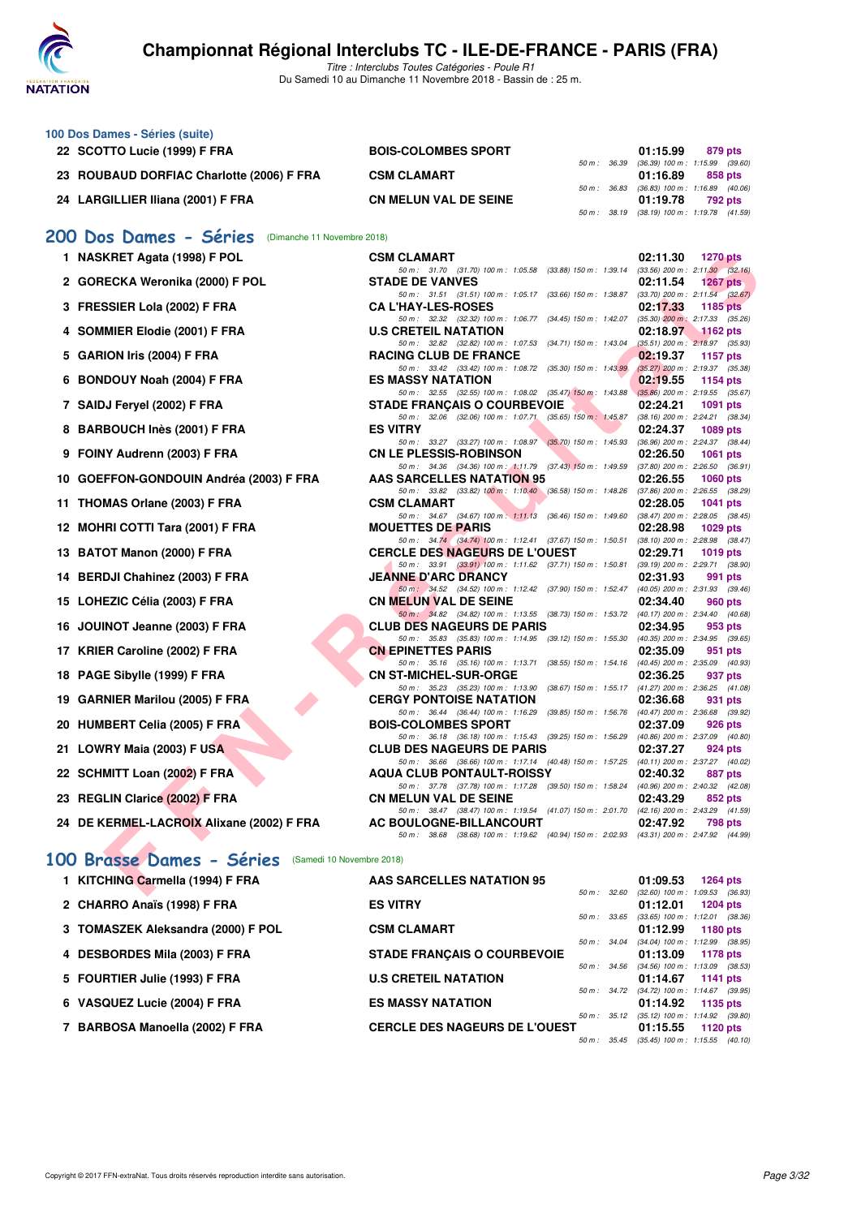# Championnat Régional Interclubs TC - ILE-DE-FRANCE - PARIS (FRA)

*Titre : Interclubs Toutes Catégories - Poule R1*
Du Samedi 10 au Dimanche 11 Novembre 2018 - Bassin de : 25 m.

## 100 Dos Dames - Séries (suite)

| Rang | Nom | Club | Temps | Points | Splits |
|---|---|---|---|---|---|
| 22 | SCOTTO Lucie (1999) F FRA | BOIS-COLOMBES SPORT | 01:15.99 | 879 pts | 50 m : 36.39 (36.39) 100 m : 1:15.99 (39.60) |
| 23 | ROUBAUD DORFIAC Charlotte (2006) F FRA | CSM CLAMART | 01:16.89 | 858 pts | 50 m : 36.83 (36.83) 100 m : 1:16.89 (40.06) |
| 24 | LARGILLIER Iliana (2001) F FRA | CN MELUN VAL DE SEINE | 01:19.78 | 792 pts | 50 m : 38.19 (38.19) 100 m : 1:19.78 (41.59) |

## 200 Dos Dames - Séries (Dimanche 11 Novembre 2018)

| Rang | Nom | Club | Temps | Points | Splits |
|---|---|---|---|---|---|
| 1 | NASKRET Agata (1998) F POL | CSM CLAMART | 02:11.30 | 1270 pts | 50 m : 31.70 (31.70) 100 m : 1:05.58 (33.88) 150 m : 1:39.14 (33.56) 200 m : 2:11.30 (32.16) |
| 2 | GORECKA Weronika (2000) F POL | STADE DE VANVES | 02:11.54 | 1267 pts | 50 m : 31.51 (31.51) 100 m : 1:05.17 (33.66) 150 m : 1:38.87 (33.70) 200 m : 2:11.54 (32.67) |
| 3 | FRESSIER Lola (2002) F FRA | CA L'HAY-LES-ROSES | 02:17.33 | 1185 pts | 50 m : 32.32 (32.32) 100 m : 1:06.77 (34.45) 150 m : 1:42.07 (35.30) 200 m : 2:17.33 (35.26) |
| 4 | SOMMIER Elodie (2001) F FRA | U.S CRETEIL NATATION | 02:18.97 | 1162 pts | 50 m : 32.82 (32.82) 100 m : 1:07.53 (34.71) 150 m : 1:43.04 (35.51) 200 m : 2:18.97 (35.93) |
| 5 | GARION Iris (2004) F FRA | RACING CLUB DE FRANCE | 02:19.37 | 1157 pts | 50 m : 33.42 (33.42) 100 m : 1:08.72 (35.30) 150 m : 1:43.99 (35.27) 200 m : 2:19.37 (35.38) |
| 6 | BONDOUY Noah (2004) F FRA | ES MASSY NATATION | 02:19.55 | 1154 pts | 50 m : 32.55 (32.55) 100 m : 1:08.02 (35.47) 150 m : 1:43.88 (35.86) 200 m : 2:19.55 (35.67) |
| 7 | SAIDJ Feryel (2002) F FRA | STADE FRANÇAIS O COURBEVOIE | 02:24.21 | 1091 pts | 50 m : 32.06 (32.06) 100 m : 1:07.71 (35.65) 150 m : 1:45.87 (38.16) 200 m : 2:24.21 (38.34) |
| 8 | BARBOUCH Inès (2001) F FRA | ES VITRY | 02:24.37 | 1089 pts | 50 m : 33.27 (33.27) 100 m : 1:08.97 (35.70) 150 m : 1:45.93 (36.96) 200 m : 2:24.37 (38.44) |
| 9 | FOINY Audrenn (2003) F FRA | CN LE PLESSIS-ROBINSON | 02:26.50 | 1061 pts | 50 m : 34.36 (34.36) 100 m : 1:11.79 (37.43) 150 m : 1:49.59 (37.80) 200 m : 2:26.50 (36.91) |
| 10 | GOEFFON-GONDOUIN Andréa (2003) F FRA | AAS SARCELLES NATATION 95 | 02:26.55 | 1060 pts | 50 m : 33.82 (33.82) 100 m : 1:10.40 (36.58) 150 m : 1:48.26 (37.86) 200 m : 2:26.55 (38.29) |
| 11 | THOMAS Orlane (2003) F FRA | CSM CLAMART | 02:28.05 | 1041 pts | 50 m : 34.67 (34.67) 100 m : 1:11.13 (36.46) 150 m : 1:49.60 (38.47) 200 m : 2:28.05 (38.45) |
| 12 | MOHRI COTTI Tara (2001) F FRA | MOUETTES DE PARIS | 02:28.98 | 1029 pts | 50 m : 34.74 (34.74) 100 m : 1:12.41 (37.67) 150 m : 1:50.51 (38.10) 200 m : 2:28.98 (38.47) |
| 13 | BATOT Manon (2000) F FRA | CERCLE DES NAGEURS DE L'OUEST | 02:29.71 | 1019 pts | 50 m : 33.91 (33.91) 100 m : 1:11.62 (37.71) 150 m : 1:50.81 (39.19) 200 m : 2:29.71 (38.90) |
| 14 | BERDJI Chahinez (2003) F FRA | JEANNE D'ARC DRANCY | 02:31.93 | 991 pts | 50 m : 34.52 (34.52) 100 m : 1:12.42 (37.90) 150 m : 1:52.47 (40.05) 200 m : 2:31.93 (39.46) |
| 15 | LOHEZIC Célia (2003) F FRA | CN MELUN VAL DE SEINE | 02:34.40 | 960 pts | 50 m : 34.82 (34.82) 100 m : 1:13.55 (38.73) 150 m : 1:53.72 (40.17) 200 m : 2:34.40 (40.68) |
| 16 | JOUINOT Jeanne (2003) F FRA | CLUB DES NAGEURS DE PARIS | 02:34.95 | 953 pts | 50 m : 35.83 (35.83) 100 m : 1:14.95 (39.12) 150 m : 1:55.30 (40.35) 200 m : 2:34.95 (39.65) |
| 17 | KRIER Caroline (2002) F FRA | CN EPINETTES PARIS | 02:35.09 | 951 pts | 50 m : 35.16 (35.16) 100 m : 1:13.71 (38.55) 150 m : 1:54.16 (40.45) 200 m : 2:35.09 (40.93) |
| 18 | PAGE Sibylle (1999) F FRA | CN ST-MICHEL-SUR-ORGE | 02:36.25 | 937 pts | 50 m : 35.23 (35.23) 100 m : 1:13.90 (38.67) 150 m : 1:55.17 (41.27) 200 m : 2:36.25 (41.08) |
| 19 | GARNIER Marilou (2005) F FRA | CERGY PONTOISE NATATION | 02:36.68 | 931 pts | 50 m : 36.44 (36.44) 100 m : 1:16.29 (39.85) 150 m : 1:56.76 (40.47) 200 m : 2:36.68 (39.92) |
| 20 | HUMBERT Celia (2005) F FRA | BOIS-COLOMBES SPORT | 02:37.09 | 926 pts | 50 m : 36.18 (36.18) 100 m : 1:15.43 (39.25) 150 m : 1:56.29 (40.86) 200 m : 2:37.09 (40.80) |
| 21 | LOWRY Maia (2003) F USA | CLUB DES NAGEURS DE PARIS | 02:37.27 | 924 pts | 50 m : 36.66 (36.66) 100 m : 1:17.14 (40.48) 150 m : 1:57.25 (40.11) 200 m : 2:37.27 (40.02) |
| 22 | SCHMITT Loan (2002) F FRA | AQUA CLUB PONTAULT-ROISSY | 02:40.32 | 887 pts | 50 m : 37.78 (37.78) 100 m : 1:17.28 (39.50) 150 m : 1:58.24 (40.96) 200 m : 2:40.32 (42.08) |
| 23 | REGLIN Clarice (2002) F FRA | CN MELUN VAL DE SEINE | 02:43.29 | 852 pts | 50 m : 38.47 (38.47) 100 m : 1:19.54 (41.07) 150 m : 2:01.70 (42.16) 200 m : 2:43.29 (41.59) |
| 24 | DE KERMEL-LACROIX Alixane (2002) F FRA | AC BOULOGNE-BILLANCOURT | 02:47.92 | 798 pts | 50 m : 38.68 (38.68) 100 m : 1:19.62 (40.94) 150 m : 2:02.93 (43.31) 200 m : 2:47.92 (44.99) |

## 100 Brasse Dames - Séries (Samedi 10 Novembre 2018)

| Rang | Nom | Club | Temps | Points | Splits |
|---|---|---|---|---|---|
| 1 | KITCHING Carmella (1994) F FRA | AAS SARCELLES NATATION 95 | 01:09.53 | 1264 pts | 50 m : 32.60 (32.60) 100 m : 1:09.53 (36.93) |
| 2 | CHARRO Anaïs (1998) F FRA | ES VITRY | 01:12.01 | 1204 pts | 50 m : 33.65 (33.65) 100 m : 1:12.01 (38.36) |
| 3 | TOMASZEK Aleksandra (2000) F POL | CSM CLAMART | 01:12.99 | 1180 pts | 50 m : 34.04 (34.04) 100 m : 1:12.99 (38.95) |
| 4 | DESBORDES Mila (2003) F FRA | STADE FRANÇAIS O COURBEVOIE | 01:13.09 | 1178 pts | 50 m : 34.56 (34.56) 100 m : 1:13.09 (38.53) |
| 5 | FOURTIER Julie (1993) F FRA | U.S CRETEIL NATATION | 01:14.67 | 1141 pts | 50 m : 34.72 (34.72) 100 m : 1:14.67 (39.95) |
| 6 | VASQUEZ Lucie (2004) F FRA | ES MASSY NATATION | 01:14.92 | 1135 pts | 50 m : 35.12 (35.12) 100 m : 1:14.92 (39.80) |
| 7 | BARBOSA Manoella (2002) F FRA | CERCLE DES NAGEURS DE L'OUEST | 01:15.55 | 1120 pts | 50 m : 35.45 (35.45) 100 m : 1:15.55 (40.10) |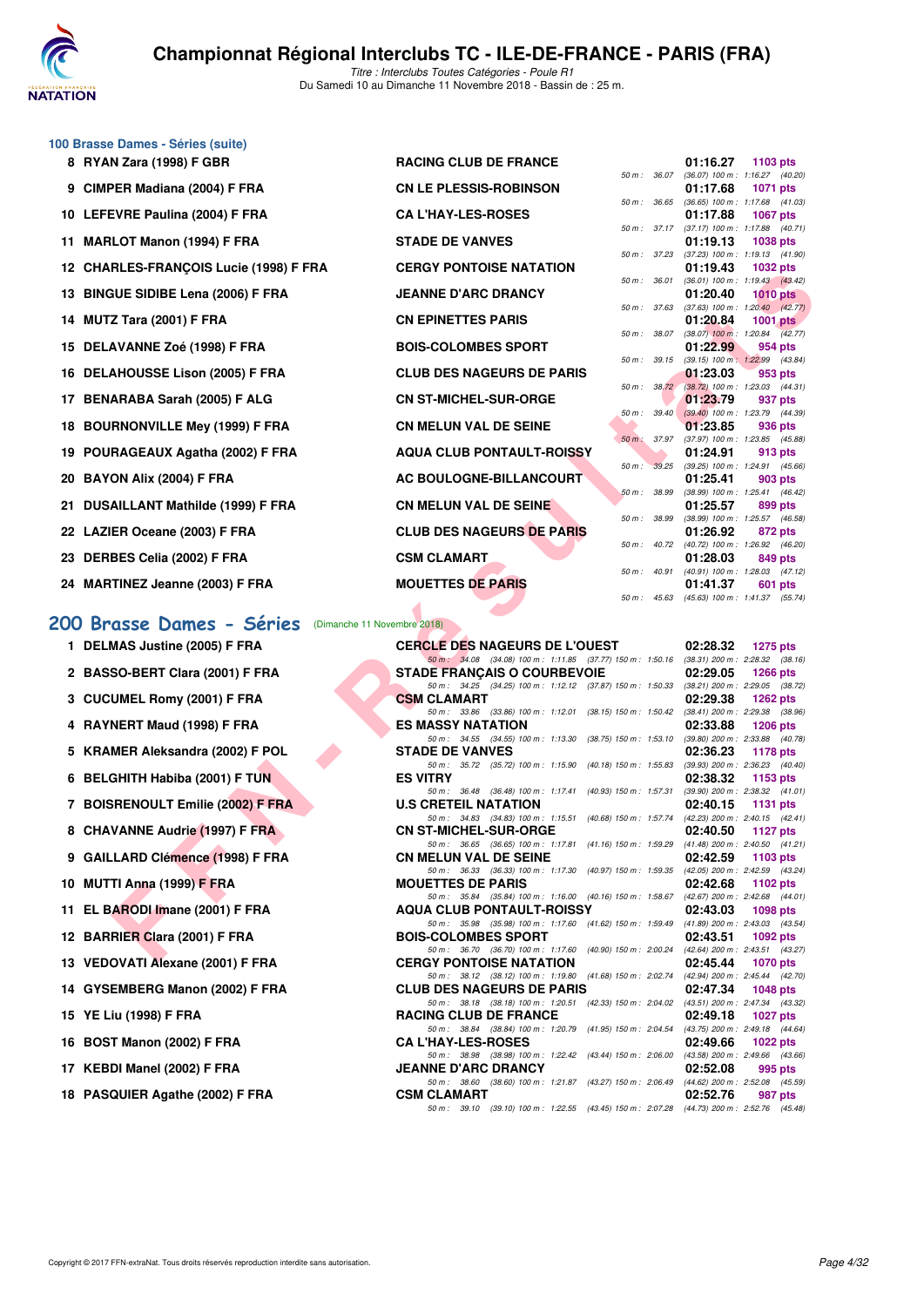# Championnat Régional Interclubs TC - ILE-DE-FRANCE - PARIS (FRA)

*Titre : Interclubs Toutes Catégories - Poule R1*
Du Samedi 10 au Dimanche 11 Novembre 2018 - Bassin de : 25 m.

### 100 Brasse Dames - Séries (suite)

| Rang | Nom | Club | Temps | Points | Intermédiaires |
|---|---|---|---|---|---|
| 8 | RYAN Zara (1998) F GBR | RACING CLUB DE FRANCE | 01:16.27 | 1103 pts | 50 m : 36.07 (36.07) 100 m : 1:16.27 (40.20) |
| 9 | CIMPER Madiana (2004) F FRA | CN LE PLESSIS-ROBINSON | 01:17.68 | 1071 pts | 50 m : 36.65 (36.65) 100 m : 1:17.68 (41.03) |
| 10 | LEFEVRE Paulina (2004) F FRA | CA L'HAY-LES-ROSES | 01:17.88 | 1067 pts | 50 m : 37.17 (37.17) 100 m : 1:17.88 (40.71) |
| 11 | MARLOT Manon (1994) F FRA | STADE DE VANVES | 01:19.13 | 1038 pts | 50 m : 37.23 (37.23) 100 m : 1:19.13 (41.90) |
| 12 | CHARLES-FRANÇOIS Lucie (1998) F FRA | CERGY PONTOISE NATATION | 01:19.43 | 1032 pts | 50 m : 36.01 (36.01) 100 m : 1:19.43 (43.42) |
| 13 | BINGUE SIDIBE Lena (2006) F FRA | JEANNE D'ARC DRANCY | 01:20.40 | 1010 pts | 50 m : 37.63 (37.63) 100 m : 1:20.40 (42.77) |
| 14 | MUTZ Tara (2001) F FRA | CN EPINETTES PARIS | 01:20.84 | 1001 pts | 50 m : 38.07 (38.07) 100 m : 1:20.84 (42.77) |
| 15 | DELAVANNE Zoé (1998) F FRA | BOIS-COLOMBES SPORT | 01:22.99 | 954 pts | 50 m : 39.15 (39.15) 100 m : 1:22.99 (43.84) |
| 16 | DELAHOUSSE Lison (2005) F FRA | CLUB DES NAGEURS DE PARIS | 01:23.03 | 953 pts | 50 m : 38.72 (38.72) 100 m : 1:23.03 (44.31) |
| 17 | BENARABA Sarah (2005) F ALG | CN ST-MICHEL-SUR-ORGE | 01:23.79 | 937 pts | 50 m : 39.40 (39.40) 100 m : 1:23.79 (44.39) |
| 18 | BOURNONVILLE Mey (1999) F FRA | CN MELUN VAL DE SEINE | 01:23.85 | 936 pts | 50 m : 37.97 (37.97) 100 m : 1:23.85 (45.88) |
| 19 | POURAGEAUX Agatha (2002) F FRA | AQUA CLUB PONTAULT-ROISSY | 01:24.91 | 913 pts | 50 m : 39.25 (39.25) 100 m : 1:24.91 (45.66) |
| 20 | BAYON Alix (2004) F FRA | AC BOULOGNE-BILLANCOURT | 01:25.41 | 903 pts | 50 m : 38.99 (38.99) 100 m : 1:25.41 (46.42) |
| 21 | DUSAILLANT Mathilde (1999) F FRA | CN MELUN VAL DE SEINE | 01:25.57 | 899 pts | 50 m : 38.99 (38.99) 100 m : 1:25.57 (46.58) |
| 22 | LAZIER Oceane (2003) F FRA | CLUB DES NAGEURS DE PARIS | 01:26.92 | 872 pts | 50 m : 40.72 (40.72) 100 m : 1:26.92 (46.20) |
| 23 | DERBES Celia (2002) F FRA | CSM CLAMART | 01:28.03 | 849 pts | 50 m : 40.91 (40.91) 100 m : 1:28.03 (47.12) |
| 24 | MARTINEZ Jeanne (2003) F FRA | MOUETTES DE PARIS | 01:41.37 | 601 pts | 50 m : 45.63 (45.63) 100 m : 1:41.37 (55.74) |

## 200 Brasse Dames - Séries (Dimanche 11 Novembre 2018)

| Rang | Nom | Club | Temps | Points | Intermédiaires |
|---|---|---|---|---|---|
| 1 | DELMAS Justine (2005) F FRA | CERCLE DES NAGEURS DE L'OUEST | 02:28.32 | 1275 pts | 50 m : 34.08 (34.08) 100 m : 1:11.85 (37.77) 150 m : 1:50.16 (38.31) 200 m : 2:28.32 (38.16) |
| 2 | BASSO-BERT Clara (2001) F FRA | STADE FRANÇAIS O COURBEVOIE | 02:29.05 | 1266 pts | 50 m : 34.25 (34.25) 100 m : 1:12.12 (37.87) 150 m : 1:50.33 (38.21) 200 m : 2:29.05 (38.72) |
| 3 | CUCUMEL Romy (2001) F FRA | CSM CLAMART | 02:29.38 | 1262 pts | 50 m : 33.86 (33.86) 100 m : 1:12.01 (38.15) 150 m : 1:50.42 (38.41) 200 m : 2:29.38 (38.96) |
| 4 | RAYNERT Maud (1998) F FRA | ES MASSY NATATION | 02:33.88 | 1206 pts | 50 m : 34.55 (34.55) 100 m : 1:13.30 (38.75) 150 m : 1:53.10 (39.80) 200 m : 2:33.88 (40.78) |
| 5 | KRAMER Aleksandra (2002) F POL | STADE DE VANVES | 02:36.23 | 1178 pts | 50 m : 35.72 (35.72) 100 m : 1:15.90 (40.18) 150 m : 1:55.83 (39.93) 200 m : 2:36.23 (40.40) |
| 6 | BELGHITH Habiba (2001) F TUN | ES VITRY | 02:38.32 | 1153 pts | 50 m : 36.48 (36.48) 100 m : 1:17.41 (40.93) 150 m : 1:57.31 (39.90) 200 m : 2:38.32 (41.01) |
| 7 | BOISRENOULT Emilie (2002) F FRA | U.S CRETEIL NATATION | 02:40.15 | 1131 pts | 50 m : 34.83 (34.83) 100 m : 1:15.51 (40.68) 150 m : 1:57.74 (42.23) 200 m : 2:40.15 (42.41) |
| 8 | CHAVANNE Audrie (1997) F FRA | CN ST-MICHEL-SUR-ORGE | 02:40.50 | 1127 pts | 50 m : 36.65 (36.65) 100 m : 1:17.81 (41.16) 150 m : 1:59.29 (41.48) 200 m : 2:40.50 (41.21) |
| 9 | GAILLARD Clémence (1998) F FRA | CN MELUN VAL DE SEINE | 02:42.59 | 1103 pts | 50 m : 36.33 (36.33) 100 m : 1:17.30 (40.97) 150 m : 1:59.35 (42.05) 200 m : 2:42.59 (43.24) |
| 10 | MUTTI Anna (1999) F FRA | MOUETTES DE PARIS | 02:42.68 | 1102 pts | 50 m : 35.84 (35.84) 100 m : 1:16.00 (40.16) 150 m : 1:58.67 (42.67) 200 m : 2:42.68 (44.01) |
| 11 | EL BARODI Imane (2001) F FRA | AQUA CLUB PONTAULT-ROISSY | 02:43.03 | 1098 pts | 50 m : 35.98 (35.98) 100 m : 1:17.60 (41.62) 150 m : 1:59.49 (41.89) 200 m : 2:43.03 (43.54) |
| 12 | BARRIER Clara (2001) F FRA | BOIS-COLOMBES SPORT | 02:43.51 | 1092 pts | 50 m : 36.70 (36.70) 100 m : 1:17.60 (40.90) 150 m : 2:00.24 (42.64) 200 m : 2:43.51 (43.27) |
| 13 | VEDOVATI Alexane (2001) F FRA | CERGY PONTOISE NATATION | 02:45.44 | 1070 pts | 50 m : 38.12 (38.12) 100 m : 1:19.80 (41.68) 150 m : 2:02.74 (42.94) 200 m : 2:45.44 (42.70) |
| 14 | GYSEMBERG Manon (2002) F FRA | CLUB DES NAGEURS DE PARIS | 02:47.34 | 1048 pts | 50 m : 38.18 (38.18) 100 m : 1:20.51 (42.33) 150 m : 2:04.02 (43.51) 200 m : 2:47.34 (43.32) |
| 15 | YE Liu (1998) F FRA | RACING CLUB DE FRANCE | 02:49.18 | 1027 pts | 50 m : 38.84 (38.84) 100 m : 1:20.79 (41.95) 150 m : 2:04.54 (43.75) 200 m : 2:49.18 (44.64) |
| 16 | BOST Manon (2002) F FRA | CA L'HAY-LES-ROSES | 02:49.66 | 1022 pts | 50 m : 38.98 (38.98) 100 m : 1:22.42 (43.44) 150 m : 2:06.00 (43.58) 200 m : 2:49.66 (43.66) |
| 17 | KEBDI Manel (2002) F FRA | JEANNE D'ARC DRANCY | 02:52.08 | 995 pts | 50 m : 38.60 (38.60) 100 m : 1:21.87 (43.27) 150 m : 2:06.49 (44.62) 200 m : 2:52.08 (45.59) |
| 18 | PASQUIER Agathe (2002) F FRA | CSM CLAMART | 02:52.76 | 987 pts | 50 m : 39.10 (39.10) 100 m : 1:22.55 (43.45) 150 m : 2:07.28 (44.73) 200 m : 2:52.76 (45.48) |

Copyright © 2017 FFN-extraNat. Tous droits réservés reproduction interdite sans autorisation.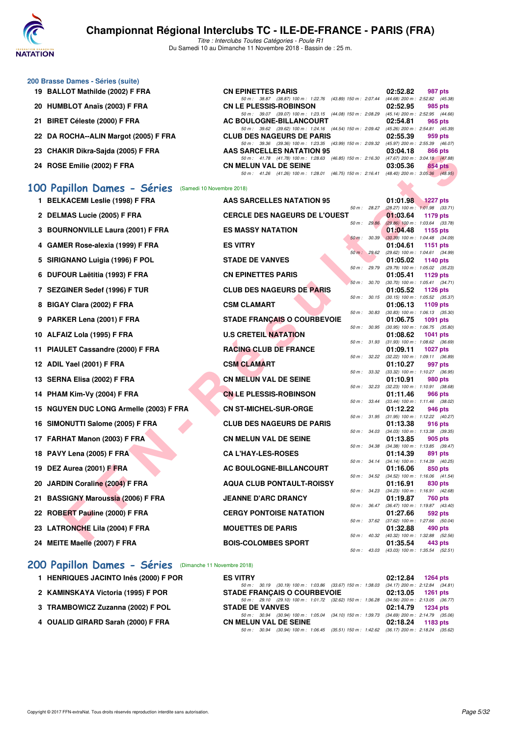# Championnat Régional Interclubs TC - ILE-DE-FRANCE - PARIS (FRA)

*Titre : Interclubs Toutes Catégories - Poule R1*
Du Samedi 10 au Dimanche 11 Novembre 2018 - Bassin de : 25 m.

### 200 Brasse Dames - Séries (suite)

| Rg | Nom | Club | Temps | Points |
|---|---|---|---|---|
| 19 | BALLOT Mathilde (2002) F FRA | CN EPINETTES PARIS | 02:52.82 | 987 pts |
| | | 50 m : 38.87 (38.87) 100 m : 1:22.76 (43.89) 150 m : 2:07.44 (44.68) 200 m : 2:52.82 (45.38) | | |
| 20 | HUMBLOT Anaïs (2003) F FRA | CN LE PLESSIS-ROBINSON | 02:52.95 | 985 pts |
| | | 50 m : 39.07 (39.07) 100 m : 1:23.15 (44.08) 150 m : 2:08.29 (45.14) 200 m : 2:52.95 (44.66) | | |
| 21 | BIRET Céleste (2000) F FRA | AC BOULOGNE-BILLANCOURT | 02:54.81 | 965 pts |
| | | 50 m : 39.62 (39.62) 100 m : 1:24.16 (44.54) 150 m : 2:09.42 (45.26) 200 m : 2:54.81 (45.39) | | |
| 22 | DA ROCHA--ALIN Margot (2005) F FRA | CLUB DES NAGEURS DE PARIS | 02:55.39 | 959 pts |
| | | 50 m : 39.36 (39.36) 100 m : 1:23.35 (43.99) 150 m : 2:09.32 (45.97) 200 m : 2:55.39 (46.07) | | |
| 23 | CHAKIR Dikra-Sajda (2005) F FRA | AAS SARCELLES NATATION 95 | 03:04.18 | 866 pts |
| | | 50 m : 41.78 (41.78) 100 m : 1:28.63 (46.85) 150 m : 2:16.30 (47.67) 200 m : 3:04.18 (47.88) | | |
| 24 | ROSE Emilie (2002) F FRA | CN MELUN VAL DE SEINE | 03:05.36 | 854 pts |
| | | 50 m : 41.26 (41.26) 100 m : 1:28.01 (46.75) 150 m : 2:16.41 (48.40) 200 m : 3:05.36 (48.95) | | |

## 100 Papillon Dames - Séries (Samedi 10 Novembre 2018)

| Rg | Nom | Club | Temps | Points |
|---|---|---|---|---|
| 1 | BELKACEMI Leslie (1998) F FRA | AAS SARCELLES NATATION 95 | 01:01.98 | 1227 pts |
| | | 50 m : 28.27 (28.27) 100 m : 1:01.98 (33.71) | | |
| 2 | DELMAS Lucie (2005) F FRA | CERCLE DES NAGEURS DE L'OUEST | 01:03.64 | 1179 pts |
| | | 50 m : 29.86 (29.86) 100 m : 1:03.64 (33.78) | | |
| 3 | BOURNONVILLE Laura (2001) F FRA | ES MASSY NATATION | 01:04.48 | 1155 pts |
| | | 50 m : 30.39 (30.39) 100 m : 1:04.48 (34.09) | | |
| 4 | GAMER Rose-alexia (1999) F FRA | ES VITRY | 01:04.61 | 1151 pts |
| | | 50 m : 29.62 (29.62) 100 m : 1:04.61 (34.99) | | |
| 5 | SIRIGNANO Luigia (1996) F POL | STADE DE VANVES | 01:05.02 | 1140 pts |
| | | 50 m : 29.79 (29.79) 100 m : 1:05.02 (35.23) | | |
| 6 | DUFOUR Laëtitia (1993) F FRA | CN EPINETTES PARIS | 01:05.41 | 1129 pts |
| | | 50 m : 30.70 (30.70) 100 m : 1:05.41 (34.71) | | |
| 7 | SEZGINER Sedef (1996) F TUR | CLUB DES NAGEURS DE PARIS | 01:05.52 | 1126 pts |
| | | 50 m : 30.15 (30.15) 100 m : 1:05.52 (35.37) | | |
| 8 | BIGAY Clara (2002) F FRA | CSM CLAMART | 01:06.13 | 1109 pts |
| | | 50 m : 30.83 (30.83) 100 m : 1:06.13 (35.30) | | |
| 9 | PARKER Lena (2001) F FRA | STADE FRANÇAIS O COURBEVOIE | 01:06.75 | 1091 pts |
| | | 50 m : 30.95 (30.95) 100 m : 1:06.75 (35.80) | | |
| 10 | ALFAIZ Lola (1995) F FRA | U.S CRETEIL NATATION | 01:08.62 | 1041 pts |
| | | 50 m : 31.93 (31.93) 100 m : 1:08.62 (36.69) | | |
| 11 | PIAULET Cassandre (2000) F FRA | RACING CLUB DE FRANCE | 01:09.11 | 1027 pts |
| | | 50 m : 32.22 (32.22) 100 m : 1:09.11 (36.89) | | |
| 12 | ADIL Yael (2001) F FRA | CSM CLAMART | 01:10.27 | 997 pts |
| | | 50 m : 33.32 (33.32) 100 m : 1:10.27 (36.95) | | |
| 13 | SERNA Elisa (2002) F FRA | CN MELUN VAL DE SEINE | 01:10.91 | 980 pts |
| | | 50 m : 32.23 (32.23) 100 m : 1:10.91 (38.68) | | |
| 14 | PHAM Kim-Vy (2004) F FRA | CN LE PLESSIS-ROBINSON | 01:11.46 | 966 pts |
| | | 50 m : 33.44 (33.44) 100 m : 1:11.46 (38.02) | | |
| 15 | NGUYEN DUC LONG Armelle (2003) F FRA | CN ST-MICHEL-SUR-ORGE | 01:12.22 | 946 pts |
| | | 50 m : 31.95 (31.95) 100 m : 1:12.22 (40.27) | | |
| 16 | SIMONUTTI Salome (2005) F FRA | CLUB DES NAGEURS DE PARIS | 01:13.38 | 916 pts |
| | | 50 m : 34.03 (34.03) 100 m : 1:13.38 (39.35) | | |
| 17 | FARHAT Manon (2003) F FRA | CN MELUN VAL DE SEINE | 01:13.85 | 905 pts |
| | | 50 m : 34.38 (34.38) 100 m : 1:13.85 (39.47) | | |
| 18 | PAVY Lena (2005) F FRA | CA L'HAY-LES-ROSES | 01:14.39 | 891 pts |
| | | 50 m : 34.14 (34.14) 100 m : 1:14.39 (40.25) | | |
| 19 | DEZ Aurea (2001) F FRA | AC BOULOGNE-BILLANCOURT | 01:16.06 | 850 pts |
| | | 50 m : 34.52 (34.52) 100 m : 1:16.06 (41.54) | | |
| 20 | JARDIN Coraline (2004) F FRA | AQUA CLUB PONTAULT-ROISSY | 01:16.91 | 830 pts |
| | | 50 m : 34.23 (34.23) 100 m : 1:16.91 (42.68) | | |
| 21 | BASSIGNY Maroussia (2006) F FRA | JEANNE D'ARC DRANCY | 01:19.87 | 760 pts |
| | | 50 m : 36.47 (36.47) 100 m : 1:19.87 (43.40) | | |
| 22 | ROBERT Pauline (2000) F FRA | CERGY PONTOISE NATATION | 01:27.66 | 592 pts |
| | | 50 m : 37.62 (37.62) 100 m : 1:27.66 (50.04) | | |
| 23 | LATRONCHE Lila (2004) F FRA | MOUETTES DE PARIS | 01:32.88 | 490 pts |
| | | 50 m : 40.32 (40.32) 100 m : 1:32.88 (52.56) | | |
| 24 | MEITE Maelle (2007) F FRA | BOIS-COLOMBES SPORT | 01:35.54 | 443 pts |
| | | 50 m : 43.03 (43.03) 100 m : 1:35.54 (52.51) | | |

## 200 Papillon Dames - Séries (Dimanche 11 Novembre 2018)

| Rg | Nom | Club | Temps | Points |
|---|---|---|---|---|
| 1 | HENRIQUES JACINTO Inês (2000) F POR | ES VITRY | 02:12.84 | 1264 pts |
| | | 50 m : 30.19 (30.19) 100 m : 1:03.86 (33.67) 150 m : 1:38.03 (34.17) 200 m : 2:12.84 (34.81) | | |
| 2 | KAMINSKAYA Victoria (1995) F POR | STADE FRANÇAIS O COURBEVOIE | 02:13.05 | 1261 pts |
| | | 50 m : 29.10 (29.10) 100 m : 1:01.72 (32.62) 150 m : 1:36.28 (34.56) 200 m : 2:13.05 (36.77) | | |
| 3 | TRAMBOWICZ Zuzanna (2002) F POL | STADE DE VANVES | 02:14.79 | 1234 pts |
| | | 50 m : 30.94 (30.94) 100 m : 1:05.04 (34.10) 150 m : 1:39.73 (34.69) 200 m : 2:14.79 (35.06) | | |
| 4 | OUALID GIRARD Sarah (2000) F FRA | CN MELUN VAL DE SEINE | 02:18.24 | 1183 pts |
| | | 50 m : 30.94 (30.94) 100 m : 1:06.45 (35.51) 150 m : 1:42.62 (36.17) 200 m : 2:18.24 (35.62) | | |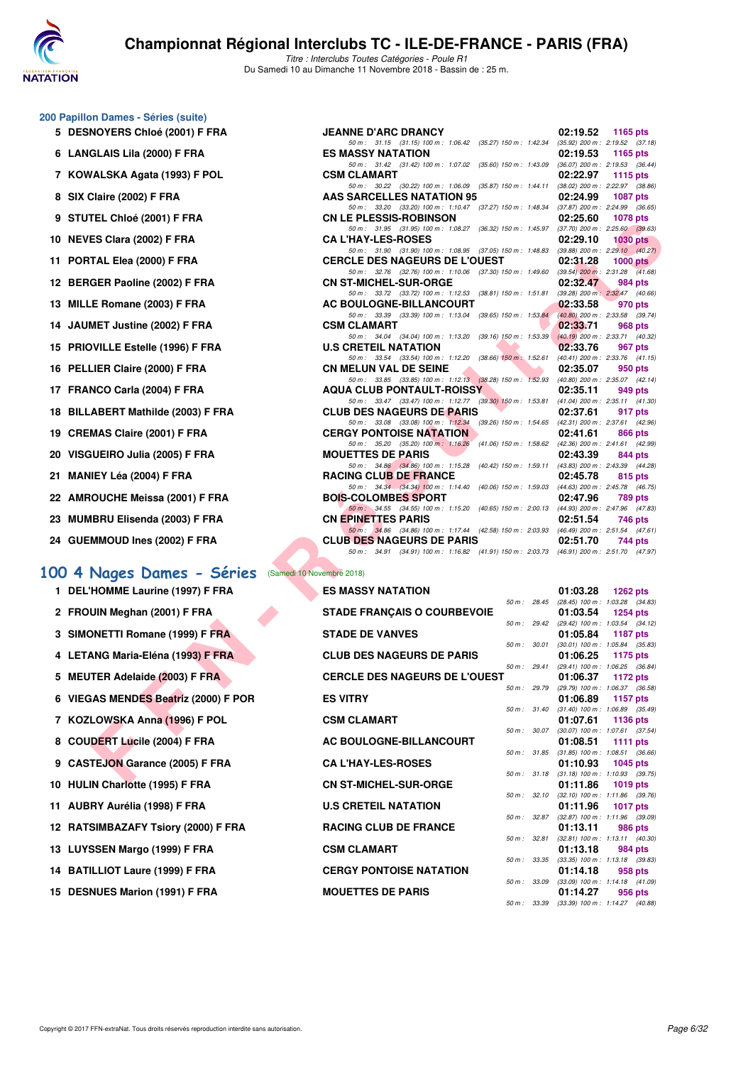# Championnat Régional Interclubs TC - ILE-DE-FRANCE - PARIS (FRA)

*Titre : Interclubs Toutes Catégories - Poule R1*

Du Samedi 10 au Dimanche 11 Novembre 2018 - Bassin de : 25 m.

## 200 Papillon Dames - Séries (suite)

| Rang | Nom | Club | Temps | Points |
|---|---|---|---|---|
| 5 | DESNOYERS Chloé (2001) F FRA | JEANNE D'ARC DRANCY | 02:19.52 | 1165 pts |
| | | 50 m : 31.15 (31.15) 100 m : 1:06.42 (35.27) 150 m : 1:42.34 (35.92) 200 m : 2:19.52 (37.18) | | |
| 6 | LANGLAIS Lila (2000) F FRA | ES MASSY NATATION | 02:19.53 | 1165 pts |
| | | 50 m : 31.42 (31.42) 100 m : 1:07.02 (35.60) 150 m : 1:43.09 (36.07) 200 m : 2:19.53 (36.44) | | |
| 7 | KOWALSKA Agata (1993) F POL | CSM CLAMART | 02:22.97 | 1115 pts |
| | | 50 m : 30.22 (30.22) 100 m : 1:06.09 (35.87) 150 m : 1:44.11 (38.02) 200 m : 2:22.97 (38.86) | | |
| 8 | SIX Claire (2002) F FRA | AAS SARCELLES NATATION 95 | 02:24.99 | 1087 pts |
| | | 50 m : 33.20 (33.20) 100 m : 1:10.47 (37.27) 150 m : 1:48.34 (37.87) 200 m : 2:24.99 (36.65) | | |
| 9 | STUTEL Chloé (2001) F FRA | CN LE PLESSIS-ROBINSON | 02:25.60 | 1078 pts |
| | | 50 m : 31.95 (31.95) 100 m : 1:08.27 (36.32) 150 m : 1:45.97 (37.70) 200 m : 2:25.60 (39.63) | | |
| 10 | NEVES Clara (2002) F FRA | CA L'HAY-LES-ROSES | 02:29.10 | 1030 pts |
| | | 50 m : 31.90 (31.90) 100 m : 1:08.95 (37.05) 150 m : 1:48.83 (39.88) 200 m : 2:29.10 (40.27) | | |
| 11 | PORTAL Elea (2000) F FRA | CERCLE DES NAGEURS DE L'OUEST | 02:31.28 | 1000 pts |
| | | 50 m : 32.76 (32.76) 100 m : 1:10.06 (37.30) 150 m : 1:49.60 (39.54) 200 m : 2:31.28 (41.68) | | |
| 12 | BERGER Paoline (2002) F FRA | CN ST-MICHEL-SUR-ORGE | 02:32.47 | 984 pts |
| | | 50 m : 33.72 (33.72) 100 m : 1:12.53 (38.81) 150 m : 1:51.81 (39.28) 200 m : 2:32.47 (40.66) | | |
| 13 | MILLE Romane (2003) F FRA | AC BOULOGNE-BILLANCOURT | 02:33.58 | 970 pts |
| | | 50 m : 33.39 (33.39) 100 m : 1:13.04 (39.65) 150 m : 1:53.84 (40.80) 200 m : 2:33.58 (39.74) | | |
| 14 | JAUMET Justine (2002) F FRA | CSM CLAMART | 02:33.71 | 968 pts |
| | | 50 m : 34.04 (34.04) 100 m : 1:13.20 (39.16) 150 m : 1:53.39 (40.19) 200 m : 2:33.71 (40.32) | | |
| 15 | PRIOVILLE Estelle (1996) F FRA | U.S CRETEIL NATATION | 02:33.76 | 967 pts |
| | | 50 m : 33.54 (33.54) 100 m : 1:12.20 (38.66) 150 m : 1:52.61 (40.41) 200 m : 2:33.76 (41.15) | | |
| 16 | PELLIER Claire (2000) F FRA | CN MELUN VAL DE SEINE | 02:35.07 | 950 pts |
| | | 50 m : 33.85 (33.85) 100 m : 1:12.13 (38.28) 150 m : 1:52.93 (40.80) 200 m : 2:35.07 (42.14) | | |
| 17 | FRANCO Carla (2004) F FRA | AQUA CLUB PONTAULT-ROISSY | 02:35.11 | 949 pts |
| | | 50 m : 33.47 (33.47) 100 m : 1:12.77 (39.30) 150 m : 1:53.81 (41.04) 200 m : 2:35.11 (41.30) | | |
| 18 | BILLABERT Mathilde (2003) F FRA | CLUB DES NAGEURS DE PARIS | 02:37.61 | 917 pts |
| | | 50 m : 33.08 (33.08) 100 m : 1:12.34 (39.26) 150 m : 1:54.65 (42.31) 200 m : 2:37.61 (42.96) | | |
| 19 | CREMAS Claire (2001) F FRA | CERGY PONTOISE NATATION | 02:41.61 | 866 pts |
| | | 50 m : 35.20 (35.20) 100 m : 1:16.26 (41.06) 150 m : 1:58.62 (42.36) 200 m : 2:41.61 (42.99) | | |
| 20 | VISGUEIRO Julia (2005) F FRA | MOUETTES DE PARIS | 02:43.39 | 844 pts |
| | | 50 m : 34.86 (34.86) 100 m : 1:15.28 (40.42) 150 m : 1:59.11 (43.83) 200 m : 2:43.39 (44.28) | | |
| 21 | MANIEY Léa (2004) F FRA | RACING CLUB DE FRANCE | 02:45.78 | 815 pts |
| | | 50 m : 34.34 (34.34) 100 m : 1:14.40 (40.06) 150 m : 1:59.03 (44.63) 200 m : 2:45.78 (46.75) | | |
| 22 | AMROUCHE Meissa (2001) F FRA | BOIS-COLOMBES SPORT | 02:47.96 | 789 pts |
| | | 50 m : 34.55 (34.55) 100 m : 1:15.20 (40.65) 150 m : 2:00.13 (44.93) 200 m : 2:47.96 (47.83) | | |
| 23 | MUMBRU Elisenda (2003) F FRA | CN EPINETTES PARIS | 02:51.54 | 746 pts |
| | | 50 m : 34.86 (34.86) 100 m : 1:17.44 (42.58) 150 m : 2:03.93 (46.49) 200 m : 2:51.54 (47.61) | | |
| 24 | GUEMMOUD Ines (2002) F FRA | CLUB DES NAGEURS DE PARIS | 02:51.70 | 744 pts |
| | | 50 m : 34.91 (34.91) 100 m : 1:16.82 (41.91) 150 m : 2:03.73 (46.91) 200 m : 2:51.70 (47.97) | | |

## 100 4 Nages Dames - Séries (Samedi 10 Novembre 2018)

| Rang | Nom | Club | Temps | Points |
|---|---|---|---|---|
| 1 | DEL'HOMME Laurine (1997) F FRA | ES MASSY NATATION | 01:03.28 | 1262 pts |
| | | 50 m : 28.45 (28.45) 100 m : 1:03.28 (34.83) | | |
| 2 | FROUIN Meghan (2001) F FRA | STADE FRANÇAIS O COURBEVOIE | 01:03.54 | 1254 pts |
| | | 50 m : 29.42 (29.42) 100 m : 1:03.54 (34.12) | | |
| 3 | SIMONETTI Romane (1999) F FRA | STADE DE VANVES | 01:05.84 | 1187 pts |
| | | 50 m : 30.01 (30.01) 100 m : 1:05.84 (35.83) | | |
| 4 | LETANG Maria-Eléna (1993) F FRA | CLUB DES NAGEURS DE PARIS | 01:06.25 | 1175 pts |
| | | 50 m : 29.41 (29.41) 100 m : 1:06.25 (36.84) | | |
| 5 | MEUTER Adelaide (2003) F FRA | CERCLE DES NAGEURS DE L'OUEST | 01:06.37 | 1172 pts |
| | | 50 m : 29.79 (29.79) 100 m : 1:06.37 (36.58) | | |
| 6 | VIEGAS MENDES Beatriz (2000) F POR | ES VITRY | 01:06.89 | 1157 pts |
| | | 50 m : 31.40 (31.40) 100 m : 1:06.89 (35.49) | | |
| 7 | KOZLOWSKA Anna (1996) F POL | CSM CLAMART | 01:07.61 | 1136 pts |
| | | 50 m : 30.07 (30.07) 100 m : 1:07.61 (37.54) | | |
| 8 | COUDERT Lucile (2004) F FRA | AC BOULOGNE-BILLANCOURT | 01:08.51 | 1111 pts |
| | | 50 m : 31.85 (31.85) 100 m : 1:08.51 (36.66) | | |
| 9 | CASTEJON Garance (2005) F FRA | CA L'HAY-LES-ROSES | 01:10.93 | 1045 pts |
| | | 50 m : 31.18 (31.18) 100 m : 1:10.93 (39.75) | | |
| 10 | HULIN Charlotte (1995) F FRA | CN ST-MICHEL-SUR-ORGE | 01:11.86 | 1019 pts |
| | | 50 m : 32.10 (32.10) 100 m : 1:11.86 (39.76) | | |
| 11 | AUBRY Aurélia (1998) F FRA | U.S CRETEIL NATATION | 01:11.96 | 1017 pts |
| | | 50 m : 32.87 (32.87) 100 m : 1:11.96 (39.09) | | |
| 12 | RATSIMBAZAFY Tsiory (2000) F FRA | RACING CLUB DE FRANCE | 01:13.11 | 986 pts |
| | | 50 m : 32.81 (32.81) 100 m : 1:13.11 (40.30) | | |
| 13 | LUYSSEN Margo (1999) F FRA | CSM CLAMART | 01:13.18 | 984 pts |
| | | 50 m : 33.35 (33.35) 100 m : 1:13.18 (39.83) | | |
| 14 | BATILLIOT Laure (1999) F FRA | CERGY PONTOISE NATATION | 01:14.18 | 958 pts |
| | | 50 m : 33.09 (33.09) 100 m : 1:14.18 (41.09) | | |
| 15 | DESNUES Marion (1991) F FRA | MOUETTES DE PARIS | 01:14.27 | 956 pts |
| | | 50 m : 33.39 (33.39) 100 m : 1:14.27 (40.88) | | |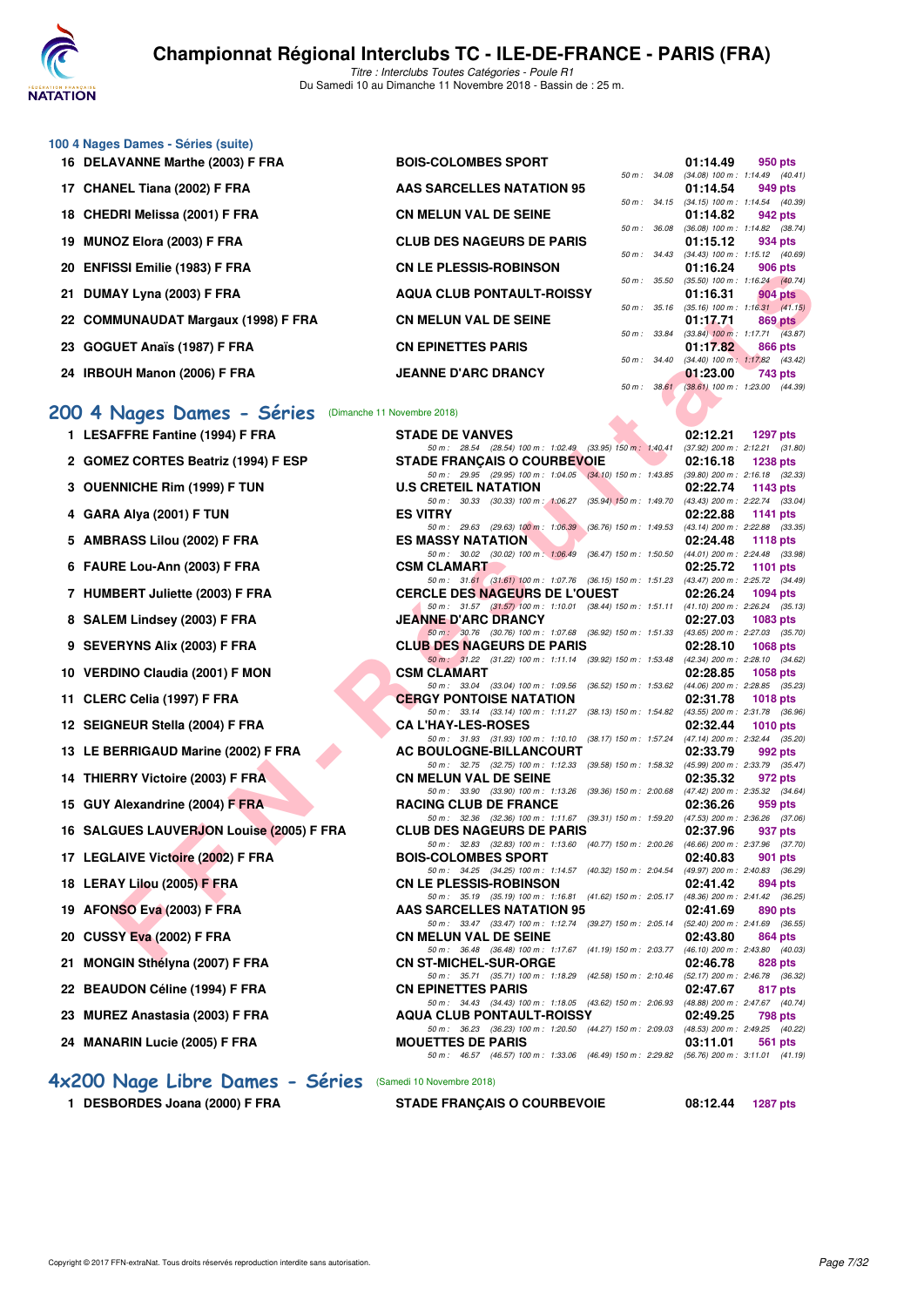# Championnat Régional Interclubs TC - ILE-DE-FRANCE - PARIS (FRA)

Titre : Interclubs Toutes Catégories - Poule R1

Du Samedi 10 au Dimanche 11 Novembre 2018 - Bassin de : 25 m.

## 100 4 Nages Dames - Séries (suite)

| Rg | Nom | Club | Temps | Points | Splits |
|---|---|---|---|---|---|
| 16 | DELAVANNE Marthe (2003) F FRA | BOIS-COLOMBES SPORT | 01:14.49 | 950 pts | 50 m : 34.08 (34.08) 100 m : 1:14.49 (40.41) |
| 17 | CHANEL Tiana (2002) F FRA | AAS SARCELLES NATATION 95 | 01:14.54 | 949 pts | 50 m : 34.15 (34.15) 100 m : 1:14.54 (40.39) |
| 18 | CHEDRI Melissa (2001) F FRA | CN MELUN VAL DE SEINE | 01:14.82 | 942 pts | 50 m : 36.08 (36.08) 100 m : 1:14.82 (38.74) |
| 19 | MUNOZ Elora (2003) F FRA | CLUB DES NAGEURS DE PARIS | 01:15.12 | 934 pts | 50 m : 34.43 (34.43) 100 m : 1:15.12 (40.69) |
| 20 | ENFISSI Emilie (1983) F FRA | CN LE PLESSIS-ROBINSON | 01:16.24 | 906 pts | 50 m : 35.50 (35.50) 100 m : 1:16.24 (40.74) |
| 21 | DUMAY Lyna (2003) F FRA | AQUA CLUB PONTAULT-ROISSY | 01:16.31 | 904 pts | 50 m : 35.16 (35.16) 100 m : 1:16.31 (41.15) |
| 22 | COMMUNAUDAT Margaux (1998) F FRA | CN MELUN VAL DE SEINE | 01:17.71 | 869 pts | 50 m : 33.84 (33.84) 100 m : 1:17.71 (43.87) |
| 23 | GOGUET Anaïs (1987) F FRA | CN EPINETTES PARIS | 01:17.82 | 866 pts | 50 m : 34.40 (34.40) 100 m : 1:17.82 (43.42) |
| 24 | IRBOUH Manon (2006) F FRA | JEANNE D'ARC DRANCY | 01:23.00 | 743 pts | 50 m : 38.61 (38.61) 100 m : 1:23.00 (44.39) |

## 200 4 Nages Dames - Séries (Dimanche 11 Novembre 2018)

| Rg | Nom | Club | Temps | Points | Splits |
|---|---|---|---|---|---|
| 1 | LESAFFRE Fantine (1994) F FRA | STADE DE VANVES | 02:12.21 | 1297 pts | 50 m : 28.54 (28.54) 100 m : 1:02.49 (33.95) 150 m : 1:40.41 (37.92) 200 m : 2:12.21 (31.80) |
| 2 | GOMEZ CORTES Beatriz (1994) F ESP | STADE FRANÇAIS O COURBEVOIE | 02:16.18 | 1238 pts | 50 m : 29.95 (29.95) 100 m : 1:04.05 (34.10) 150 m : 1:43.85 (39.80) 200 m : 2:16.18 (32.33) |
| 3 | OUENNICHE Rim (1999) F TUN | U.S CRETEIL NATATION | 02:22.74 | 1143 pts | 50 m : 30.33 (30.33) 100 m : 1:06.27 (35.94) 150 m : 1:49.70 (43.43) 200 m : 2:22.74 (33.04) |
| 4 | GARA Alya (2001) F TUN | ES VITRY | 02:22.88 | 1141 pts | 50 m : 29.63 (29.63) 100 m : 1:06.39 (36.76) 150 m : 1:49.53 (43.14) 200 m : 2:22.88 (33.35) |
| 5 | AMBRASS Lilou (2002) F FRA | ES MASSY NATATION | 02:24.48 | 1118 pts | 50 m : 30.02 (30.02) 100 m : 1:06.49 (36.47) 150 m : 1:50.50 (44.01) 200 m : 2:24.48 (33.98) |
| 6 | FAURE Lou-Ann (2003) F FRA | CSM CLAMART | 02:25.72 | 1101 pts | 50 m : 31.61 (31.61) 100 m : 1:07.76 (36.15) 150 m : 1:51.23 (43.47) 200 m : 2:25.72 (34.49) |
| 7 | HUMBERT Juliette (2003) F FRA | CERCLE DES NAGEURS DE L'OUEST | 02:26.24 | 1094 pts | 50 m : 31.57 (31.57) 100 m : 1:10.01 (38.44) 150 m : 1:51.11 (41.10) 200 m : 2:26.24 (35.13) |
| 8 | SALEM Lindsey (2003) F FRA | JEANNE D'ARC DRANCY | 02:27.03 | 1083 pts | 50 m : 30.76 (30.76) 100 m : 1:07.68 (36.92) 150 m : 1:51.33 (43.65) 200 m : 2:27.03 (35.70) |
| 9 | SEVERYNS Alix (2003) F FRA | CLUB DES NAGEURS DE PARIS | 02:28.10 | 1068 pts | 50 m : 31.22 (31.22) 100 m : 1:11.14 (39.92) 150 m : 1:53.48 (42.34) 200 m : 2:28.10 (34.62) |
| 10 | VERDINO Claudia (2001) F MON | CSM CLAMART | 02:28.85 | 1058 pts | 50 m : 33.04 (33.04) 100 m : 1:09.56 (36.52) 150 m : 1:53.62 (44.06) 200 m : 2:28.85 (35.23) |
| 11 | CLERC Celia (1997) F FRA | CERGY PONTOISE NATATION | 02:31.78 | 1018 pts | 50 m : 33.14 (33.14) 100 m : 1:11.27 (38.13) 150 m : 1:54.82 (43.55) 200 m : 2:31.78 (36.96) |
| 12 | SEIGNEUR Stella (2004) F FRA | CA L'HAY-LES-ROSES | 02:32.44 | 1010 pts | 50 m : 31.93 (31.93) 100 m : 1:10.10 (38.17) 150 m : 1:57.24 (47.14) 200 m : 2:32.44 (35.20) |
| 13 | LE BERRIGAUD Marine (2002) F FRA | AC BOULOGNE-BILLANCOURT | 02:33.79 | 992 pts | 50 m : 32.75 (32.75) 100 m : 1:12.33 (39.58) 150 m : 1:58.32 (45.99) 200 m : 2:33.79 (35.47) |
| 14 | THIERRY Victoire (2003) F FRA | CN MELUN VAL DE SEINE | 02:35.32 | 972 pts | 50 m : 33.90 (33.90) 100 m : 1:13.26 (39.36) 150 m : 2:00.68 (47.42) 200 m : 2:35.32 (34.64) |
| 15 | GUY Alexandrine (2004) F FRA | RACING CLUB DE FRANCE | 02:36.26 | 959 pts | 50 m : 32.36 (32.36) 100 m : 1:11.67 (39.31) 150 m : 1:59.20 (47.53) 200 m : 2:36.26 (37.06) |
| 16 | SALGUES LAUVERJON Louise (2005) F FRA | CLUB DES NAGEURS DE PARIS | 02:37.96 | 937 pts | 50 m : 32.83 (32.83) 100 m : 1:13.60 (40.77) 150 m : 2:00.26 (46.66) 200 m : 2:37.96 (37.70) |
| 17 | LEGLAIVE Victoire (2002) F FRA | BOIS-COLOMBES SPORT | 02:40.83 | 901 pts | 50 m : 34.25 (34.25) 100 m : 1:14.57 (40.32) 150 m : 2:04.54 (49.97) 200 m : 2:40.83 (36.29) |
| 18 | LERAY Lilou (2005) F FRA | CN LE PLESSIS-ROBINSON | 02:41.42 | 894 pts | 50 m : 35.19 (35.19) 100 m : 1:16.81 (41.62) 150 m : 2:05.17 (48.36) 200 m : 2:41.42 (36.25) |
| 19 | AFONSO Eva (2003) F FRA | AAS SARCELLES NATATION 95 | 02:41.69 | 890 pts | 50 m : 33.47 (33.47) 100 m : 1:12.74 (39.27) 150 m : 2:05.14 (52.40) 200 m : 2:41.69 (36.55) |
| 20 | CUSSY Eva (2002) F FRA | CN MELUN VAL DE SEINE | 02:43.80 | 864 pts | 50 m : 36.48 (36.48) 100 m : 1:17.67 (41.19) 150 m : 2:03.77 (46.10) 200 m : 2:43.80 (40.03) |
| 21 | MONGIN Sthélyna (2007) F FRA | CN ST-MICHEL-SUR-ORGE | 02:46.78 | 828 pts | 50 m : 35.71 (35.71) 100 m : 1:18.29 (42.58) 150 m : 2:10.46 (52.17) 200 m : 2:46.78 (36.32) |
| 22 | BEAUDON Céline (1994) F FRA | CN EPINETTES PARIS | 02:47.67 | 817 pts | 50 m : 34.43 (34.43) 100 m : 1:18.05 (43.62) 150 m : 2:06.93 (48.88) 200 m : 2:47.67 (40.74) |
| 23 | MUREZ Anastasia (2003) F FRA | AQUA CLUB PONTAULT-ROISSY | 02:49.25 | 798 pts | 50 m : 36.23 (36.23) 100 m : 1:20.50 (44.27) 150 m : 2:09.03 (48.53) 200 m : 2:49.25 (40.22) |
| 24 | MANARIN Lucie (2005) F FRA | MOUETTES DE PARIS | 03:11.01 | 561 pts | 50 m : 46.57 (46.57) 100 m : 1:33.06 (46.49) 150 m : 2:29.82 (56.76) 200 m : 3:11.01 (41.19) |

## 4x200 Nage Libre Dames - Séries (Samedi 10 Novembre 2018)

| Rg | Nom | Club | Temps | Points |
|---|---|---|---|---|
| 1 | DESBORDES Joana (2000) F FRA | STADE FRANÇAIS O COURBEVOIE | 08:12.44 | 1287 pts |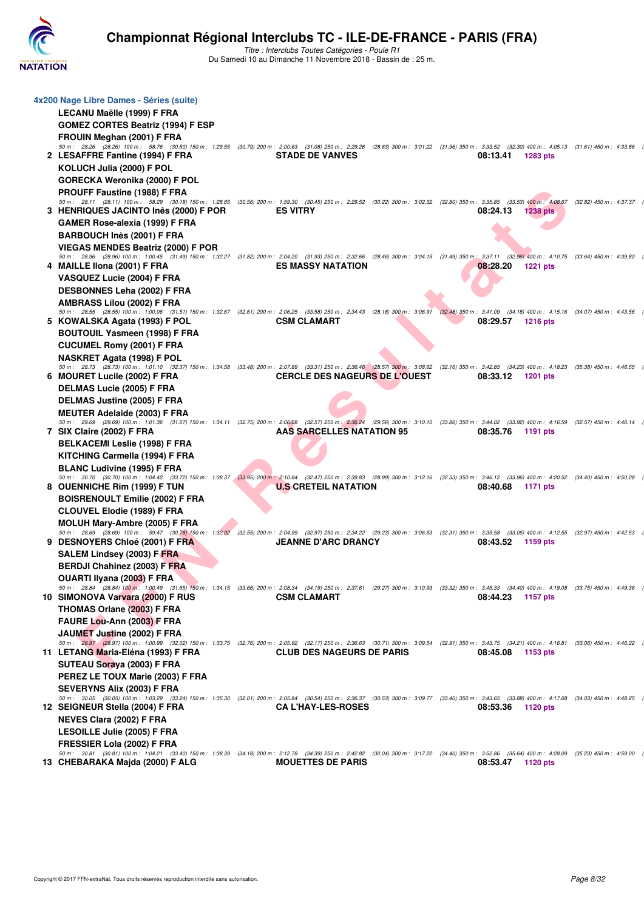### 4x200 Nage Libre Dames - Séries (suite)

LECANU Maëlle (1999) F FRA
GOMEZ CORTES Beatriz (1994) F ESP
FROUIN Meghan (2001) F FRA

50 m : 28.26 (28.26) 100 m : 58.76 (30.50) 150 m : 1:29.55 (30.79) 200 m : 2:00.63 (31.08) 250 m : 2:29.26 (28.63) 300 m : 3:01.22 (31.96) 350 m : 3:33.52 (32.30) 400 m : 4:05.13 (31.61) 450 m : 4:33.86

| Rang | Nom | Club | Temps | Points |
|---|---|---|---|---|
| 2 | LESAFFRE Fantine (1994) F FRA | STADE DE VANVES | 08:13.41 | 1283 pts |

KOLUCH Julia (2000) F POL
GORECKA Weronika (2000) F POL
PROUFF Faustine (1988) F FRA

50 m : 28.11 (28.11) 100 m : 58.29 (30.18) 150 m : 1:28.85 (30.56) 200 m : 1:59.30 (30.45) 250 m : 2:29.52 (30.22) 300 m : 3:02.32 (32.80) 350 m : 3:35.85 (33.53) 400 m : 4:08.67 (32.82) 450 m : 4:37.37

| Rang | Nom | Club | Temps | Points |
|---|---|---|---|---|
| 3 | HENRIQUES JACINTO Inês (2000) F POR | ES VITRY | 08:24.13 | 1238 pts |

GAMER Rose-alexia (1999) F FRA
BARBOUCH Inès (2001) F FRA
VIEGAS MENDES Beatriz (2000) F POR

50 m : 28.96 (28.96) 100 m : 1:00.45 (31.49) 150 m : 1:32.27 (31.82) 200 m : 2:04.20 (31.93) 250 m : 2:32.66 (28.46) 300 m : 3:04.15 (31.49) 350 m : 3:37.11 (32.96) 400 m : 4:10.75 (33.64) 450 m : 4:39.80

| Rang | Nom | Club | Temps | Points |
|---|---|---|---|---|
| 4 | MAILLE Ilona (2001) F FRA | ES MASSY NATATION | 08:28.20 | 1221 pts |

VASQUEZ Lucie (2004) F FRA
DESBONNES Leha (2002) F FRA
AMBRASS Lilou (2002) F FRA

50 m : 28.55 (28.55) 100 m : 1:00.06 (31.51) 150 m : 1:32.67 (32.61) 200 m : 2:06.25 (33.58) 250 m : 2:34.43 (28.18) 300 m : 3:06.91 (32.48) 350 m : 3:41.09 (34.18) 400 m : 4:15.16 (34.07) 450 m : 4:43.56

| Rang | Nom | Club | Temps | Points |
|---|---|---|---|---|
| 5 | KOWALSKA Agata (1993) F POL | CSM CLAMART | 08:29.57 | 1216 pts |

BOUTOUIL Yasmeen (1998) F FRA
CUCUMEL Romy (2001) F FRA
NASKRET Agata (1998) F POL

50 m : 28.73 (28.73) 100 m : 1:01.10 (32.37) 150 m : 1:34.58 (33.48) 200 m : 2:07.89 (33.31) 250 m : 2:36.46 (28.57) 300 m : 3:08.62 (32.16) 350 m : 3:42.85 (34.23) 400 m : 4:18.23 (35.38) 450 m : 4:46.55

| Rang | Nom | Club | Temps | Points |
|---|---|---|---|---|
| 6 | MOURET Lucile (2002) F FRA | CERCLE DES NAGEURS DE L'OUEST | 08:33.12 | 1201 pts |

DELMAS Lucie (2005) F FRA
DELMAS Justine (2005) F FRA
MEUTER Adelaide (2003) F FRA

50 m : 29.69 (29.69) 100 m : 1:01.36 (31.67) 150 m : 1:34.11 (32.75) 200 m : 2:06.68 (32.57) 250 m : 2:36.24 (29.56) 300 m : 3:10.10 (33.86) 350 m : 3:44.02 (33.92) 400 m : 4:16.59 (32.57) 450 m : 4:46.14

| Rang | Nom | Club | Temps | Points |
|---|---|---|---|---|
| 7 | SIX Claire (2002) F FRA | AAS SARCELLES NATATION 95 | 08:35.76 | 1191 pts |

BELKACEMI Leslie (1998) F FRA
KITCHING Carmella (1994) F FRA
BLANC Ludivine (1995) F FRA

50 m : 30.70 (30.70) 100 m : 1:04.42 (33.72) 150 m : 1:38.37 (33.95) 200 m : 2:10.84 (32.47) 250 m : 2:39.83 (28.99) 300 m : 3:12.16 (32.33) 350 m : 3:46.12 (33.96) 400 m : 4:20.52 (34.40) 450 m : 4:50.28

| Rang | Nom | Club | Temps | Points |
|---|---|---|---|---|
| 8 | OUENNICHE Rim (1999) F TUN | U.S CRETEIL NATATION | 08:40.68 | 1171 pts |

BOISRENOULT Emilie (2002) F FRA
CLOUVEL Elodie (1989) F FRA
MOLUH Mary-Ambre (2005) F FRA

50 m : 28.69 (28.69) 100 m : 59.47 (30.78) 150 m : 1:32.02 (32.55) 200 m : 2:04.99 (32.97) 250 m : 2:34.22 (29.23) 300 m : 3:06.53 (32.31) 350 m : 3:39.58 (33.05) 400 m : 4:12.55 (32.97) 450 m : 4:42.53

| Rang | Nom | Club | Temps | Points |
|---|---|---|---|---|
| 9 | DESNOYERS Chloé (2001) F FRA | JEANNE D'ARC DRANCY | 08:43.52 | 1159 pts |

SALEM Lindsey (2003) F FRA
BERDJI Chahinez (2003) F FRA
OUARTI Ilyana (2003) F FRA

50 m : 28.84 (28.84) 100 m : 1:00.49 (31.65) 150 m : 1:34.15 (33.66) 200 m : 2:08.34 (34.19) 250 m : 2:37.61 (29.27) 300 m : 3:10.93 (33.32) 350 m : 3:45.33 (34.40) 400 m : 4:19.08 (33.75) 450 m : 4:49.36

| Rang | Nom | Club | Temps | Points |
|---|---|---|---|---|
| 10 | SIMONOVA Varvara (2000) F RUS | CSM CLAMART | 08:44.23 | 1157 pts |

THOMAS Orlane (2003) F FRA
FAURE Lou-Ann (2003) F FRA
JAUMET Justine (2002) F FRA

50 m : 28.97 (28.97) 100 m : 1:00.99 (32.02) 150 m : 1:33.75 (32.76) 200 m : 2:05.92 (32.17) 250 m : 2:36.63 (30.71) 300 m : 3:09.54 (32.91) 350 m : 3:43.75 (34.21) 400 m : 4:16.81 (33.06) 450 m : 4:46.22

| Rang | Nom | Club | Temps | Points |
|---|---|---|---|---|
| 11 | LETANG Maria-Eléna (1993) F FRA | CLUB DES NAGEURS DE PARIS | 08:45.08 | 1153 pts |

SUTEAU Soraya (2003) F FRA
PEREZ LE TOUX Marie (2003) F FRA
SEVERYNS Alix (2003) F FRA

50 m : 30.05 (30.05) 100 m : 1:03.29 (33.24) 150 m : 1:35.30 (32.01) 200 m : 2:05.84 (30.54) 250 m : 2:36.37 (30.53) 300 m : 3:09.77 (33.40) 350 m : 3:43.65 (33.88) 400 m : 4:17.68 (34.03) 450 m : 4:48.25

| Rang | Nom | Club | Temps | Points |
|---|---|---|---|---|
| 12 | SEIGNEUR Stella (2004) F FRA | CA L'HAY-LES-ROSES | 08:53.36 | 1120 pts |

NEVES Clara (2002) F FRA
LESOILLE Julie (2005) F FRA
FRESSIER Lola (2002) F FRA

50 m : 30.81 (30.81) 100 m : 1:04.21 (33.40) 150 m : 1:38.39 (34.18) 200 m : 2:12.78 (34.39) 250 m : 2:42.82 (30.04) 300 m : 3:17.22 (34.40) 350 m : 3:52.86 (35.64) 400 m : 4:28.09 (35.23) 450 m : 4:59.00

| Rang | Nom | Club | Temps | Points |
|---|---|---|---|---|
| 13 | CHEBARAKA Majda (2000) F ALG | MOUETTES DE PARIS | 08:53.47 | 1120 pts |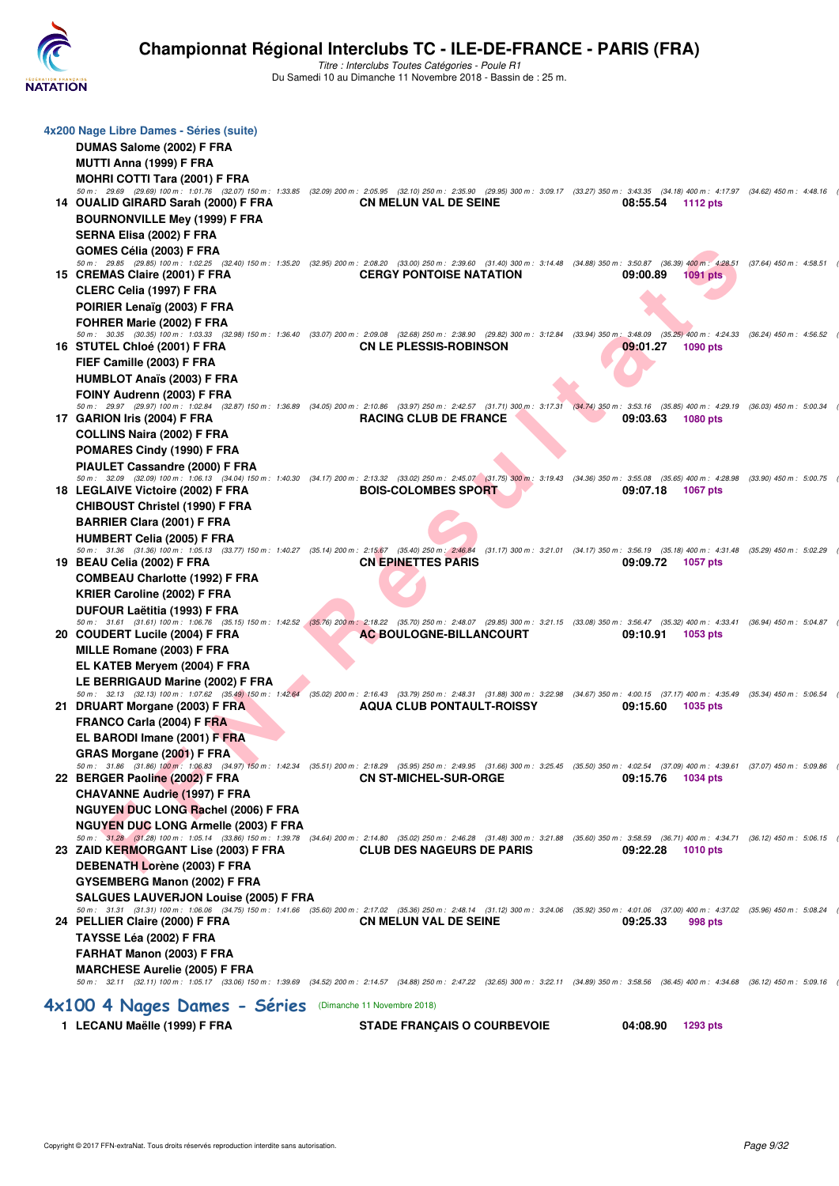### 4x200 Nage Libre Dames - Séries (suite)

DUMAS Salome (2002) F FRA
MUTTI Anna (1999) F FRA
MOHRI COTTI Tara (2001) F FRA

50 m : 29.69 (29.69) 100 m : 1:01.76 (32.07) 150 m : 1:33.85 (32.09) 200 m : 2:05.95 (32.10) 250 m : 2:35.90 (29.95) 300 m : 3:09.17 (33.27) 350 m : 3:43.35 (34.18) 400 m : 4:17.97 (34.62) 450 m : 4:48.16

| | Nageurs | Club | Temps | Points |
|---|---|---|---|---|
| 14 | OUALID GIRARD Sarah (2000) F FRA | CN MELUN VAL DE SEINE | 08:55.54 | 1112 pts |

BOURNONVILLE Mey (1999) F FRA
SERNA Elisa (2002) F FRA
GOMES Célia (2003) F FRA

50 m : 29.85 (29.85) 100 m : 1:02.25 (32.40) 150 m : 1:35.20 (32.95) 200 m : 2:08.20 (33.00) 250 m : 2:39.60 (31.40) 300 m : 3:14.48 (34.88) 350 m : 3:50.87 (36.39) 400 m : 4:28.51 (37.64) 450 m : 4:58.51

| | Nageurs | Club | Temps | Points |
|---|---|---|---|---|
| 15 | CREMAS Claire (2001) F FRA | CERGY PONTOISE NATATION | 09:00.89 | 1091 pts |

CLERC Celia (1997) F FRA
POIRIER Lenaïg (2003) F FRA
FOHRER Marie (2002) F FRA

50 m : 30.35 (30.35) 100 m : 1:03.33 (32.98) 150 m : 1:36.40 (33.07) 200 m : 2:09.08 (32.68) 250 m : 2:38.90 (29.82) 300 m : 3:12.84 (33.94) 350 m : 3:48.09 (35.25) 400 m : 4:24.33 (36.24) 450 m : 4:56.52

| | Nageurs | Club | Temps | Points |
|---|---|---|---|---|
| 16 | STUTEL Chloé (2001) F FRA | CN LE PLESSIS-ROBINSON | 09:01.27 | 1090 pts |

FIEF Camille (2003) F FRA
HUMBLOT Anaïs (2003) F FRA
FOINY Audrenn (2003) F FRA

50 m : 29.97 (29.97) 100 m : 1:02.84 (32.87) 150 m : 1:36.89 (34.05) 200 m : 2:10.86 (33.97) 250 m : 2:42.57 (31.71) 300 m : 3:17.31 (34.74) 350 m : 3:53.16 (35.85) 400 m : 4:29.19 (36.03) 450 m : 5:00.34

| | Nageurs | Club | Temps | Points |
|---|---|---|---|---|
| 17 | GARION Iris (2004) F FRA | RACING CLUB DE FRANCE | 09:03.63 | 1080 pts |

COLLINS Naira (2002) F FRA
POMARES Cindy (1990) F FRA
PIAULET Cassandre (2000) F FRA

50 m : 32.09 (32.09) 100 m : 1:06.13 (34.04) 150 m : 1:40.30 (34.17) 200 m : 2:13.32 (33.02) 250 m : 2:45.07 (31.75) 300 m : 3:19.43 (34.36) 350 m : 3:55.08 (35.65) 400 m : 4:28.98 (33.90) 450 m : 5:00.75

| | Nageurs | Club | Temps | Points |
|---|---|---|---|---|
| 18 | LEGLAIVE Victoire (2002) F FRA | BOIS-COLOMBES SPORT | 09:07.18 | 1067 pts |

CHIBOUST Christel (1990) F FRA
BARRIER Clara (2001) F FRA
HUMBERT Celia (2005) F FRA

50 m : 31.36 (31.36) 100 m : 1:05.13 (33.77) 150 m : 1:40.27 (35.14) 200 m : 2:15.67 (35.40) 250 m : 2:46.84 (31.17) 300 m : 3:21.01 (34.17) 350 m : 3:56.19 (35.18) 400 m : 4:31.48 (35.29) 450 m : 5:02.29

| | Nageurs | Club | Temps | Points |
|---|---|---|---|---|
| 19 | BEAU Celia (2002) F FRA | CN EPINETTES PARIS | 09:09.72 | 1057 pts |

COMBEAU Charlotte (1992) F FRA
KRIER Caroline (2002) F FRA
DUFOUR Laëtitia (1993) F FRA

50 m : 31.61 (31.61) 100 m : 1:06.76 (35.15) 150 m : 1:42.52 (35.76) 200 m : 2:18.22 (35.70) 250 m : 2:48.07 (29.85) 300 m : 3:21.15 (33.08) 350 m : 3:56.47 (35.32) 400 m : 4:33.41 (36.94) 450 m : 5:04.87

| | Nageurs | Club | Temps | Points |
|---|---|---|---|---|
| 20 | COUDERT Lucile (2004) F FRA | AC BOULOGNE-BILLANCOURT | 09:10.91 | 1053 pts |

MILLE Romane (2003) F FRA
EL KATEB Meryem (2004) F FRA
LE BERRIGAUD Marine (2002) F FRA

50 m : 32.13 (32.13) 100 m : 1:07.62 (35.49) 150 m : 1:42.64 (35.02) 200 m : 2:16.43 (33.79) 250 m : 2:48.31 (31.88) 300 m : 3:22.98 (34.67) 350 m : 4:00.15 (37.17) 400 m : 4:35.49 (35.34) 450 m : 5:06.54

| | Nageurs | Club | Temps | Points |
|---|---|---|---|---|
| 21 | DRUART Morgane (2003) F FRA | AQUA CLUB PONTAULT-ROISSY | 09:15.60 | 1035 pts |

FRANCO Carla (2004) F FRA
EL BARODI Imane (2001) F FRA
GRAS Morgane (2001) F FRA

50 m : 31.86 (31.86) 100 m : 1:06.83 (34.97) 150 m : 1:42.34 (35.51) 200 m : 2:18.29 (35.95) 250 m : 2:49.95 (31.66) 300 m : 3:25.45 (35.50) 350 m : 4:02.54 (37.09) 400 m : 4:39.61 (37.07) 450 m : 5:09.86

| | Nageurs | Club | Temps | Points |
|---|---|---|---|---|
| 22 | BERGER Paoline (2002) F FRA | CN ST-MICHEL-SUR-ORGE | 09:15.76 | 1034 pts |

CHAVANNE Audrie (1997) F FRA
NGUYEN DUC LONG Rachel (2006) F FRA
NGUYEN DUC LONG Armelle (2003) F FRA

50 m : 31.28 (31.28) 100 m : 1:05.14 (33.86) 150 m : 1:39.78 (34.64) 200 m : 2:14.80 (35.02) 250 m : 2:46.28 (31.48) 300 m : 3:21.88 (35.60) 350 m : 3:58.59 (36.71) 400 m : 4:34.71 (36.12) 450 m : 5:06.15

| | Nageurs | Club | Temps | Points |
|---|---|---|---|---|
| 23 | ZAID KERMORGANT Lise (2003) F FRA | CLUB DES NAGEURS DE PARIS | 09:22.28 | 1010 pts |

DEBENATH Lorène (2003) F FRA
GYSEMBERG Manon (2002) F FRA
SALGUES LAUVERJON Louise (2005) F FRA

50 m : 31.31 (31.31) 100 m : 1:06.06 (34.75) 150 m : 1:41.66 (35.60) 200 m : 2:17.02 (35.36) 250 m : 2:48.14 (31.12) 300 m : 3:24.06 (35.92) 350 m : 4:01.06 (37.00) 400 m : 4:37.02 (35.96) 450 m : 5:08.24

| | Nageurs | Club | Temps | Points |
|---|---|---|---|---|
| 24 | PELLIER Claire (2000) F FRA | CN MELUN VAL DE SEINE | 09:25.33 | 998 pts |

TAYSSE Léa (2002) F FRA
FARHAT Manon (2003) F FRA
MARCHESE Aurelie (2005) F FRA

50 m : 32.11 (32.11) 100 m : 1:05.17 (33.06) 150 m : 1:39.69 (34.52) 200 m : 2:14.57 (34.88) 250 m : 2:47.22 (32.65) 300 m : 3:22.11 (34.89) 350 m : 3:58.56 (36.45) 400 m : 4:34.68 (36.12) 450 m : 5:09.16

## 4x100 4 Nages Dames - Séries (Dimanche 11 Novembre 2018)

| | Nageurs | Club | Temps | Points |
|---|---|---|---|---|
| 1 | LECANU Maëlle (1999) F FRA | STADE FRANÇAIS O COURBEVOIE | 04:08.90 | 1293 pts |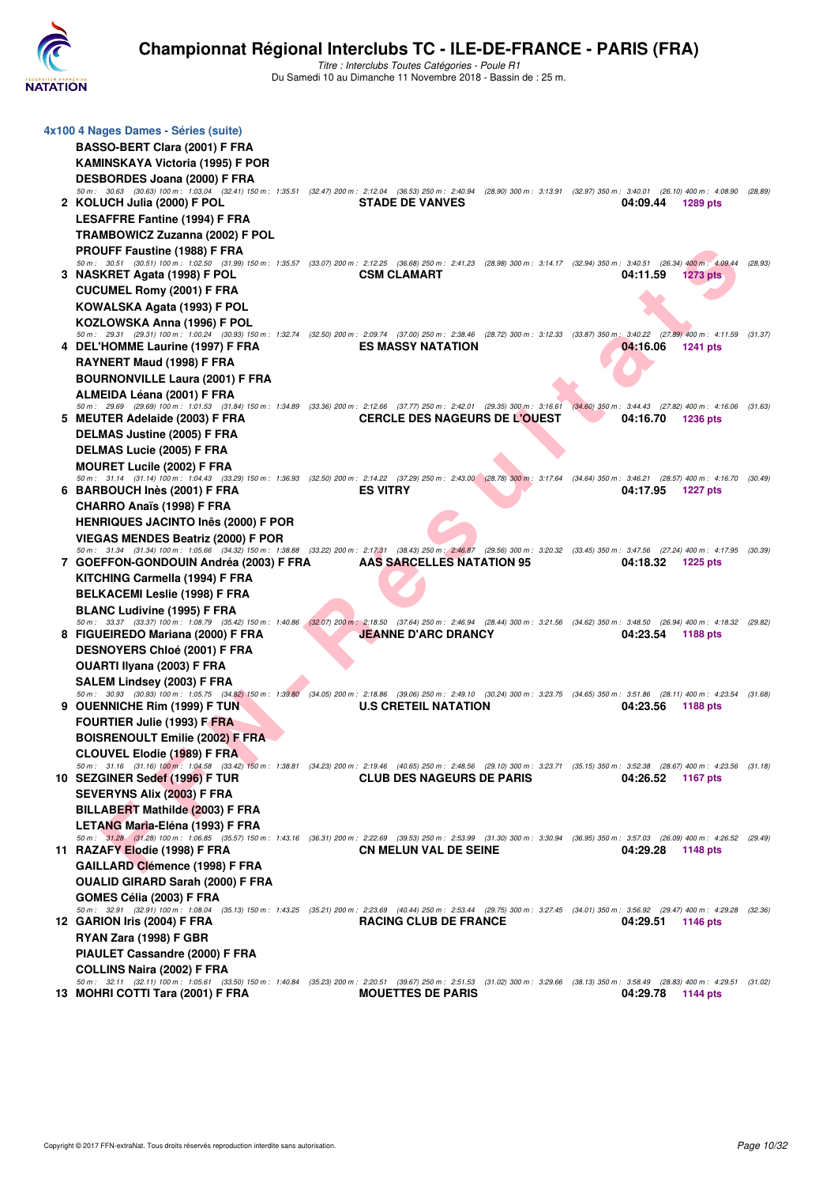## 4x100 4 Nages Dames - Séries (suite)

BASSO-BERT Clara (2001) F FRA
KAMINSKAYA Victoria (1995) F POR
DESBORDES Joana (2000) F FRA

50 m : 30.63 (30.63) 100 m : 1:03.04 (32.41) 150 m : 1:35.51 (32.47) 200 m : 2:12.04 (36.53) 250 m : 2:40.94 (28.90) 300 m : 3:13.91 (32.97) 350 m : 3:40.01 (26.10) 400 m : 4:08.90 (28.89)

**2 KOLUCH Julia (2000) F POL** — **STADE DE VANVES** — **04:09.44** — **1289 pts**
LESAFFRE Fantine (1994) F FRA
TRAMBOWICZ Zuzanna (2002) F POL
PROUFF Faustine (1988) F FRA

50 m : 30.51 (30.51) 100 m : 1:02.50 (31.99) 150 m : 1:35.57 (33.07) 200 m : 2:12.25 (36.68) 250 m : 2:41.23 (28.98) 300 m : 3:14.17 (32.94) 350 m : 3:40.51 (26.34) 400 m : 4:09.44 (28.93)

**3 NASKRET Agata (1998) F POL** — **CSM CLAMART** — **04:11.59** — **1273 pts**
CUCUMEL Romy (2001) F FRA
KOWALSKA Agata (1993) F POL
KOZLOWSKA Anna (1996) F POL

50 m : 29.31 (29.31) 100 m : 1:00.24 (30.93) 150 m : 1:32.74 (32.50) 200 m : 2:09.74 (37.00) 250 m : 2:38.46 (28.72) 300 m : 3:12.33 (33.87) 350 m : 3:40.22 (27.89) 400 m : 4:11.59 (31.37)

**4 DEL'HOMME Laurine (1997) F FRA** — **ES MASSY NATATION** — **04:16.06** — **1241 pts**
RAYNERT Maud (1998) F FRA
BOURNONVILLE Laura (2001) F FRA
ALMEIDA Léana (2001) F FRA

50 m : 29.69 (29.69) 100 m : 1:01.53 (31.84) 150 m : 1:34.89 (33.36) 200 m : 2:12.66 (37.77) 250 m : 2:42.01 (29.35) 300 m : 3:16.61 (34.60) 350 m : 3:44.43 (27.82) 400 m : 4:16.06 (31.63)

**5 MEUTER Adelaide (2003) F FRA** — **CERCLE DES NAGEURS DE L'OUEST** — **04:16.70** — **1236 pts**
DELMAS Justine (2005) F FRA
DELMAS Lucie (2005) F FRA
MOURET Lucile (2002) F FRA

50 m : 31.14 (31.14) 100 m : 1:04.43 (33.29) 150 m : 1:36.93 (32.50) 200 m : 2:14.22 (37.29) 250 m : 2:43.00 (28.78) 300 m : 3:17.64 (34.64) 350 m : 3:46.21 (28.57) 400 m : 4:16.70 (30.49)

**6 BARBOUCH Inès (2001) F FRA** — **ES VITRY** — **04:17.95** — **1227 pts**
CHARRO Anaïs (1998) F FRA
HENRIQUES JACINTO Inês (2000) F POR
VIEGAS MENDES Beatriz (2000) F POR

50 m : 31.34 (31.34) 100 m : 1:05.66 (34.32) 150 m : 1:38.88 (33.22) 200 m : 2:17.31 (38.43) 250 m : 2:46.87 (29.56) 300 m : 3:20.32 (33.45) 350 m : 3:47.56 (27.24) 400 m : 4:17.95 (30.39)

**7 GOEFFON-GONDOUIN Andréa (2003) F FRA** — **AAS SARCELLES NATATION 95** — **04:18.32** — **1225 pts**
KITCHING Carmella (1994) F FRA
BELKACEMI Leslie (1998) F FRA
BLANC Ludivine (1995) F FRA

50 m : 33.37 (33.37) 100 m : 1:08.79 (35.42) 150 m : 1:40.86 (32.07) 200 m : 2:18.50 (37.64) 250 m : 2:46.94 (28.44) 300 m : 3:21.56 (34.62) 350 m : 3:48.50 (26.94) 400 m : 4:18.32 (29.82)

**8 FIGUEIREDO Mariana (2000) F FRA** — **JEANNE D'ARC DRANCY** — **04:23.54** — **1188 pts**
DESNOYERS Chloé (2001) F FRA
OUARTI Ilyana (2003) F FRA
SALEM Lindsey (2003) F FRA

50 m : 30.93 (30.93) 100 m : 1:05.75 (34.82) 150 m : 1:39.80 (34.05) 200 m : 2:18.86 (39.06) 250 m : 2:49.10 (30.24) 300 m : 3:23.75 (34.65) 350 m : 3:51.86 (28.11) 400 m : 4:23.54 (31.68)

**9 OUENNICHE Rim (1999) F TUN** — **U.S CRETEIL NATATION** — **04:23.56** — **1188 pts**
FOURTIER Julie (1993) F FRA
BOISRENOULT Emilie (2002) F FRA
CLOUVEL Elodie (1989) F FRA

50 m : 31.16 (31.16) 100 m : 1:04.58 (33.42) 150 m : 1:38.81 (34.23) 200 m : 2:19.46 (40.65) 250 m : 2:48.56 (29.10) 300 m : 3:23.71 (35.15) 350 m : 3:52.38 (28.67) 400 m : 4:23.56 (31.18)

**10 SEZGINER Sedef (1996) F TUR** — **CLUB DES NAGEURS DE PARIS** — **04:26.52** — **1167 pts**
SEVERYNS Alix (2003) F FRA
BILLABERT Mathilde (2003) F FRA
LETANG Maria-Eléna (1993) F FRA

50 m : 31.28 (31.28) 100 m : 1:06.85 (35.57) 150 m : 1:43.16 (36.31) 200 m : 2:22.69 (39.53) 250 m : 2:53.99 (31.30) 300 m : 3:30.94 (36.95) 350 m : 3:57.03 (26.09) 400 m : 4:26.52 (29.49)

**11 RAZAFY Elodie (1998) F FRA** — **CN MELUN VAL DE SEINE** — **04:29.28** — **1148 pts**
GAILLARD Clémence (1998) F FRA
OUALID GIRARD Sarah (2000) F FRA
GOMES Célia (2003) F FRA

50 m : 32.91 (32.91) 100 m : 1:08.04 (35.13) 150 m : 1:43.25 (35.21) 200 m : 2:23.69 (40.44) 250 m : 2:53.44 (29.75) 300 m : 3:27.45 (34.01) 350 m : 3:56.92 (29.47) 400 m : 4:29.28 (32.36)

**12 GARION Iris (2004) F FRA** — **RACING CLUB DE FRANCE** — **04:29.51** — **1146 pts**
RYAN Zara (1998) F GBR
PIAULET Cassandre (2000) F FRA
COLLINS Naira (2002) F FRA

50 m : 32.11 (32.11) 100 m : 1:05.61 (33.50) 150 m : 1:40.84 (35.23) 200 m : 2:20.51 (39.67) 250 m : 2:51.53 (31.02) 300 m : 3:29.66 (38.13) 350 m : 3:58.49 (28.83) 400 m : 4:29.51 (31.02)

**13 MOHRI COTTI Tara (2001) F FRA** — **MOUETTES DE PARIS** — **04:29.78** — **1144 pts**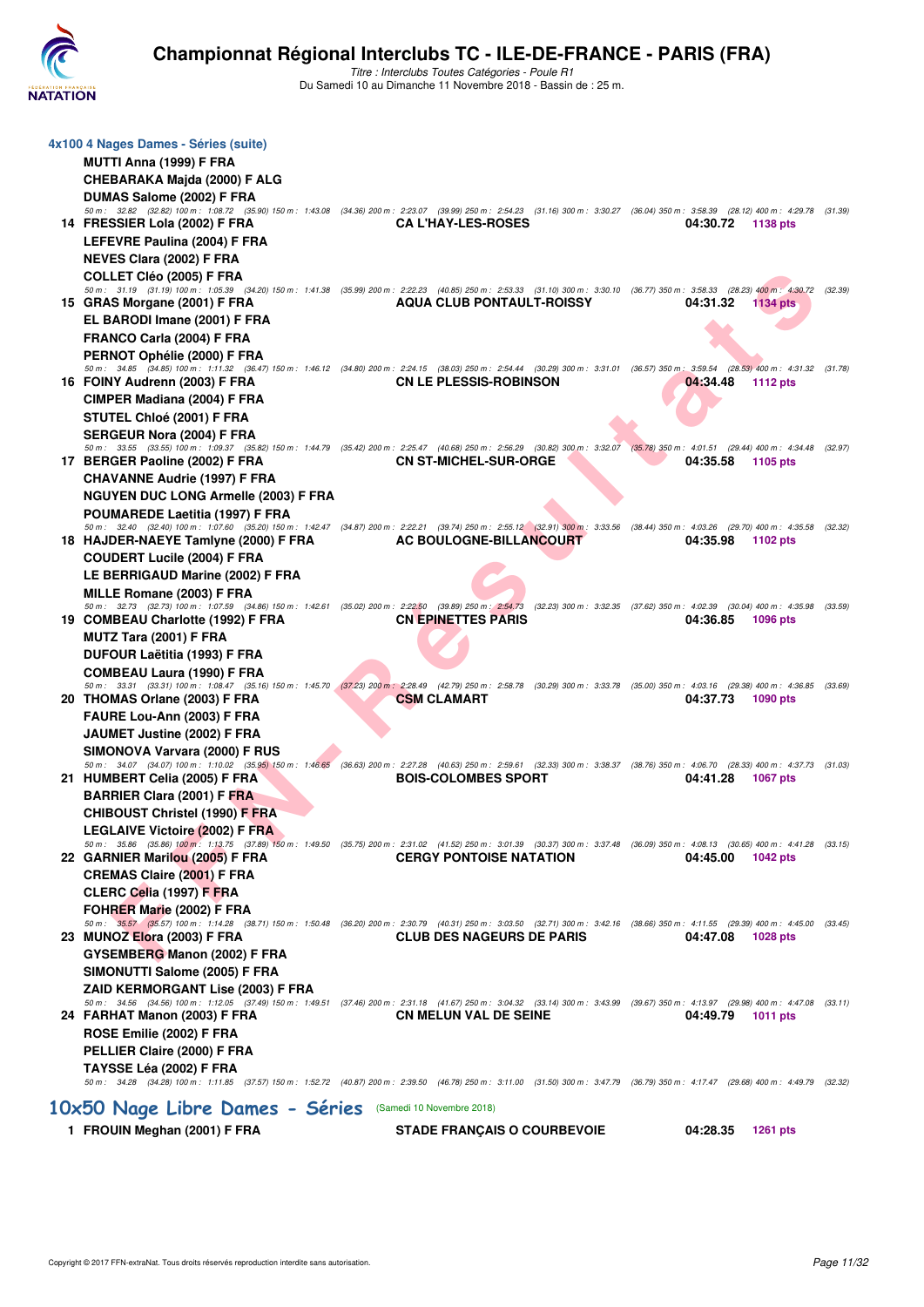# Championnat Régional Interclubs TC - ILE-DE-FRANCE - PARIS (FRA)

*Titre : Interclubs Toutes Catégories - Poule R1*
Du Samedi 10 au Dimanche 11 Novembre 2018 - Bassin de : 25 m.

## 4x100 4 Nages Dames - Séries (suite)

MUTTI Anna (1999) F FRA
CHEBARAKA Majda (2000) F ALG
DUMAS Salome (2002) F FRA
50 m : 32.82 (32.82) 100 m : 1:08.72 (35.90) 150 m : 1:43.08 (34.36) 200 m : 2:23.07 (39.99) 250 m : 2:54.23 (31.16) 300 m : 3:30.27 (36.04) 350 m : 3:58.39 (28.12) 400 m : 4:29.78 (31.39)

**14 FRESSIER Lola (2002) F FRA** — **CA L'HAY-LES-ROSES** — **04:30.72** — **1138 pts**
LEFEVRE Paulina (2004) F FRA
NEVES Clara (2002) F FRA
COLLET Cléo (2005) F FRA
50 m : 31.19 (31.19) 100 m : 1:05.39 (34.20) 150 m : 1:41.38 (35.99) 200 m : 2:22.23 (40.85) 250 m : 2:53.33 (31.10) 300 m : 3:30.10 (36.77) 350 m : 3:58.33 (28.23) 400 m : 4:30.72 (32.39)

**15 GRAS Morgane (2001) F FRA** — **AQUA CLUB PONTAULT-ROISSY** — **04:31.32** — **1134 pts**
EL BARODI Imane (2001) F FRA
FRANCO Carla (2004) F FRA
PERNOT Ophélie (2000) F FRA
50 m : 34.85 (34.85) 100 m : 1:11.32 (36.47) 150 m : 1:46.12 (34.80) 200 m : 2:24.15 (38.03) 250 m : 2:54.44 (30.29) 300 m : 3:31.01 (36.57) 350 m : 3:59.54 (28.53) 400 m : 4:31.32 (31.78)

**16 FOINY Audrenn (2003) F FRA** — **CN LE PLESSIS-ROBINSON** — **04:34.48** — **1112 pts**
CIMPER Madiana (2004) F FRA
STUTEL Chloé (2001) F FRA
SERGEUR Nora (2004) F FRA
50 m : 33.55 (33.55) 100 m : 1:09.37 (35.82) 150 m : 1:44.79 (35.42) 200 m : 2:25.47 (40.68) 250 m : 2:56.29 (30.82) 300 m : 3:32.07 (35.78) 350 m : 4:01.51 (29.44) 400 m : 4:34.48 (32.97)

**17 BERGER Paoline (2002) F FRA** — **CN ST-MICHEL-SUR-ORGE** — **04:35.58** — **1105 pts**
CHAVANNE Audrie (1997) F FRA
NGUYEN DUC LONG Armelle (2003) F FRA
POUMAREDE Laetitia (1997) F FRA
50 m : 32.40 (32.40) 100 m : 1:07.60 (35.20) 150 m : 1:42.47 (34.87) 200 m : 2:22.21 (39.74) 250 m : 2:55.12 (32.91) 300 m : 3:33.56 (38.44) 350 m : 4:03.26 (29.70) 400 m : 4:35.58 (32.32)

**18 HAJDER-NAEYE Tamlyne (2000) F FRA** — **AC BOULOGNE-BILLANCOURT** — **04:35.98** — **1102 pts**
COUDERT Lucile (2004) F FRA
LE BERRIGAUD Marine (2002) F FRA
MILLE Romane (2003) F FRA
50 m : 32.73 (32.73) 100 m : 1:07.59 (34.86) 150 m : 1:42.61 (35.02) 200 m : 2:22.50 (39.89) 250 m : 2:54.73 (32.23) 300 m : 3:32.35 (37.62) 350 m : 4:02.39 (30.04) 400 m : 4:35.98 (33.59)

**19 COMBEAU Charlotte (1992) F FRA** — **CN EPINETTES PARIS** — **04:36.85** — **1096 pts**
MUTZ Tara (2001) F FRA
DUFOUR Laëtitia (1993) F FRA
COMBEAU Laura (1990) F FRA
50 m : 33.31 (33.31) 100 m : 1:08.47 (35.16) 150 m : 1:45.70 (37.23) 200 m : 2:28.49 (42.79) 250 m : 2:58.78 (30.29) 300 m : 3:33.78 (35.00) 350 m : 4:03.16 (29.38) 400 m : 4:36.85 (33.69)

**20 THOMAS Orlane (2003) F FRA** — **CSM CLAMART** — **04:37.73** — **1090 pts**
FAURE Lou-Ann (2003) F FRA
JAUMET Justine (2002) F FRA
SIMONOVA Varvara (2000) F RUS
50 m : 34.07 (34.07) 100 m : 1:10.02 (35.95) 150 m : 1:46.65 (36.63) 200 m : 2:27.28 (40.63) 250 m : 2:59.61 (32.33) 300 m : 3:38.37 (38.76) 350 m : 4:06.70 (28.33) 400 m : 4:37.73 (31.03)

**21 HUMBERT Celia (2005) F FRA** — **BOIS-COLOMBES SPORT** — **04:41.28** — **1067 pts**
BARRIER Clara (2001) F FRA
CHIBOUST Christel (1990) F FRA
LEGLAIVE Victoire (2002) F FRA
50 m : 35.86 (35.86) 100 m : 1:13.75 (37.89) 150 m : 1:49.50 (35.75) 200 m : 2:31.02 (41.52) 250 m : 3:01.39 (30.37) 300 m : 3:37.48 (36.09) 350 m : 4:08.13 (30.65) 400 m : 4:41.28 (33.15)

**22 GARNIER Marilou (2005) F FRA** — **CERGY PONTOISE NATATION** — **04:45.00** — **1042 pts**
CREMAS Claire (2001) F FRA
CLERC Celia (1997) F FRA
FOHRER Marie (2002) F FRA
50 m : 35.57 (35.57) 100 m : 1:14.28 (38.71) 150 m : 1:50.48 (36.20) 200 m : 2:30.79 (40.31) 250 m : 3:03.50 (32.71) 300 m : 3:42.16 (38.66) 350 m : 4:11.55 (29.39) 400 m : 4:45.00 (33.45)

**23 MUNOZ Elora (2003) F FRA** — **CLUB DES NAGEURS DE PARIS** — **04:47.08** — **1028 pts**
GYSEMBERG Manon (2002) F FRA
SIMONUTTI Salome (2005) F FRA
ZAID KERMORGANT Lise (2003) F FRA
50 m : 34.56 (34.56) 100 m : 1:12.05 (37.49) 150 m : 1:49.51 (37.46) 200 m : 2:31.18 (41.67) 250 m : 3:04.32 (33.14) 300 m : 3:43.99 (39.67) 350 m : 4:13.97 (29.98) 400 m : 4:47.08 (33.11)

**24 FARHAT Manon (2003) F FRA** — **CN MELUN VAL DE SEINE** — **04:49.79** — **1011 pts**
ROSE Emilie (2002) F FRA
PELLIER Claire (2000) F FRA
TAYSSE Léa (2002) F FRA
50 m : 34.28 (34.28) 100 m : 1:11.85 (37.57) 150 m : 1:52.72 (40.87) 200 m : 2:39.50 (46.78) 250 m : 3:11.00 (31.50) 300 m : 3:47.79 (36.79) 350 m : 4:17.47 (29.68) 400 m : 4:49.79 (32.32)

## 10x50 Nage Libre Dames - Séries (Samedi 10 Novembre 2018)

**1 FROUIN Meghan (2001) F FRA** — **STADE FRANÇAIS O COURBEVOIE** — **04:28.35** — **1261 pts**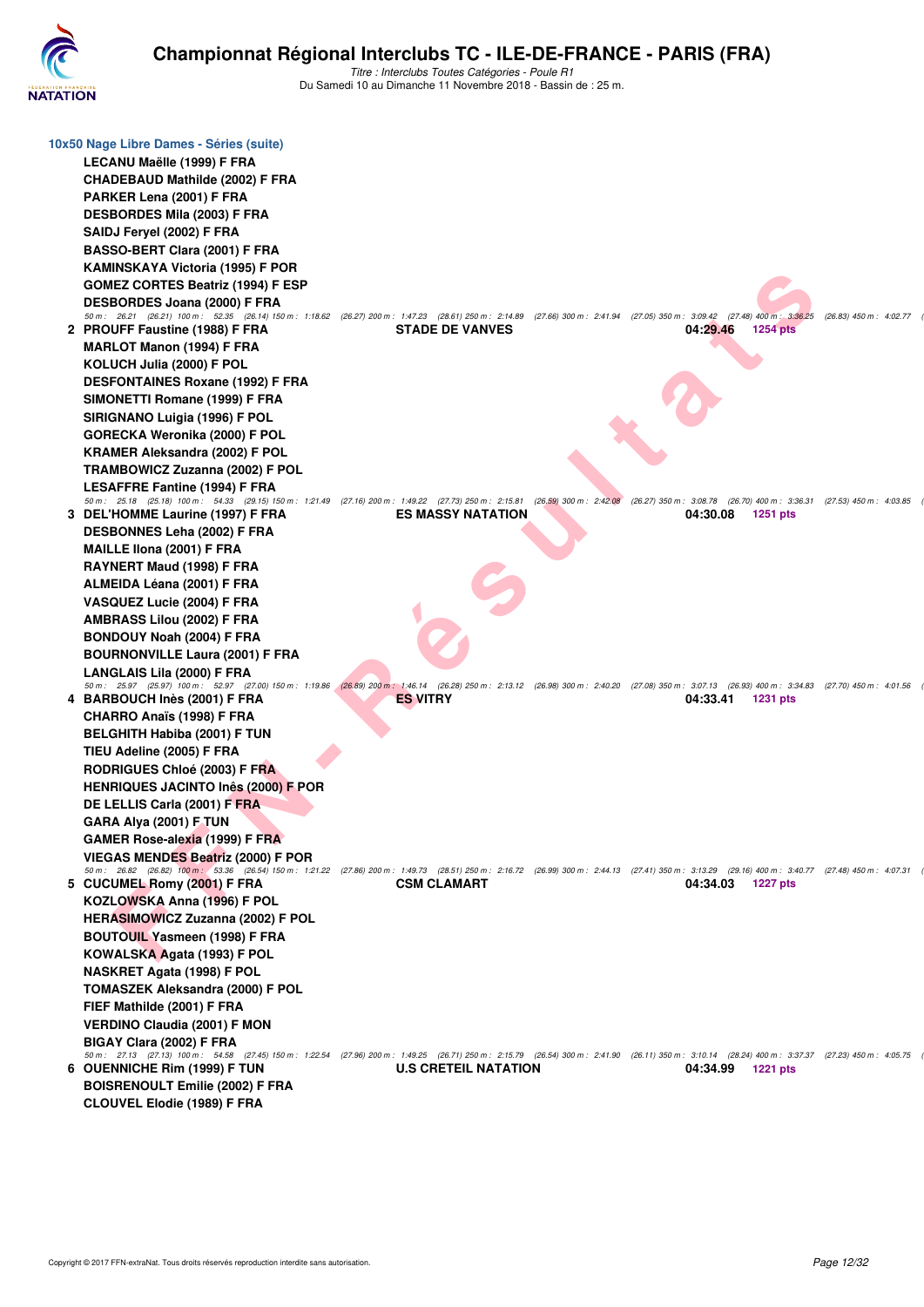### 10x50 Nage Libre Dames - Séries (suite)

LECANU Maëlle (1999) F FRA
CHADEBAUD Mathilde (2002) F FRA
PARKER Lena (2001) F FRA
DESBORDES Mila (2003) F FRA
SAIDJ Feryel (2002) F FRA
BASSO-BERT Clara (2001) F FRA
KAMINSKAYA Victoria (1995) F POR
GOMEZ CORTES Beatriz (1994) F ESP
DESBORDES Joana (2000) F FRA

50 m : 26.21 (26.21) 100 m : 52.35 (26.14) 150 m : 1:18.62 (26.27) 200 m : 1:47.23 (28.61) 250 m : 2:14.89 (27.66) 300 m : 2:41.94 (27.05) 350 m : 3:09.42 (27.48) 400 m : 3:36.25 (26.83) 450 m : 4:02.77 (

**2 PROUFF Faustine (1988) F FRA** — STADE DE VANVES — 04:29.46 — 1254 pts

MARLOT Manon (1994) F FRA
KOLUCH Julia (2000) F POL
DESFONTAINES Roxane (1992) F FRA
SIMONETTI Romane (1999) F FRA
SIRIGNANO Luigia (1996) F POL
GORECKA Weronika (2000) F POL
KRAMER Aleksandra (2002) F POL
TRAMBOWICZ Zuzanna (2002) F POL
LESAFFRE Fantine (1994) F FRA

50 m : 25.18 (25.18) 100 m : 54.33 (29.15) 150 m : 1:21.49 (27.16) 200 m : 1:49.22 (27.73) 250 m : 2:15.81 (26.59) 300 m : 2:42.08 (26.27) 350 m : 3:08.78 (26.70) 400 m : 3:36.31 (27.53) 450 m : 4:03.85 (

**3 DEL'HOMME Laurine (1997) F FRA** — ES MASSY NATATION — 04:30.08 — 1251 pts

DESBONNES Leha (2002) F FRA
MAILLE Ilona (2001) F FRA
RAYNERT Maud (1998) F FRA
ALMEIDA Léana (2001) F FRA
VASQUEZ Lucie (2004) F FRA
AMBRASS Lilou (2002) F FRA
BONDOUY Noah (2004) F FRA
BOURNONVILLE Laura (2001) F FRA
LANGLAIS Lila (2000) F FRA

50 m : 25.97 (25.97) 100 m : 52.97 (27.00) 150 m : 1:19.86 (26.89) 200 m : 1:46.14 (26.28) 250 m : 2:13.12 (26.98) 300 m : 2:40.20 (27.08) 350 m : 3:07.13 (26.93) 400 m : 3:34.83 (27.70) 450 m : 4:01.56 (

**4 BARBOUCH Inès (2001) F FRA** — ES VITRY — 04:33.41 — 1231 pts

CHARRO Anaïs (1998) F FRA
BELGHITH Habiba (2001) F TUN
TIEU Adeline (2005) F FRA
RODRIGUES Chloé (2003) F FRA
HENRIQUES JACINTO Inês (2000) F POR
DE LELLIS Carla (2001) F FRA
GARA Alya (2001) F TUN
GAMER Rose-alexia (1999) F FRA
VIEGAS MENDES Beatriz (2000) F POR

50 m : 26.82 (26.82) 100 m : 53.36 (26.54) 150 m : 1:21.22 (27.86) 200 m : 1:49.73 (28.51) 250 m : 2:16.72 (26.99) 300 m : 2:44.13 (27.41) 350 m : 3:13.29 (29.16) 400 m : 3:40.77 (27.48) 450 m : 4:07.31 (

**5 CUCUMEL Romy (2001) F FRA** — CSM CLAMART — 04:34.03 — 1227 pts

KOZLOWSKA Anna (1996) F POL
HERASIMOWICZ Zuzanna (2002) F POL
BOUTOUIL Yasmeen (1998) F FRA
KOWALSKA Agata (1993) F POL
NASKRET Agata (1998) F POL
TOMASZEK Aleksandra (2000) F POL
FIEF Mathilde (2001) F FRA
VERDINO Claudia (2001) F MON
BIGAY Clara (2002) F FRA

50 m : 27.13 (27.13) 100 m : 54.58 (27.45) 150 m : 1:22.54 (27.96) 200 m : 1:49.25 (26.71) 250 m : 2:15.79 (26.54) 300 m : 2:41.90 (26.11) 350 m : 3:10.14 (28.24) 400 m : 3:37.37 (27.23) 450 m : 4:05.75 (

**6 OUENNICHE Rim (1999) F TUN** — U.S CRETEIL NATATION — 04:34.99 — 1221 pts

BOISRENOULT Emilie (2002) F FRA
CLOUVEL Elodie (1989) F FRA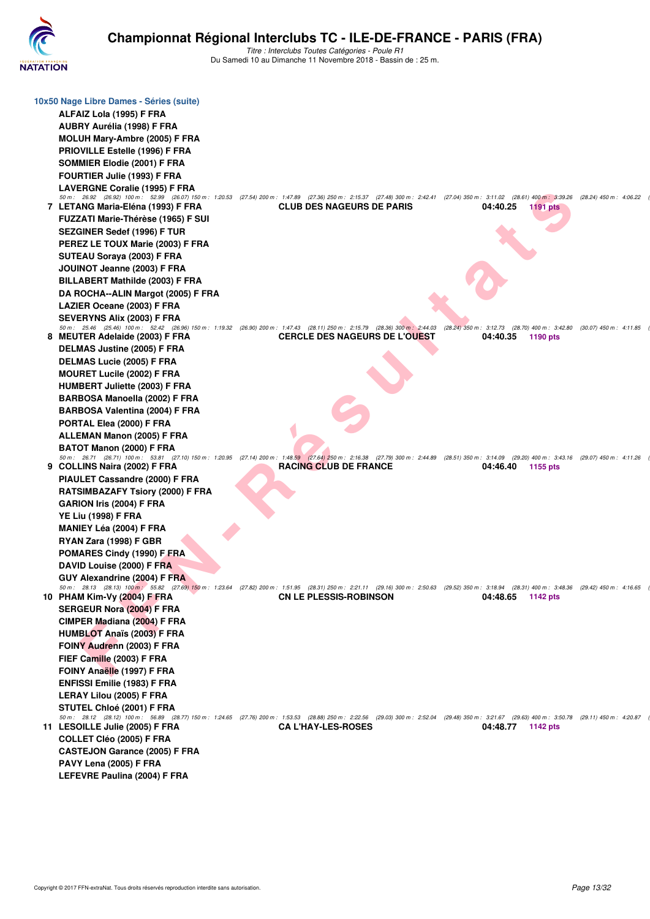## 10x50 Nage Libre Dames - Séries (suite)

ALFAIZ Lola (1995) F FRA
AUBRY Aurélia (1998) F FRA
MOLUH Mary-Ambre (2005) F FRA
PRIOVILLE Estelle (1996) F FRA
SOMMIER Elodie (2001) F FRA
FOURTIER Julie (1993) F FRA
LAVERGNE Coralie (1995) F FRA

*50 m : 26.92 (26.92) 100 m : 52.99 (26.07) 150 m : 1:20.53 (27.54) 200 m : 1:47.89 (27.36) 250 m : 2:15.37 (27.48) 300 m : 2:42.41 (27.04) 350 m : 3:11.02 (28.61) 400 m : 3:39.26 (28.24) 450 m : 4:06.22*

| Rang | Nageuse | Club | Temps | Points |
|---|---|---|---|---|
| 7 | LETANG Maria-Eléna (1993) F FRA | CLUB DES NAGEURS DE PARIS | 04:40.25 | 1191 pts |

FUZZATI Marie-Thérèse (1965) F SUI
SEZGINER Sedef (1996) F TUR
PEREZ LE TOUX Marie (2003) F FRA
SUTEAU Soraya (2003) F FRA
JOUINOT Jeanne (2003) F FRA
BILLABERT Mathilde (2003) F FRA
DA ROCHA--ALIN Margot (2005) F FRA
LAZIER Oceane (2003) F FRA
SEVERYNS Alix (2003) F FRA

*50 m : 25.46 (25.46) 100 m : 52.42 (26.96) 150 m : 1:19.32 (26.90) 200 m : 1:47.43 (28.11) 250 m : 2:15.79 (28.36) 300 m : 2:44.03 (28.24) 350 m : 3:12.73 (28.70) 400 m : 3:42.80 (30.07) 450 m : 4:11.85*

| Rang | Nageuse | Club | Temps | Points |
|---|---|---|---|---|
| 8 | MEUTER Adelaide (2003) F FRA | CERCLE DES NAGEURS DE L'OUEST | 04:40.35 | 1190 pts |

DELMAS Justine (2005) F FRA
DELMAS Lucie (2005) F FRA
MOURET Lucile (2002) F FRA
HUMBERT Juliette (2003) F FRA
BARBOSA Manoella (2002) F FRA
BARBOSA Valentina (2004) F FRA
PORTAL Elea (2000) F FRA
ALLEMAN Manon (2005) F FRA
BATOT Manon (2000) F FRA

*50 m : 26.71 (26.71) 100 m : 53.81 (27.10) 150 m : 1:20.95 (27.14) 200 m : 1:48.59 (27.64) 250 m : 2:16.38 (27.79) 300 m : 2:44.89 (28.51) 350 m : 3:14.09 (29.20) 400 m : 3:43.16 (29.07) 450 m : 4:11.26*

| Rang | Nageuse | Club | Temps | Points |
|---|---|---|---|---|
| 9 | COLLINS Naira (2002) F FRA | RACING CLUB DE FRANCE | 04:46.40 | 1155 pts |

PIAULET Cassandre (2000) F FRA
RATSIMBAZAFY Tsiory (2000) F FRA
GARION Iris (2004) F FRA
YE Liu (1998) F FRA
MANIEY Léa (2004) F FRA
RYAN Zara (1998) F GBR
POMARES Cindy (1990) F FRA
DAVID Louise (2000) F FRA
GUY Alexandrine (2004) F FRA

*50 m : 28.13 (28.13) 100 m : 55.82 (27.69) 150 m : 1:23.64 (27.82) 200 m : 1:51.95 (28.31) 250 m : 2:21.11 (29.16) 300 m : 2:50.63 (29.52) 350 m : 3:18.94 (28.31) 400 m : 3:48.36 (29.42) 450 m : 4:16.65*

| Rang | Nageuse | Club | Temps | Points |
|---|---|---|---|---|
| 10 | PHAM Kim-Vy (2004) F FRA | CN LE PLESSIS-ROBINSON | 04:48.65 | 1142 pts |

SERGEUR Nora (2004) F FRA
CIMPER Madiana (2004) F FRA
HUMBLOT Anaïs (2003) F FRA
FOINY Audrenn (2003) F FRA
FIEF Camille (2003) F FRA
FOINY Anaëlle (1997) F FRA
ENFISSI Emilie (1983) F FRA
LERAY Lilou (2005) F FRA
STUTEL Chloé (2001) F FRA

*50 m : 28.12 (28.12) 100 m : 56.89 (28.77) 150 m : 1:24.65 (27.76) 200 m : 1:53.53 (28.88) 250 m : 2:22.56 (29.03) 300 m : 2:52.04 (29.48) 350 m : 3:21.67 (29.63) 400 m : 3:50.78 (29.11) 450 m : 4:20.87*

| Rang | Nageuse | Club | Temps | Points |
|---|---|---|---|---|
| 11 | LESOILLE Julie (2005) F FRA | CA L'HAY-LES-ROSES | 04:48.77 | 1142 pts |

COLLET Cléo (2005) F FRA
CASTEJON Garance (2005) F FRA
PAVY Lena (2005) F FRA
LEFEVRE Paulina (2004) F FRA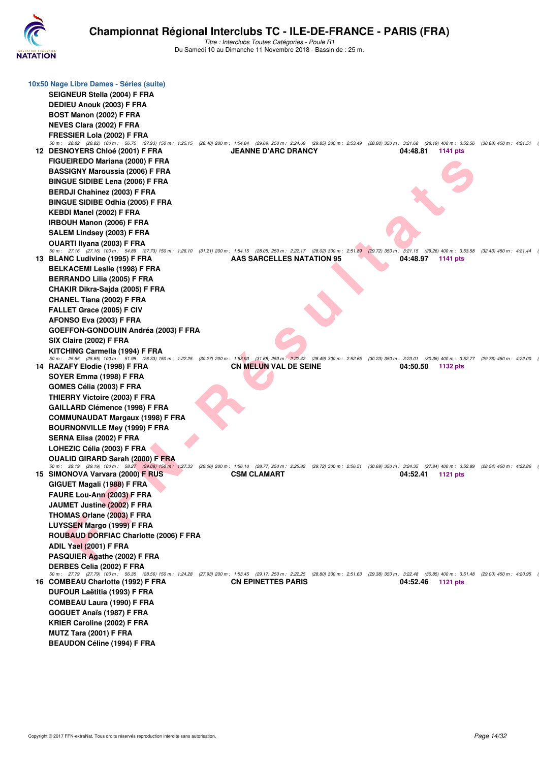### 10x50 Nage Libre Dames - Séries (suite)

SEIGNEUR Stella (2004) F FRA
DEDIEU Anouk (2003) F FRA
BOST Manon (2002) F FRA
NEVES Clara (2002) F FRA
FRESSIER Lola (2002) F FRA

50 m : 28.82 (28.82) 100 m : 56.75 (27.93) 150 m : 1:25.15 (28.40) 200 m : 1:54.84 (29.69) 250 m : 2:24.69 (29.85) 300 m : 2:53.49 (28.80) 350 m : 3:21.68 (28.19) 400 m : 3:52.56 (30.88) 450 m : 4:21.51 (

**12 DESNOYERS Chloé (2001) F FRA — JEANNE D'ARC DRANCY — 04:48.81 — 1141 pts**

FIGUEIREDO Mariana (2000) F FRA
BASSIGNY Maroussia (2006) F FRA
BINGUE SIDIBE Lena (2006) F FRA
BERDJI Chahinez (2003) F FRA
BINGUE SIDIBE Odhia (2005) F FRA
KEBDI Manel (2002) F FRA
IRBOUH Manon (2006) F FRA
SALEM Lindsey (2003) F FRA
OUARTI Ilyana (2003) F FRA

50 m : 27.16 (27.16) 100 m : 54.89 (27.73) 150 m : 1:26.10 (31.21) 200 m : 1:54.15 (28.05) 250 m : 2:22.17 (28.02) 300 m : 2:51.89 (29.72) 350 m : 3:21.15 (29.26) 400 m : 3:53.58 (32.43) 450 m : 4:21.44 (

**13 BLANC Ludivine (1995) F FRA — AAS SARCELLES NATATION 95 — 04:48.97 — 1141 pts**

BELKACEMI Leslie (1998) F FRA
BERRANDO Lilia (2005) F FRA
CHAKIR Dikra-Sajda (2005) F FRA
CHANEL Tiana (2002) F FRA
FALLET Grace (2005) F CIV
AFONSO Eva (2003) F FRA
GOEFFON-GONDOUIN Andréa (2003) F FRA
SIX Claire (2002) F FRA
KITCHING Carmella (1994) F FRA

50 m : 25.65 (25.65) 100 m : 51.98 (26.33) 150 m : 1:22.25 (30.27) 200 m : 1:53.93 (31.68) 250 m : 2:22.42 (28.49) 300 m : 2:52.65 (30.23) 350 m : 3:23.01 (30.36) 400 m : 3:52.77 (29.76) 450 m : 4:22.00 (

**14 RAZAFY Elodie (1998) F FRA — CN MELUN VAL DE SEINE — 04:50.50 — 1132 pts**

SOYER Emma (1998) F FRA
GOMES Célia (2003) F FRA
THIERRY Victoire (2003) F FRA
GAILLARD Clémence (1998) F FRA
COMMUNAUDAT Margaux (1998) F FRA
BOURNONVILLE Mey (1999) F FRA
SERNA Elisa (2002) F FRA
LOHEZIC Célia (2003) F FRA
OUALID GIRARD Sarah (2000) F FRA

50 m : 29.19 (29.19) 100 m : 58.27 (29.08) 150 m : 1:27.33 (29.06) 200 m : 1:56.10 (28.77) 250 m : 2:25.82 (29.72) 300 m : 2:56.51 (30.69) 350 m : 3:24.35 (27.84) 400 m : 3:52.89 (28.54) 450 m : 4:22.86 (

**15 SIMONOVA Varvara (2000) F RUS — CSM CLAMART — 04:52.41 — 1121 pts**

GIGUET Magali (1988) F FRA
FAURE Lou-Ann (2003) F FRA
JAUMET Justine (2002) F FRA
THOMAS Orlane (2003) F FRA
LUYSSEN Margo (1999) F FRA
ROUBAUD DORFIAC Charlotte (2006) F FRA
ADIL Yael (2001) F FRA
PASQUIER Agathe (2002) F FRA
DERBES Celia (2002) F FRA

50 m : 27.79 (27.79) 100 m : 56.35 (28.56) 150 m : 1:24.28 (27.93) 200 m : 1:53.45 (29.17) 250 m : 2:22.25 (28.80) 300 m : 2:51.63 (29.38) 350 m : 3:22.48 (30.85) 400 m : 3:51.48 (29.00) 450 m : 4:20.95 (

**16 COMBEAU Charlotte (1992) F FRA — CN EPINETTES PARIS — 04:52.46 — 1121 pts**

DUFOUR Laëtitia (1993) F FRA
COMBEAU Laura (1990) F FRA
GOGUET Anaïs (1987) F FRA
KRIER Caroline (2002) F FRA
MUTZ Tara (2001) F FRA
BEAUDON Céline (1994) F FRA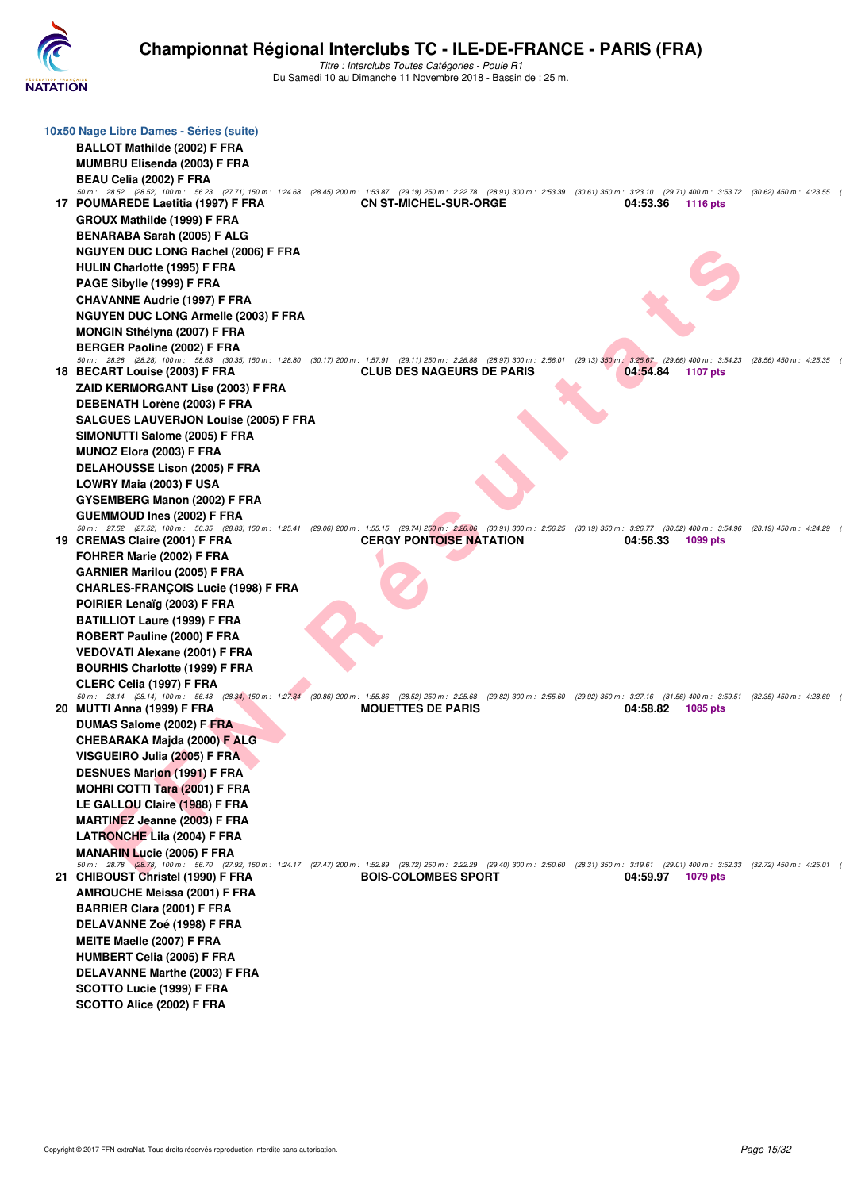### 10x50 Nage Libre Dames - Séries (suite)

BALLOT Mathilde (2002) F FRA
MUMBRU Elisenda (2003) F FRA
BEAU Celia (2002) F FRA

*50 m : 28.52 (28.52) 100 m : 56.23 (27.71) 150 m : 1:24.68 (28.45) 200 m : 1:53.87 (29.19) 250 m : 2:22.78 (28.91) 300 m : 2:53.39 (30.61) 350 m : 3:23.10 (29.71) 400 m : 3:53.72 (30.62) 450 m : 4:23.55*

**17 POUMAREDE Laetitia (1997) F FRA — CN ST-MICHEL-SUR-ORGE — 04:53.36 — 1116 pts**

GROUX Mathilde (1999) F FRA
BENARABA Sarah (2005) F ALG
NGUYEN DUC LONG Rachel (2006) F FRA
HULIN Charlotte (1995) F FRA
PAGE Sibylle (1999) F FRA
CHAVANNE Audrie (1997) F FRA
NGUYEN DUC LONG Armelle (2003) F FRA
MONGIN Sthélyna (2007) F FRA
BERGER Paoline (2002) F FRA

*50 m : 28.28 (28.28) 100 m : 58.63 (30.35) 150 m : 1:28.80 (30.17) 200 m : 1:57.91 (29.11) 250 m : 2:26.88 (28.97) 300 m : 2:56.01 (29.13) 350 m : 3:25.67 (29.66) 400 m : 3:54.23 (28.56) 450 m : 4:25.35*

**18 BECART Louise (2003) F FRA — CLUB DES NAGEURS DE PARIS — 04:54.84 — 1107 pts**

ZAID KERMORGANT Lise (2003) F FRA
DEBENATH Lorène (2003) F FRA
SALGUES LAUVERJON Louise (2005) F FRA
SIMONUTTI Salome (2005) F FRA
MUNOZ Elora (2003) F FRA
DELAHOUSSE Lison (2005) F FRA
LOWRY Maia (2003) F USA
GYSEMBERG Manon (2002) F FRA
GUEMMOUD Ines (2002) F FRA

*50 m : 27.52 (27.52) 100 m : 56.35 (28.83) 150 m : 1:25.41 (29.06) 200 m : 1:55.15 (29.74) 250 m : 2:26.06 (30.91) 300 m : 2:56.25 (30.19) 350 m : 3:26.77 (30.52) 400 m : 3:54.96 (28.19) 450 m : 4:24.29*

**19 CREMAS Claire (2001) F FRA — CERGY PONTOISE NATATION — 04:56.33 — 1099 pts**

FOHRER Marie (2002) F FRA
GARNIER Marilou (2005) F FRA
CHARLES-FRANÇOIS Lucie (1998) F FRA
POIRIER Lenaïg (2003) F FRA
BATILLIOT Laure (1999) F FRA
ROBERT Pauline (2000) F FRA
VEDOVATI Alexane (2001) F FRA
BOURHIS Charlotte (1999) F FRA
CLERC Celia (1997) F FRA

*50 m : 28.14 (28.14) 100 m : 56.48 (28.34) 150 m : 1:27.34 (30.86) 200 m : 1:55.86 (28.52) 250 m : 2:25.68 (29.82) 300 m : 2:55.60 (29.92) 350 m : 3:27.16 (31.56) 400 m : 3:59.51 (32.35) 450 m : 4:28.69*

**20 MUTTI Anna (1999) F FRA — MOUETTES DE PARIS — 04:58.82 — 1085 pts**

DUMAS Salome (2002) F FRA
CHEBARAKA Majda (2000) F ALG
VISGUEIRO Julia (2005) F FRA
DESNUES Marion (1991) F FRA
MOHRI COTTI Tara (2001) F FRA
LE GALLOU Claire (1988) F FRA
MARTINEZ Jeanne (2003) F FRA
LATRONCHE Lila (2004) F FRA
MANARIN Lucie (2005) F FRA

*50 m : 28.78 (28.78) 100 m : 56.70 (27.92) 150 m : 1:24.17 (27.47) 200 m : 1:52.89 (28.72) 250 m : 2:22.29 (29.40) 300 m : 2:50.60 (28.31) 350 m : 3:19.61 (29.01) 400 m : 3:52.33 (32.72) 450 m : 4:25.01*

**21 CHIBOUST Christel (1990) F FRA — BOIS-COLOMBES SPORT — 04:59.97 — 1079 pts**

AMROUCHE Meissa (2001) F FRA
BARRIER Clara (2001) F FRA
DELAVANNE Zoé (1998) F FRA
MEITE Maelle (2007) F FRA
HUMBERT Celia (2005) F FRA
DELAVANNE Marthe (2003) F FRA
SCOTTO Lucie (1999) F FRA
SCOTTO Alice (2002) F FRA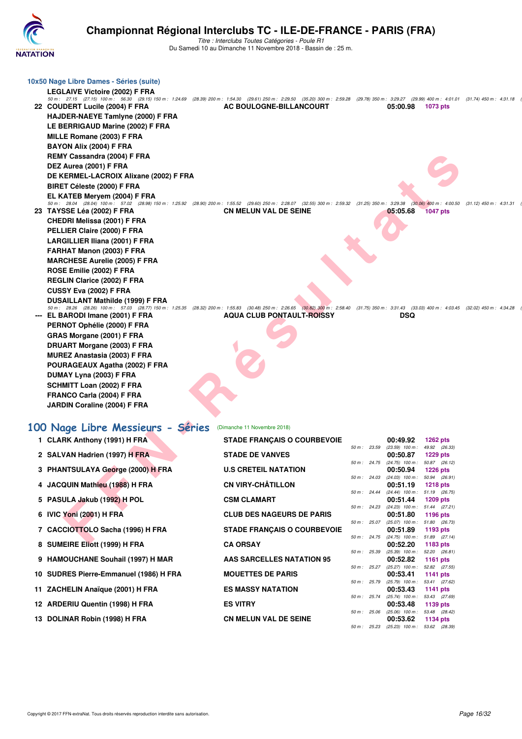## 10x50 Nage Libre Dames - Séries (suite)

LEGLAIVE Victoire (2002) F FRA

50 m : 27.15 (27.15) 100 m : 56.30 (29.15) 150 m : 1:24.69 (28.39) 200 m : 1:54.30 (29.61) 250 m : 2:29.50 (35.20) 300 m : 2:59.28 (29.78) 350 m : 3:29.27 (29.99) 400 m : 4:01.01 (31.74) 450 m : 4:31.18

| Rang | Nom | Club | Temps | Points |
|---|---|---|---|---|
| 22 | COUDERT Lucile (2004) F FRA | AC BOULOGNE-BILLANCOURT | 05:00.98 | 1073 pts |

HAJDER-NAEYE Tamlyne (2000) F FRA
LE BERRIGAUD Marine (2002) F FRA
MILLE Romane (2003) F FRA
BAYON Alix (2004) F FRA
REMY Cassandra (2004) F FRA
DEZ Aurea (2001) F FRA
DE KERMEL-LACROIX Alixane (2002) F FRA
BIRET Céleste (2000) F FRA
EL KATEB Meryem (2004) F FRA

50 m : 28.04 (28.04) 100 m : 57.02 (28.98) 150 m : 1:25.92 (28.90) 200 m : 1:55.52 (29.60) 250 m : 2:28.07 (32.55) 300 m : 2:59.32 (31.25) 350 m : 3:29.38 (30.06) 400 m : 4:00.50 (31.12) 450 m : 4:31.31

| Rang | Nom | Club | Temps | Points |
|---|---|---|---|---|
| 23 | TAYSSE Léa (2002) F FRA | CN MELUN VAL DE SEINE | 05:05.68 | 1047 pts |

CHEDRI Melissa (2001) F FRA
PELLIER Claire (2000) F FRA
LARGILLIER Iliana (2001) F FRA
FARHAT Manon (2003) F FRA
MARCHESE Aurelie (2005) F FRA
ROSE Emilie (2002) F FRA
REGLIN Clarice (2002) F FRA
CUSSY Eva (2002) F FRA
DUSAILLANT Mathilde (1999) F FRA

50 m : 28.26 (28.26) 100 m : 57.03 (28.77) 150 m : 1:25.35 (28.32) 200 m : 1:55.83 (30.48) 250 m : 2:26.65 (30.82) 300 m : 2:58.40 (31.75) 350 m : 3:31.43 (33.03) 400 m : 4:03.45 (32.02) 450 m : 4:34.28

| Rang | Nom | Club | Temps | Points |
|---|---|---|---|---|
| --- | EL BARODI Imane (2001) F FRA | AQUA CLUB PONTAULT-ROISSY | DSQ | |

PERNOT Ophélie (2000) F FRA
GRAS Morgane (2001) F FRA
DRUART Morgane (2003) F FRA
MUREZ Anastasia (2003) F FRA
POURAGEAUX Agatha (2002) F FRA
DUMAY Lyna (2003) F FRA
SCHMITT Loan (2002) F FRA
FRANCO Carla (2004) F FRA
JARDIN Coraline (2004) F FRA

## 100 Nage Libre Messieurs - Séries (Dimanche 11 Novembre 2018)

| Rang | Nom | Club | Temps | Points | Intermédiaires |
|---|---|---|---|---|---|
| 1 | CLARK Anthony (1991) H FRA | STADE FRANÇAIS O COURBEVOIE | 00:49.92 | 1262 pts | 50 m : 23.59 (23.59) 100 m : 49.92 (26.33) |
| 2 | SALVAN Hadrien (1997) H FRA | STADE DE VANVES | 00:50.87 | 1229 pts | 50 m : 24.75 (24.75) 100 m : 50.87 (26.12) |
| 3 | PHANTSULAYA George (2000) H FRA | U.S CRETEIL NATATION | 00:50.94 | 1226 pts | 50 m : 24.03 (24.03) 100 m : 50.94 (26.91) |
| 4 | JACQUIN Mathieu (1988) H FRA | CN VIRY-CHÂTILLON | 00:51.19 | 1218 pts | 50 m : 24.44 (24.44) 100 m : 51.19 (26.75) |
| 5 | PASULA Jakub (1992) H POL | CSM CLAMART | 00:51.44 | 1209 pts | 50 m : 24.23 (24.23) 100 m : 51.44 (27.21) |
| 6 | IVIC Yoni (2001) H FRA | CLUB DES NAGEURS DE PARIS | 00:51.80 | 1196 pts | 50 m : 25.07 (25.07) 100 m : 51.80 (26.73) |
| 7 | CACCIOTTOLO Sacha (1996) H FRA | STADE FRANÇAIS O COURBEVOIE | 00:51.89 | 1193 pts | 50 m : 24.75 (24.75) 100 m : 51.89 (27.14) |
| 8 | SUMEIRE Eliott (1999) H FRA | CA ORSAY | 00:52.20 | 1183 pts | 50 m : 25.39 (25.39) 100 m : 52.20 (26.81) |
| 9 | HAMOUCHANE Souhail (1997) H MAR | AAS SARCELLES NATATION 95 | 00:52.82 | 1161 pts | 50 m : 25.27 (25.27) 100 m : 52.82 (27.55) |
| 10 | SUDRES Pierre-Emmanuel (1986) H FRA | MOUETTES DE PARIS | 00:53.41 | 1141 pts | 50 m : 25.79 (25.79) 100 m : 53.41 (27.62) |
| 11 | ZACHELIN Anaïque (2001) H FRA | ES MASSY NATATION | 00:53.43 | 1141 pts | 50 m : 25.74 (25.74) 100 m : 53.43 (27.69) |
| 12 | ARDERIU Quentin (1998) H FRA | ES VITRY | 00:53.48 | 1139 pts | 50 m : 25.06 (25.06) 100 m : 53.48 (28.42) |
| 13 | DOLINAR Robin (1998) H FRA | CN MELUN VAL DE SEINE | 00:53.62 | 1134 pts | 50 m : 25.23 (25.23) 100 m : 53.62 (28.39) |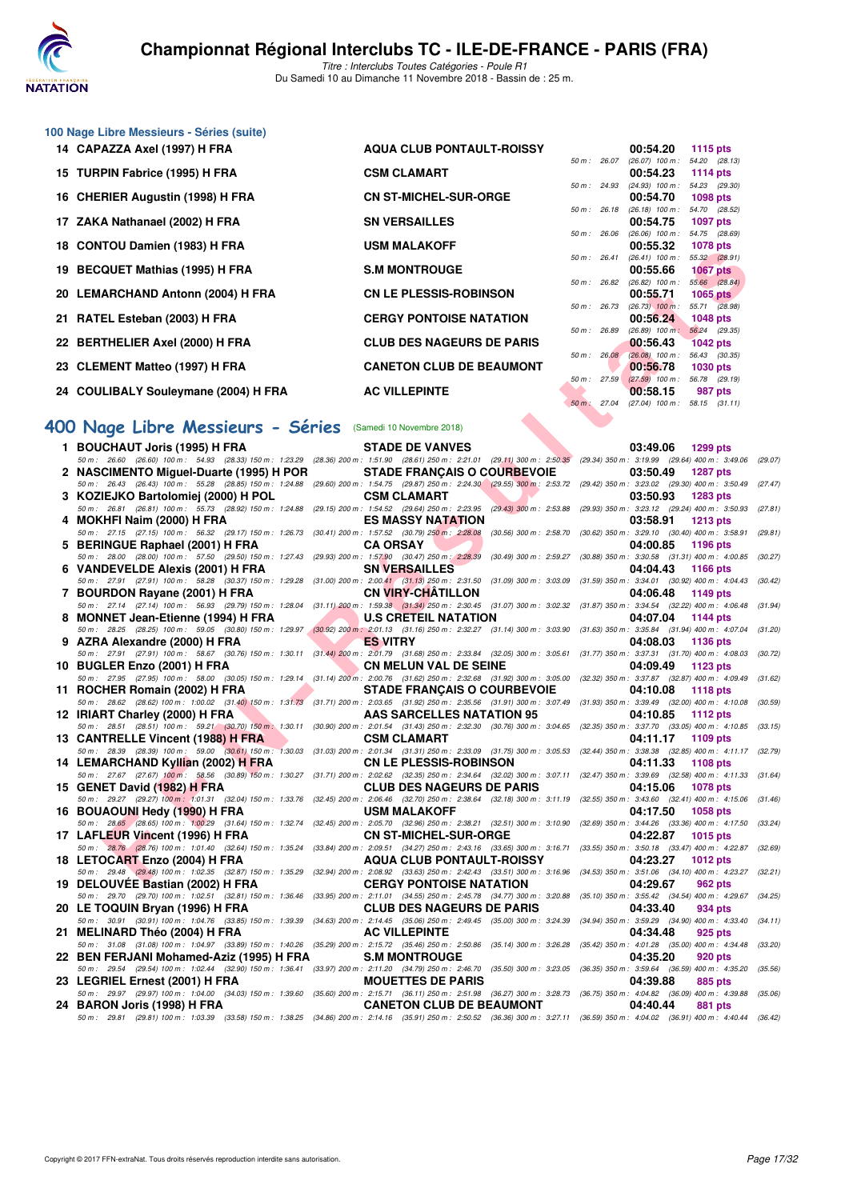# Championnat Régional Interclubs TC - ILE-DE-FRANCE - PARIS (FRA)

*Titre : Interclubs Toutes Catégories - Poule R1*

Du Samedi 10 au Dimanche 11 Novembre 2018 - Bassin de : 25 m.

## 100 Nage Libre Messieurs - Séries (suite)

| | Nom | Club | Temps | Points |
|---|---|---|---|---|
| 14 | CAPAZZA Axel (1997) H FRA | AQUA CLUB PONTAULT-ROISSY | 00:54.20 | 1115 pts |
| | 50 m : 26.07 (26.07) 100 m : 54.20 (28.13) | | | |
| 15 | TURPIN Fabrice (1995) H FRA | CSM CLAMART | 00:54.23 | 1114 pts |
| | 50 m : 24.93 (24.93) 100 m : 54.23 (29.30) | | | |
| 16 | CHERIER Augustin (1998) H FRA | CN ST-MICHEL-SUR-ORGE | 00:54.70 | 1098 pts |
| | 50 m : 26.18 (26.18) 100 m : 54.70 (28.52) | | | |
| 17 | ZAKA Nathanael (2002) H FRA | SN VERSAILLES | 00:54.75 | 1097 pts |
| | 50 m : 26.06 (26.06) 100 m : 54.75 (28.69) | | | |
| 18 | CONTOU Damien (1983) H FRA | USM MALAKOFF | 00:55.32 | 1078 pts |
| | 50 m : 26.41 (26.41) 100 m : 55.32 (28.91) | | | |
| 19 | BECQUET Mathias (1995) H FRA | S.M MONTROUGE | 00:55.66 | 1067 pts |
| | 50 m : 26.82 (26.82) 100 m : 55.66 (28.84) | | | |
| 20 | LEMARCHAND Antonn (2004) H FRA | CN LE PLESSIS-ROBINSON | 00:55.71 | 1065 pts |
| | 50 m : 26.73 (26.73) 100 m : 55.71 (28.98) | | | |
| 21 | RATEL Esteban (2003) H FRA | CERGY PONTOISE NATATION | 00:56.24 | 1048 pts |
| | 50 m : 26.89 (26.89) 100 m : 56.24 (29.35) | | | |
| 22 | BERTHELIER Axel (2000) H FRA | CLUB DES NAGEURS DE PARIS | 00:56.43 | 1042 pts |
| | 50 m : 26.08 (26.08) 100 m : 56.43 (30.35) | | | |
| 23 | CLEMENT Matteo (1997) H FRA | CANETON CLUB DE BEAUMONT | 00:56.78 | 1030 pts |
| | 50 m : 27.59 (27.59) 100 m : 56.78 (29.19) | | | |
| 24 | COULIBALY Souleymane (2004) H FRA | AC VILLEPINTE | 00:58.15 | 987 pts |
| | 50 m : 27.04 (27.04) 100 m : 58.15 (31.11) | | | |

## 400 Nage Libre Messieurs - Séries (Samedi 10 Novembre 2018)

| | Nom | Club | Temps | Points |
|---|---|---|---|---|
| 1 | BOUCHAUT Joris (1995) H FRA | STADE DE VANVES | 03:49.06 | 1299 pts |
| | 50 m : 26.60 (26.60) 100 m : 54.93 (28.33) 150 m : 1:23.29 (28.36) 200 m : 1:51.90 (28.61) 250 m : 2:21.01 (29.11) 300 m : 2:50.35 (29.34) 350 m : 3:19.99 (29.64) 400 m : 3:49.06 (29.07) | | | |
| 2 | NASCIMENTO Miguel-Duarte (1995) H POR | STADE FRANÇAIS O COURBEVOIE | 03:50.49 | 1287 pts |
| | 50 m : 26.43 (26.43) 100 m : 55.28 (28.85) 150 m : 1:24.88 (29.60) 200 m : 1:54.75 (29.87) 250 m : 2:24.30 (29.55) 300 m : 2:53.72 (29.42) 350 m : 3:23.02 (29.30) 400 m : 3:50.49 (27.47) | | | |
| 3 | KOZIEJKO Bartolomiej (2000) H POL | CSM CLAMART | 03:50.93 | 1283 pts |
| | 50 m : 26.81 (26.81) 100 m : 55.73 (28.92) 150 m : 1:24.88 (29.15) 200 m : 1:54.52 (29.64) 250 m : 2:23.95 (29.43) 300 m : 2:53.88 (29.93) 350 m : 3:23.12 (29.24) 400 m : 3:50.93 (27.81) | | | |
| 4 | MOKHFI Naim (2000) H FRA | ES MASSY NATATION | 03:58.91 | 1213 pts |
| | 50 m : 27.15 (27.15) 100 m : 56.32 (29.17) 150 m : 1:26.73 (30.41) 200 m : 1:57.52 (30.79) 250 m : 2:28.08 (30.56) 300 m : 2:58.70 (30.62) 350 m : 3:29.10 (30.40) 400 m : 3:58.91 (29.81) | | | |
| 5 | BERINGUE Raphael (2001) H FRA | CA ORSAY | 04:00.85 | 1196 pts |
| | 50 m : 28.00 (28.00) 100 m : 57.50 (29.50) 150 m : 1:27.43 (29.93) 200 m : 1:57.90 (30.47) 250 m : 2:28.39 (30.49) 300 m : 2:59.27 (30.88) 350 m : 3:30.58 (31.31) 400 m : 4:00.85 (30.27) | | | |
| 6 | VANDEVELDE Alexis (2001) H FRA | SN VERSAILLES | 04:04.43 | 1166 pts |
| | 50 m : 27.91 (27.91) 100 m : 58.28 (30.37) 150 m : 1:29.28 (31.00) 200 m : 2:00.41 (31.13) 250 m : 2:31.50 (31.09) 300 m : 3:03.09 (31.59) 350 m : 3:34.01 (30.92) 400 m : 4:04.43 (30.42) | | | |
| 7 | BOURDON Rayane (2001) H FRA | CN VIRY-CHÂTILLON | 04:06.48 | 1149 pts |
| | 50 m : 27.14 (27.14) 100 m : 56.93 (29.79) 150 m : 1:28.04 (31.11) 200 m : 1:59.38 (31.34) 250 m : 2:30.45 (31.07) 300 m : 3:02.32 (31.87) 350 m : 3:34.54 (32.22) 400 m : 4:06.48 (31.94) | | | |
| 8 | MONNET Jean-Etienne (1994) H FRA | U.S CRETEIL NATATION | 04:07.04 | 1144 pts |
| | 50 m : 28.25 (28.25) 100 m : 59.05 (30.80) 150 m : 1:29.97 (30.92) 200 m : 2:01.13 (31.16) 250 m : 2:32.27 (31.14) 300 m : 3:03.90 (31.63) 350 m : 3:35.84 (31.94) 400 m : 4:07.04 (31.20) | | | |
| 9 | AZRA Alexandre (2000) H FRA | ES VITRY | 04:08.03 | 1136 pts |
| | 50 m : 27.91 (27.91) 100 m : 58.67 (30.76) 150 m : 1:30.11 (31.44) 200 m : 2:01.79 (31.68) 250 m : 2:33.84 (32.05) 300 m : 3:05.61 (31.77) 350 m : 3:37.31 (31.70) 400 m : 4:08.03 (30.72) | | | |
| 10 | BUGLER Enzo (2001) H FRA | CN MELUN VAL DE SEINE | 04:09.49 | 1123 pts |
| | 50 m : 27.95 (27.95) 100 m : 58.00 (30.05) 150 m : 1:29.14 (31.14) 200 m : 2:00.76 (31.62) 250 m : 2:32.68 (31.92) 300 m : 3:05.00 (32.32) 350 m : 3:37.87 (32.87) 400 m : 4:09.49 (31.62) | | | |
| 11 | ROCHER Romain (2002) H FRA | STADE FRANÇAIS O COURBEVOIE | 04:10.08 | 1118 pts |
| | 50 m : 28.62 (28.62) 100 m : 1:00.02 (31.40) 150 m : 1:31.73 (31.71) 200 m : 2:03.65 (31.92) 250 m : 2:35.56 (31.91) 300 m : 3:07.49 (31.93) 350 m : 3:39.49 (32.00) 400 m : 4:10.08 (30.59) | | | |
| 12 | IRIART Charley (2000) H FRA | AAS SARCELLES NATATION 95 | 04:10.85 | 1112 pts |
| | 50 m : 28.51 (28.51) 100 m : 59.21 (30.70) 150 m : 1:30.11 (30.90) 200 m : 2:01.54 (31.43) 250 m : 2:32.30 (30.76) 300 m : 3:04.65 (32.35) 350 m : 3:37.70 (33.05) 400 m : 4:10.85 (33.15) | | | |
| 13 | CANTRELLE Vincent (1988) H FRA | CSM CLAMART | 04:11.17 | 1109 pts |
| | 50 m : 28.39 (28.39) 100 m : 59.00 (30.61) 150 m : 1:30.03 (31.03) 200 m : 2:01.34 (31.31) 250 m : 2:33.09 (31.75) 300 m : 3:05.53 (32.44) 350 m : 3:38.38 (32.85) 400 m : 4:11.17 (32.79) | | | |
| 14 | LEMARCHAND Kyllian (2002) H FRA | CN LE PLESSIS-ROBINSON | 04:11.33 | 1108 pts |
| | 50 m : 27.67 (27.67) 100 m : 58.56 (30.89) 150 m : 1:30.27 (31.71) 200 m : 2:02.62 (32.35) 250 m : 2:34.64 (32.02) 300 m : 3:07.11 (32.47) 350 m : 3:39.69 (32.58) 400 m : 4:11.33 (31.64) | | | |
| 15 | GENET David (1982) H FRA | CLUB DES NAGEURS DE PARIS | 04:15.06 | 1078 pts |
| | 50 m : 29.27 (29.27) 100 m : 1:01.31 (32.04) 150 m : 1:33.76 (32.45) 200 m : 2:06.46 (32.70) 250 m : 2:38.64 (32.18) 300 m : 3:11.19 (32.55) 350 m : 3:43.60 (32.41) 400 m : 4:15.06 (31.46) | | | |
| 16 | BOUAOUNI Hedy (1990) H FRA | USM MALAKOFF | 04:17.50 | 1058 pts |
| | 50 m : 28.65 (28.65) 100 m : 1:00.29 (31.64) 150 m : 1:32.74 (32.45) 200 m : 2:05.70 (32.96) 250 m : 2:38.21 (32.51) 300 m : 3:10.90 (32.69) 350 m : 3:44.26 (33.36) 400 m : 4:17.50 (33.24) | | | |
| 17 | LAFLEUR Vincent (1996) H FRA | CN ST-MICHEL-SUR-ORGE | 04:22.87 | 1015 pts |
| | 50 m : 28.76 (28.76) 100 m : 1:01.40 (32.64) 150 m : 1:35.24 (33.84) 200 m : 2:09.51 (34.27) 250 m : 2:43.16 (33.65) 300 m : 3:16.71 (33.55) 350 m : 3:50.18 (33.47) 400 m : 4:22.87 (32.69) | | | |
| 18 | LETOCART Enzo (2004) H FRA | AQUA CLUB PONTAULT-ROISSY | 04:23.27 | 1012 pts |
| | 50 m : 29.48 (29.48) 100 m : 1:02.35 (32.87) 150 m : 1:35.29 (32.94) 200 m : 2:08.92 (33.63) 250 m : 2:42.43 (33.51) 300 m : 3:16.96 (34.53) 350 m : 3:51.06 (34.10) 400 m : 4:23.27 (32.21) | | | |
| 19 | DELOUVÉE Bastian (2002) H FRA | CERGY PONTOISE NATATION | 04:29.67 | 962 pts |
| | 50 m : 29.70 (29.70) 100 m : 1:02.51 (32.81) 150 m : 1:36.46 (33.95) 200 m : 2:11.01 (34.55) 250 m : 2:45.78 (34.77) 300 m : 3:20.88 (35.10) 350 m : 3:55.42 (34.54) 400 m : 4:29.67 (34.25) | | | |
| 20 | LE TOQUIN Bryan (1996) H FRA | CLUB DES NAGEURS DE PARIS | 04:33.40 | 934 pts |
| | 50 m : 30.91 (30.91) 100 m : 1:04.76 (33.85) 150 m : 1:39.39 (34.63) 200 m : 2:14.45 (35.06) 250 m : 2:49.45 (35.00) 300 m : 3:24.39 (34.94) 350 m : 3:59.29 (34.90) 400 m : 4:33.40 (34.11) | | | |
| 21 | MELINARD Théo (2004) H FRA | AC VILLEPINTE | 04:34.48 | 925 pts |
| | 50 m : 31.08 (31.08) 100 m : 1:04.97 (33.89) 150 m : 1:40.26 (35.29) 200 m : 2:15.72 (35.46) 250 m : 2:50.86 (35.14) 300 m : 3:26.28 (35.42) 350 m : 4:01.28 (35.00) 400 m : 4:34.48 (33.20) | | | |
| 22 | BEN FERJANI Mohamed-Aziz (1995) H FRA | S.M MONTROUGE | 04:35.20 | 920 pts |
| | 50 m : 29.54 (29.54) 100 m : 1:02.44 (32.90) 150 m : 1:36.41 (33.97) 200 m : 2:11.20 (34.79) 250 m : 2:46.70 (35.50) 300 m : 3:23.05 (36.35) 350 m : 3:59.64 (36.59) 400 m : 4:35.20 (35.56) | | | |
| 23 | LEGRIEL Ernest (2001) H FRA | MOUETTES DE PARIS | 04:39.88 | 885 pts |
| | 50 m : 29.97 (29.97) 100 m : 1:04.00 (34.03) 150 m : 1:39.60 (35.60) 200 m : 2:15.71 (36.11) 250 m : 2:51.98 (36.27) 300 m : 3:28.73 (36.75) 350 m : 4:04.82 (36.09) 400 m : 4:39.88 (35.06) | | | |
| 24 | BARON Joris (1998) H FRA | CANETON CLUB DE BEAUMONT | 04:40.44 | 881 pts |
| | 50 m : 29.81 (29.81) 100 m : 1:03.39 (33.58) 150 m : 1:38.25 (34.86) 200 m : 2:14.16 (35.91) 250 m : 2:50.52 (36.36) 300 m : 3:27.11 (36.59) 350 m : 4:04.02 (36.91) 400 m : 4:40.44 (36.42) | | | |

Copyright © 2017 FFN-extraNat. Tous droits réservés reproduction interdite sans autorisation.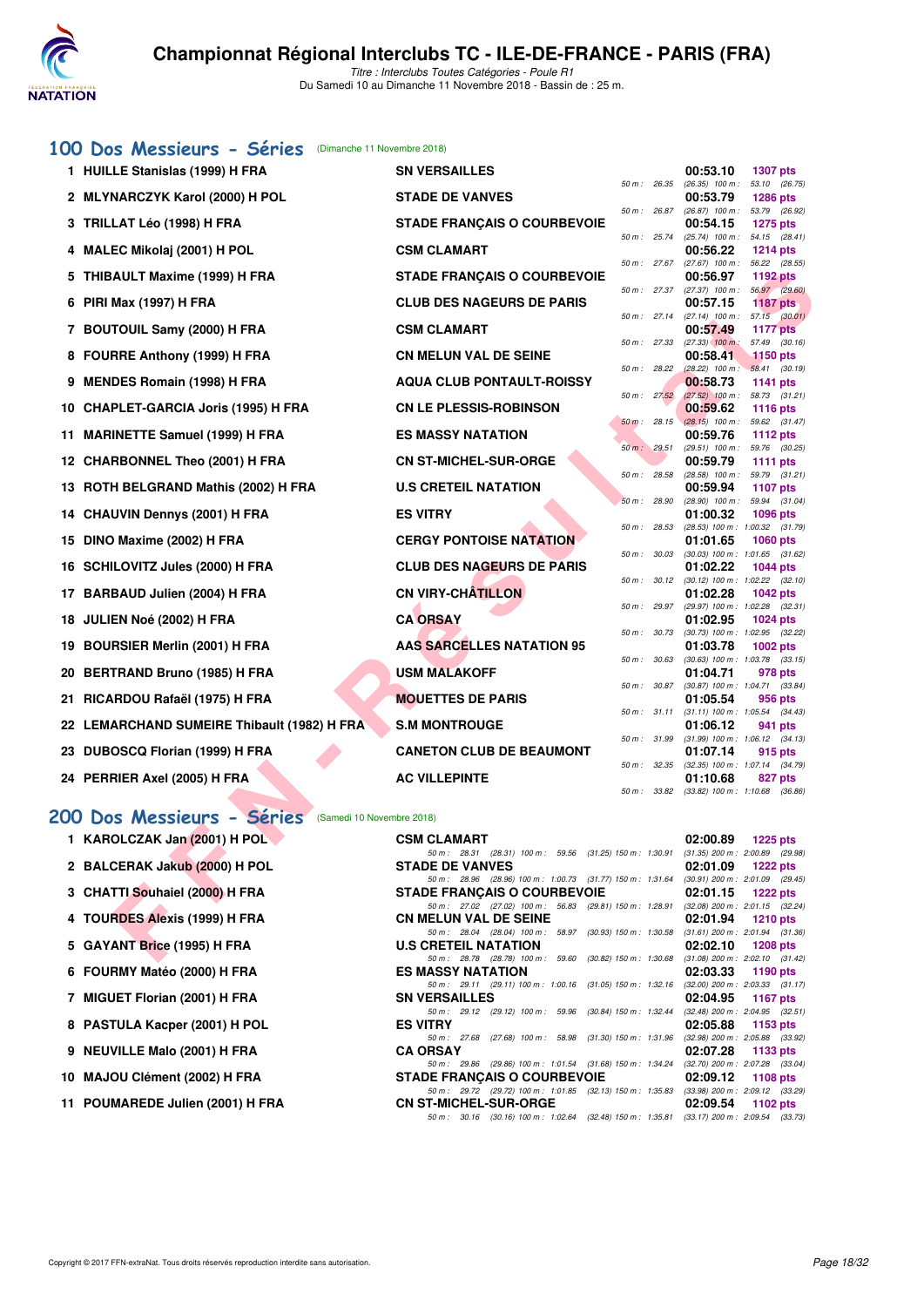# Championnat Régional Interclubs TC - ILE-DE-FRANCE - PARIS (FRA)

*Titre : Interclubs Toutes Catégories - Poule R1*
Du Samedi 10 au Dimanche 11 Novembre 2018 - Bassin de : 25 m.

## 100 Dos Messieurs - Séries (Dimanche 11 Novembre 2018)

| Pl. | Nom | Club | Temps | Points | Splits |
|---|---|---|---|---|---|
| 1 | HUILLE Stanislas (1999) H FRA | SN VERSAILLES | 00:53.10 | 1307 pts | 50 m : 26.35 (26.35) 100 m : 53.10 (26.75) |
| 2 | MLYNARCZYK Karol (2000) H POL | STADE DE VANVES | 00:53.79 | 1286 pts | 50 m : 26.87 (26.87) 100 m : 53.79 (26.92) |
| 3 | TRILLAT Léo (1998) H FRA | STADE FRANÇAIS O COURBEVOIE | 00:54.15 | 1275 pts | 50 m : 25.74 (25.74) 100 m : 54.15 (28.41) |
| 4 | MALEC Mikolaj (2001) H POL | CSM CLAMART | 00:56.22 | 1214 pts | 50 m : 27.67 (27.67) 100 m : 56.22 (28.55) |
| 5 | THIBAULT Maxime (1999) H FRA | STADE FRANÇAIS O COURBEVOIE | 00:56.97 | 1192 pts | 50 m : 27.37 (27.37) 100 m : 56.97 (29.60) |
| 6 | PIRI Max (1997) H FRA | CLUB DES NAGEURS DE PARIS | 00:57.15 | 1187 pts | 50 m : 27.14 (27.14) 100 m : 57.15 (30.01) |
| 7 | BOUTOUIL Samy (2000) H FRA | CSM CLAMART | 00:57.49 | 1177 pts | 50 m : 27.33 (27.33) 100 m : 57.49 (30.16) |
| 8 | FOURRE Anthony (1999) H FRA | CN MELUN VAL DE SEINE | 00:58.41 | 1150 pts | 50 m : 28.22 (28.22) 100 m : 58.41 (30.19) |
| 9 | MENDES Romain (1998) H FRA | AQUA CLUB PONTAULT-ROISSY | 00:58.73 | 1141 pts | 50 m : 27.52 (27.52) 100 m : 58.73 (31.21) |
| 10 | CHAPLET-GARCIA Joris (1995) H FRA | CN LE PLESSIS-ROBINSON | 00:59.62 | 1116 pts | 50 m : 28.15 (28.15) 100 m : 59.62 (31.47) |
| 11 | MARINETTE Samuel (1999) H FRA | ES MASSY NATATION | 00:59.76 | 1112 pts | 50 m : 29.51 (29.51) 100 m : 59.76 (30.25) |
| 12 | CHARBONNEL Theo (2001) H FRA | CN ST-MICHEL-SUR-ORGE | 00:59.79 | 1111 pts | 50 m : 28.58 (28.58) 100 m : 59.79 (31.21) |
| 13 | ROTH BELGRAND Mathis (2002) H FRA | U.S CRETEIL NATATION | 00:59.94 | 1107 pts | 50 m : 28.90 (28.90) 100 m : 59.94 (31.04) |
| 14 | CHAUVIN Dennys (2001) H FRA | ES VITRY | 01:00.32 | 1096 pts | 50 m : 28.53 (28.53) 100 m : 1:00.32 (31.79) |
| 15 | DINO Maxime (2002) H FRA | CERGY PONTOISE NATATION | 01:01.65 | 1060 pts | 50 m : 30.03 (30.03) 100 m : 1:01.65 (31.62) |
| 16 | SCHILOVITZ Jules (2000) H FRA | CLUB DES NAGEURS DE PARIS | 01:02.22 | 1044 pts | 50 m : 30.12 (30.12) 100 m : 1:02.22 (32.10) |
| 17 | BARBAUD Julien (2004) H FRA | CN VIRY-CHÂTILLON | 01:02.28 | 1042 pts | 50 m : 29.97 (29.97) 100 m : 1:02.28 (32.31) |
| 18 | JULIEN Noé (2002) H FRA | CA ORSAY | 01:02.95 | 1024 pts | 50 m : 30.73 (30.73) 100 m : 1:02.95 (32.22) |
| 19 | BOURSIER Merlin (2001) H FRA | AAS SARCELLES NATATION 95 | 01:03.78 | 1002 pts | 50 m : 30.63 (30.63) 100 m : 1:03.78 (33.15) |
| 20 | BERTRAND Bruno (1985) H FRA | USM MALAKOFF | 01:04.71 | 978 pts | 50 m : 30.87 (30.87) 100 m : 1:04.71 (33.84) |
| 21 | RICARDOU Rafaël (1975) H FRA | MOUETTES DE PARIS | 01:05.54 | 956 pts | 50 m : 31.11 (31.11) 100 m : 1:05.54 (34.43) |
| 22 | LEMARCHAND SUMEIRE Thibault (1982) H FRA | S.M MONTROUGE | 01:06.12 | 941 pts | 50 m : 31.99 (31.99) 100 m : 1:06.12 (34.13) |
| 23 | DUBOSCQ Florian (1999) H FRA | CANETON CLUB DE BEAUMONT | 01:07.14 | 915 pts | 50 m : 32.35 (32.35) 100 m : 1:07.14 (34.79) |
| 24 | PERRIER Axel (2005) H FRA | AC VILLEPINTE | 01:10.68 | 827 pts | 50 m : 33.82 (33.82) 100 m : 1:10.68 (36.86) |

## 200 Dos Messieurs - Séries (Samedi 10 Novembre 2018)

| Pl. | Nom | Club | Temps | Points | Splits |
|---|---|---|---|---|---|
| 1 | KAROLCZAK Jan (2001) H POL | CSM CLAMART | 02:00.89 | 1225 pts | 50 m : 28.31 (28.31) 100 m : 59.56 (31.25) 150 m : 1:30.91 (31.35) 200 m : 2:00.89 (29.98) |
| 2 | BALCERAK Jakub (2000) H POL | STADE DE VANVES | 02:01.09 | 1222 pts | 50 m : 28.96 (28.96) 100 m : 1:00.73 (31.77) 150 m : 1:31.64 (30.91) 200 m : 2:01.09 (29.45) |
| 3 | CHATTI Souhaiel (2000) H FRA | STADE FRANÇAIS O COURBEVOIE | 02:01.15 | 1222 pts | 50 m : 27.02 (27.02) 100 m : 56.83 (29.81) 150 m : 1:28.91 (32.08) 200 m : 2:01.15 (32.24) |
| 4 | TOURDES Alexis (1999) H FRA | CN MELUN VAL DE SEINE | 02:01.94 | 1210 pts | 50 m : 28.04 (28.04) 100 m : 58.97 (30.93) 150 m : 1:30.58 (31.61) 200 m : 2:01.94 (31.36) |
| 5 | GAYANT Brice (1995) H FRA | U.S CRETEIL NATATION | 02:02.10 | 1208 pts | 50 m : 28.78 (28.78) 100 m : 59.60 (30.82) 150 m : 1:30.68 (31.08) 200 m : 2:02.10 (31.42) |
| 6 | FOURMY Matéo (2000) H FRA | ES MASSY NATATION | 02:03.33 | 1190 pts | 50 m : 29.11 (29.11) 100 m : 1:00.16 (31.05) 150 m : 1:32.16 (32.00) 200 m : 2:03.33 (31.17) |
| 7 | MIGUET Florian (2001) H FRA | SN VERSAILLES | 02:04.95 | 1167 pts | 50 m : 29.12 (29.12) 100 m : 59.96 (30.84) 150 m : 1:32.44 (32.48) 200 m : 2:04.95 (32.51) |
| 8 | PASTULA Kacper (2001) H POL | ES VITRY | 02:05.88 | 1153 pts | 50 m : 27.68 (27.68) 100 m : 58.98 (31.30) 150 m : 1:31.96 (32.98) 200 m : 2:05.88 (33.92) |
| 9 | NEUVILLE Malo (2001) H FRA | CA ORSAY | 02:07.28 | 1133 pts | 50 m : 29.86 (29.86) 100 m : 1:01.54 (31.68) 150 m : 1:34.24 (32.70) 200 m : 2:07.28 (33.04) |
| 10 | MAJOU Clément (2002) H FRA | STADE FRANÇAIS O COURBEVOIE | 02:09.12 | 1108 pts | 50 m : 29.72 (29.72) 100 m : 1:01.85 (32.13) 150 m : 1:35.83 (33.98) 200 m : 2:09.12 (33.29) |
| 11 | POUMAREDE Julien (2001) H FRA | CN ST-MICHEL-SUR-ORGE | 02:09.54 | 1102 pts | 50 m : 30.16 (30.16) 100 m : 1:02.64 (32.48) 150 m : 1:35.81 (33.17) 200 m : 2:09.54 (33.73) |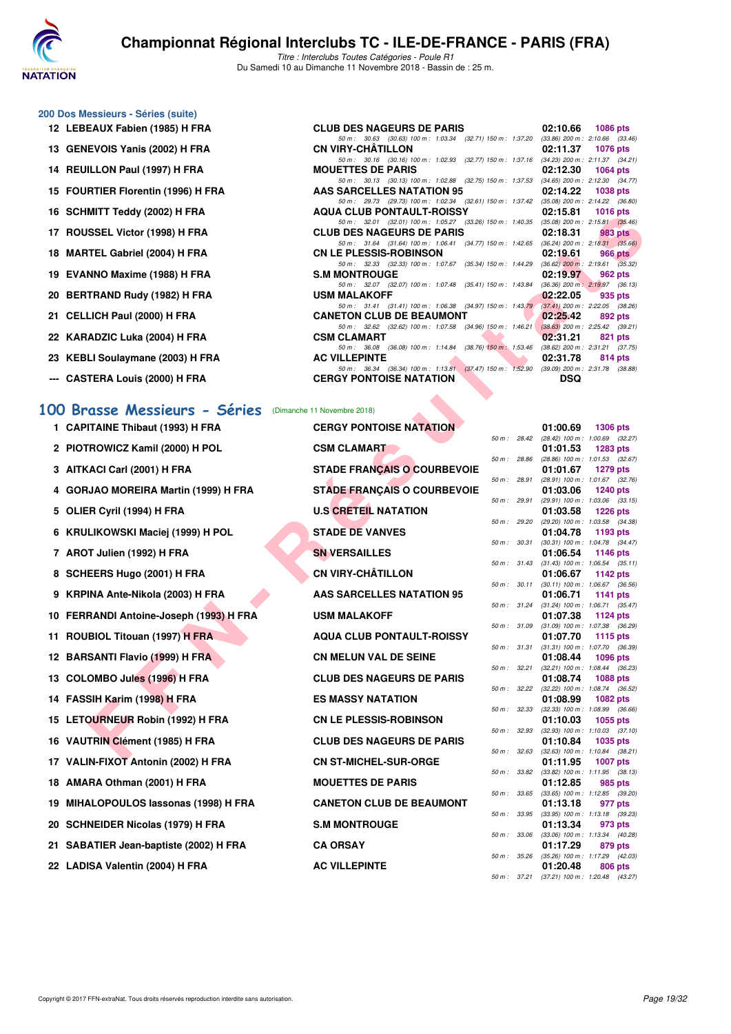# Championnat Régional Interclubs TC - ILE-DE-FRANCE - PARIS (FRA)

*Titre : Interclubs Toutes Catégories - Poule R1*
Du Samedi 10 au Dimanche 11 Novembre 2018 - Bassin de : 25 m.

### 200 Dos Messieurs - Séries (suite)

| Rang | Nom | Club | Temps | Points |
|---|---|---|---|---|
| 12 | LEBEAUX Fabien (1985) H FRA | CLUB DES NAGEURS DE PARIS | 02:10.66 | 1086 pts |
| | | 50 m : 30.63 (30.63) 100 m : 1:03.34 (32.71) 150 m : 1:37.20 (33.86) 200 m : 2:10.66 (33.46) | | |
| 13 | GENEVOIS Yanis (2002) H FRA | CN VIRY-CHÂTILLON | 02:11.37 | 1076 pts |
| | | 50 m : 30.16 (30.16) 100 m : 1:02.93 (32.77) 150 m : 1:37.16 (34.23) 200 m : 2:11.37 (34.21) | | |
| 14 | REUILLON Paul (1997) H FRA | MOUETTES DE PARIS | 02:12.30 | 1064 pts |
| | | 50 m : 30.13 (30.13) 100 m : 1:02.88 (32.75) 150 m : 1:37.53 (34.65) 200 m : 2:12.30 (34.77) | | |
| 15 | FOURTIER Florentin (1996) H FRA | AAS SARCELLES NATATION 95 | 02:14.22 | 1038 pts |
| | | 50 m : 29.73 (29.73) 100 m : 1:02.34 (32.61) 150 m : 1:37.42 (35.08) 200 m : 2:14.22 (36.80) | | |
| 16 | SCHMITT Teddy (2002) H FRA | AQUA CLUB PONTAULT-ROISSY | 02:15.81 | 1016 pts |
| | | 50 m : 32.01 (32.01) 100 m : 1:05.27 (33.26) 150 m : 1:40.35 (35.08) 200 m : 2:15.81 (35.46) | | |
| 17 | ROUSSEL Victor (1998) H FRA | CLUB DES NAGEURS DE PARIS | 02:18.31 | 983 pts |
| | | 50 m : 31.64 (31.64) 100 m : 1:06.41 (34.77) 150 m : 1:42.65 (36.24) 200 m : 2:18.31 (35.66) | | |
| 18 | MARTEL Gabriel (2004) H FRA | CN LE PLESSIS-ROBINSON | 02:19.61 | 966 pts |
| | | 50 m : 32.33 (32.33) 100 m : 1:07.67 (35.34) 150 m : 1:44.29 (36.62) 200 m : 2:19.61 (35.32) | | |
| 19 | EVANNO Maxime (1988) H FRA | S.M MONTROUGE | 02:19.97 | 962 pts |
| | | 50 m : 32.07 (32.07) 100 m : 1:07.48 (35.41) 150 m : 1:43.84 (36.36) 200 m : 2:19.97 (36.13) | | |
| 20 | BERTRAND Rudy (1982) H FRA | USM MALAKOFF | 02:22.05 | 935 pts |
| | | 50 m : 31.41 (31.41) 100 m : 1:06.38 (34.97) 150 m : 1:43.79 (37.41) 200 m : 2:22.05 (38.26) | | |
| 21 | CELLICH Paul (2000) H FRA | CANETON CLUB DE BEAUMONT | 02:25.42 | 892 pts |
| | | 50 m : 32.62 (32.62) 100 m : 1:07.58 (34.96) 150 m : 1:46.21 (38.63) 200 m : 2:25.42 (39.21) | | |
| 22 | KARADZIC Luka (2004) H FRA | CSM CLAMART | 02:31.21 | 821 pts |
| | | 50 m : 36.08 (36.08) 100 m : 1:14.84 (38.76) 150 m : 1:53.46 (38.62) 200 m : 2:31.21 (37.75) | | |
| 23 | KEBLI Soulaymane (2003) H FRA | AC VILLEPINTE | 02:31.78 | 814 pts |
| | | 50 m : 36.34 (36.34) 100 m : 1:13.81 (37.47) 150 m : 1:52.90 (39.09) 200 m : 2:31.78 (38.88) | | |
| --- | CASTERA Louis (2000) H FRA | CERGY PONTOISE NATATION | DSQ | |

## 100 Brasse Messieurs - Séries (Dimanche 11 Novembre 2018)

| Rang | Nom | Club | Temps | Points | Intermédiaires |
|---|---|---|---|---|---|
| 1 | CAPITAINE Thibaut (1993) H FRA | CERGY PONTOISE NATATION | 01:00.69 | 1306 pts | 50 m : 28.42 (28.42) 100 m : 1:00.69 (32.27) |
| 2 | PIOTROWICZ Kamil (2000) H POL | CSM CLAMART | 01:01.53 | 1283 pts | 50 m : 28.86 (28.86) 100 m : 1:01.53 (32.67) |
| 3 | AITKACI Carl (2001) H FRA | STADE FRANÇAIS O COURBEVOIE | 01:01.67 | 1279 pts | 50 m : 28.91 (28.91) 100 m : 1:01.67 (32.76) |
| 4 | GORJAO MOREIRA Martin (1999) H FRA | STADE FRANÇAIS O COURBEVOIE | 01:03.06 | 1240 pts | 50 m : 29.91 (29.91) 100 m : 1:03.06 (33.15) |
| 5 | OLIER Cyril (1994) H FRA | U.S CRETEIL NATATION | 01:03.58 | 1226 pts | 50 m : 29.20 (29.20) 100 m : 1:03.58 (34.38) |
| 6 | KRULIKOWSKI Maciej (1999) H POL | STADE DE VANVES | 01:04.78 | 1193 pts | 50 m : 30.31 (30.31) 100 m : 1:04.78 (34.47) |
| 7 | AROT Julien (1992) H FRA | SN VERSAILLES | 01:06.54 | 1146 pts | 50 m : 31.43 (31.43) 100 m : 1:06.54 (35.11) |
| 8 | SCHEERS Hugo (2001) H FRA | CN VIRY-CHÂTILLON | 01:06.67 | 1142 pts | 50 m : 30.11 (30.11) 100 m : 1:06.67 (36.56) |
| 9 | KRPINA Ante-Nikola (2003) H FRA | AAS SARCELLES NATATION 95 | 01:06.71 | 1141 pts | 50 m : 31.24 (31.24) 100 m : 1:06.71 (35.47) |
| 10 | FERRANDI Antoine-Joseph (1993) H FRA | USM MALAKOFF | 01:07.38 | 1124 pts | 50 m : 31.09 (31.09) 100 m : 1:07.38 (36.29) |
| 11 | ROUBIOL Titouan (1997) H FRA | AQUA CLUB PONTAULT-ROISSY | 01:07.70 | 1115 pts | 50 m : 31.31 (31.31) 100 m : 1:07.70 (36.39) |
| 12 | BARSANTI Flavio (1999) H FRA | CN MELUN VAL DE SEINE | 01:08.44 | 1096 pts | 50 m : 32.21 (32.21) 100 m : 1:08.44 (36.23) |
| 13 | COLOMBO Jules (1996) H FRA | CLUB DES NAGEURS DE PARIS | 01:08.74 | 1088 pts | 50 m : 32.22 (32.22) 100 m : 1:08.74 (36.52) |
| 14 | FASSIH Karim (1998) H FRA | ES MASSY NATATION | 01:08.99 | 1082 pts | 50 m : 32.33 (32.33) 100 m : 1:08.99 (36.66) |
| 15 | LETOURNEUR Robin (1992) H FRA | CN LE PLESSIS-ROBINSON | 01:10.03 | 1055 pts | 50 m : 32.93 (32.93) 100 m : 1:10.03 (37.10) |
| 16 | VAUTRIN Clément (1985) H FRA | CLUB DES NAGEURS DE PARIS | 01:10.84 | 1035 pts | 50 m : 32.63 (32.63) 100 m : 1:10.84 (38.21) |
| 17 | VALIN-FIXOT Antonin (2002) H FRA | CN ST-MICHEL-SUR-ORGE | 01:11.95 | 1007 pts | 50 m : 33.82 (33.82) 100 m : 1:11.95 (38.13) |
| 18 | AMARA Othman (2001) H FRA | MOUETTES DE PARIS | 01:12.85 | 985 pts | 50 m : 33.65 (33.65) 100 m : 1:12.85 (39.20) |
| 19 | MIHALOPOULOS Iassonas (1998) H FRA | CANETON CLUB DE BEAUMONT | 01:13.18 | 977 pts | 50 m : 33.95 (33.95) 100 m : 1:13.18 (39.23) |
| 20 | SCHNEIDER Nicolas (1979) H FRA | S.M MONTROUGE | 01:13.34 | 973 pts | 50 m : 33.06 (33.06) 100 m : 1:13.34 (40.28) |
| 21 | SABATIER Jean-baptiste (2002) H FRA | CA ORSAY | 01:17.29 | 879 pts | 50 m : 35.26 (35.26) 100 m : 1:17.29 (42.03) |
| 22 | LADISA Valentin (2004) H FRA | AC VILLEPINTE | 01:20.48 | 806 pts | 50 m : 37.21 (37.21) 100 m : 1:20.48 (43.27) |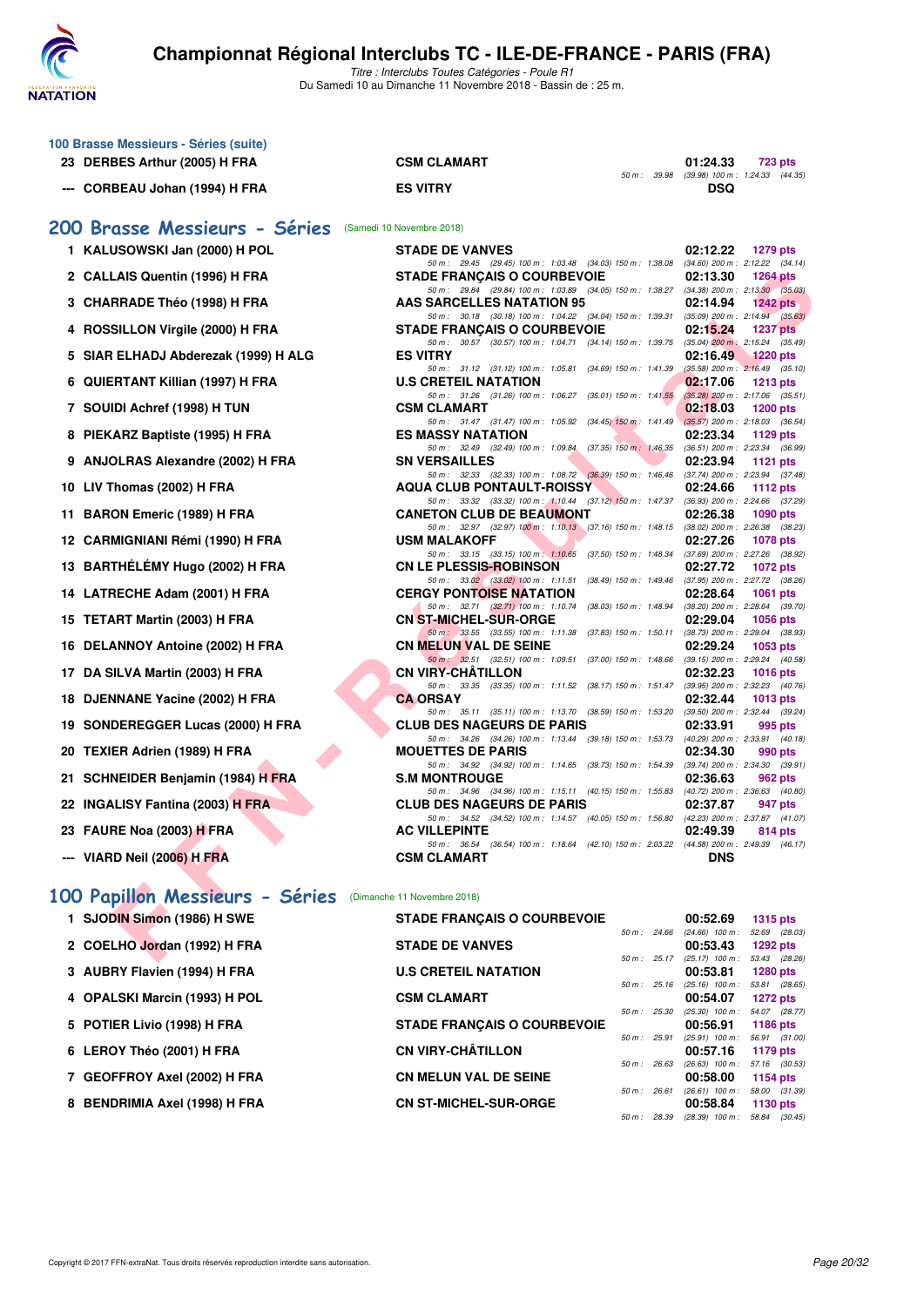# Championnat Régional Interclubs TC - ILE-DE-FRANCE - PARIS (FRA)

*Titre : Interclubs Toutes Catégories - Poule R1*
Du Samedi 10 au Dimanche 11 Novembre 2018 - Bassin de : 25 m.

## 100 Brasse Messieurs - Séries (suite)

| | Nom | Club | Temps | Points |
|---|---|---|---|---|
| 23 | DERBES Arthur (2005) H FRA | CSM CLAMART | 01:24.33 | 723 pts |
| | | 50 m : 39.98 (39.98) 100 m : 1:24.33 (44.35) | | |
| --- | CORBEAU Johan (1994) H FRA | ES VITRY | DSQ | |

## 200 Brasse Messieurs - Séries (Samedi 10 Novembre 2018)

| | Nom | Club | Temps | Points |
|---|---|---|---|---|
| 1 | KALUSOWSKI Jan (2000) H POL | STADE DE VANVES | 02:12.22 | 1279 pts |
| | | 50 m : 29.45 (29.45) 100 m : 1:03.48 (34.03) 150 m : 1:38.08 (34.60) 200 m : 2:12.22 (34.14) | | |
| 2 | CALLAIS Quentin (1996) H FRA | STADE FRANÇAIS O COURBEVOIE | 02:13.30 | 1264 pts |
| | | 50 m : 29.84 (29.84) 100 m : 1:03.89 (34.05) 150 m : 1:38.27 (34.38) 200 m : 2:13.30 (35.03) | | |
| 3 | CHARRADE Théo (1998) H FRA | AAS SARCELLES NATATION 95 | 02:14.94 | 1242 pts |
| | | 50 m : 30.18 (30.18) 100 m : 1:04.22 (34.04) 150 m : 1:39.31 (35.09) 200 m : 2:14.94 (35.63) | | |
| 4 | ROSSILLON Virgile (2000) H FRA | STADE FRANÇAIS O COURBEVOIE | 02:15.24 | 1237 pts |
| | | 50 m : 30.57 (30.57) 100 m : 1:04.71 (34.14) 150 m : 1:39.75 (35.04) 200 m : 2:15.24 (35.49) | | |
| 5 | SIAR ELHADJ Abderezak (1999) H ALG | ES VITRY | 02:16.49 | 1220 pts |
| | | 50 m : 31.12 (31.12) 100 m : 1:05.81 (34.69) 150 m : 1:41.39 (35.58) 200 m : 2:16.49 (35.10) | | |
| 6 | QUIERTANT Killian (1997) H FRA | U.S CRETEIL NATATION | 02:17.06 | 1213 pts |
| | | 50 m : 31.26 (31.26) 100 m : 1:06.27 (35.01) 150 m : 1:41.55 (35.28) 200 m : 2:17.06 (35.51) | | |
| 7 | SOUIDI Achref (1998) H TUN | CSM CLAMART | 02:18.03 | 1200 pts |
| | | 50 m : 31.47 (31.47) 100 m : 1:05.92 (34.45) 150 m : 1:41.49 (35.57) 200 m : 2:18.03 (36.54) | | |
| 8 | PIEKARZ Baptiste (1995) H FRA | ES MASSY NATATION | 02:23.34 | 1129 pts |
| | | 50 m : 32.49 (32.49) 100 m : 1:09.84 (37.35) 150 m : 1:46.35 (36.51) 200 m : 2:23.34 (36.99) | | |
| 9 | ANJOLRAS Alexandre (2002) H FRA | SN VERSAILLES | 02:23.94 | 1121 pts |
| | | 50 m : 32.33 (32.33) 100 m : 1:08.72 (36.39) 150 m : 1:46.46 (37.74) 200 m : 2:23.94 (37.48) | | |
| 10 | LIV Thomas (2002) H FRA | AQUA CLUB PONTAULT-ROISSY | 02:24.66 | 1112 pts |
| | | 50 m : 33.32 (33.32) 100 m : 1:10.44 (37.12) 150 m : 1:47.37 (36.93) 200 m : 2:24.66 (37.29) | | |
| 11 | BARON Emeric (1989) H FRA | CANETON CLUB DE BEAUMONT | 02:26.38 | 1090 pts |
| | | 50 m : 32.97 (32.97) 100 m : 1:10.13 (37.16) 150 m : 1:48.15 (38.02) 200 m : 2:26.38 (38.23) | | |
| 12 | CARMIGNIANI Rémi (1990) H FRA | USM MALAKOFF | 02:27.26 | 1078 pts |
| | | 50 m : 33.15 (33.15) 100 m : 1:10.65 (37.50) 150 m : 1:48.34 (37.69) 200 m : 2:27.26 (38.92) | | |
| 13 | BARTHÉLÉMY Hugo (2002) H FRA | CN LE PLESSIS-ROBINSON | 02:27.72 | 1072 pts |
| | | 50 m : 33.02 (33.02) 100 m : 1:11.51 (38.49) 150 m : 1:49.46 (37.95) 200 m : 2:27.72 (38.26) | | |
| 14 | LATRECHE Adam (2001) H FRA | CERGY PONTOISE NATATION | 02:28.64 | 1061 pts |
| | | 50 m : 32.71 (32.71) 100 m : 1:10.74 (38.03) 150 m : 1:48.94 (38.20) 200 m : 2:28.64 (39.70) | | |
| 15 | TETART Martin (2003) H FRA | CN ST-MICHEL-SUR-ORGE | 02:29.04 | 1056 pts |
| | | 50 m : 33.55 (33.55) 100 m : 1:11.38 (37.83) 150 m : 1:50.11 (38.73) 200 m : 2:29.04 (38.93) | | |
| 16 | DELANNOY Antoine (2002) H FRA | CN MELUN VAL DE SEINE | 02:29.24 | 1053 pts |
| | | 50 m : 32.51 (32.51) 100 m : 1:09.51 (37.00) 150 m : 1:48.66 (39.15) 200 m : 2:29.24 (40.58) | | |
| 17 | DA SILVA Martin (2003) H FRA | CN VIRY-CHÂTILLON | 02:32.23 | 1016 pts |
| | | 50 m : 33.35 (33.35) 100 m : 1:11.52 (38.17) 150 m : 1:51.47 (39.95) 200 m : 2:32.23 (40.76) | | |
| 18 | DJENNANE Yacine (2002) H FRA | CA ORSAY | 02:32.44 | 1013 pts |
| | | 50 m : 35.11 (35.11) 100 m : 1:13.70 (38.59) 150 m : 1:53.20 (39.50) 200 m : 2:32.44 (39.24) | | |
| 19 | SONDEREGGER Lucas (2000) H FRA | CLUB DES NAGEURS DE PARIS | 02:33.91 | 995 pts |
| | | 50 m : 34.26 (34.26) 100 m : 1:13.44 (39.18) 150 m : 1:53.73 (40.29) 200 m : 2:33.91 (40.18) | | |
| 20 | TEXIER Adrien (1989) H FRA | MOUETTES DE PARIS | 02:34.30 | 990 pts |
| | | 50 m : 34.92 (34.92) 100 m : 1:14.65 (39.73) 150 m : 1:54.39 (39.74) 200 m : 2:34.30 (39.91) | | |
| 21 | SCHNEIDER Benjamin (1984) H FRA | S.M MONTROUGE | 02:36.63 | 962 pts |
| | | 50 m : 34.96 (34.96) 100 m : 1:15.11 (40.15) 150 m : 1:55.83 (40.72) 200 m : 2:36.63 (40.80) | | |
| 22 | INGALISY Fantina (2003) H FRA | CLUB DES NAGEURS DE PARIS | 02:37.87 | 947 pts |
| | | 50 m : 34.52 (34.52) 100 m : 1:14.57 (40.05) 150 m : 1:56.80 (42.23) 200 m : 2:37.87 (41.07) | | |
| 23 | FAURE Noa (2003) H FRA | AC VILLEPINTE | 02:49.39 | 814 pts |
| | | 50 m : 36.54 (36.54) 100 m : 1:18.64 (42.10) 150 m : 2:03.22 (44.58) 200 m : 2:49.39 (46.17) | | |
| --- | VIARD Neil (2006) H FRA | CSM CLAMART | DNS | |

## 100 Papillon Messieurs - Séries (Dimanche 11 Novembre 2018)

| | Nom | Club | Temps | Points |
|---|---|---|---|---|
| 1 | SJODIN Simon (1986) H SWE | STADE FRANÇAIS O COURBEVOIE | 00:52.69 | 1315 pts |
| | | 50 m : 24.66 (24.66) 100 m : 52.69 (28.03) | | |
| 2 | COELHO Jordan (1992) H FRA | STADE DE VANVES | 00:53.43 | 1292 pts |
| | | 50 m : 25.17 (25.17) 100 m : 53.43 (28.26) | | |
| 3 | AUBRY Flavien (1994) H FRA | U.S CRETEIL NATATION | 00:53.81 | 1280 pts |
| | | 50 m : 25.16 (25.16) 100 m : 53.81 (28.65) | | |
| 4 | OPALSKI Marcin (1993) H POL | CSM CLAMART | 00:54.07 | 1272 pts |
| | | 50 m : 25.30 (25.30) 100 m : 54.07 (28.77) | | |
| 5 | POTIER Livio (1998) H FRA | STADE FRANÇAIS O COURBEVOIE | 00:56.91 | 1186 pts |
| | | 50 m : 25.91 (25.91) 100 m : 56.91 (31.00) | | |
| 6 | LEROY Théo (2001) H FRA | CN VIRY-CHÂTILLON | 00:57.16 | 1179 pts |
| | | 50 m : 26.63 (26.63) 100 m : 57.16 (30.53) | | |
| 7 | GEOFFROY Axel (2002) H FRA | CN MELUN VAL DE SEINE | 00:58.00 | 1154 pts |
| | | 50 m : 26.61 (26.61) 100 m : 58.00 (31.39) | | |
| 8 | BENDRIMIA Axel (1998) H FRA | CN ST-MICHEL-SUR-ORGE | 00:58.84 | 1130 pts |
| | | 50 m : 28.39 (28.39) 100 m : 58.84 (30.45) | | |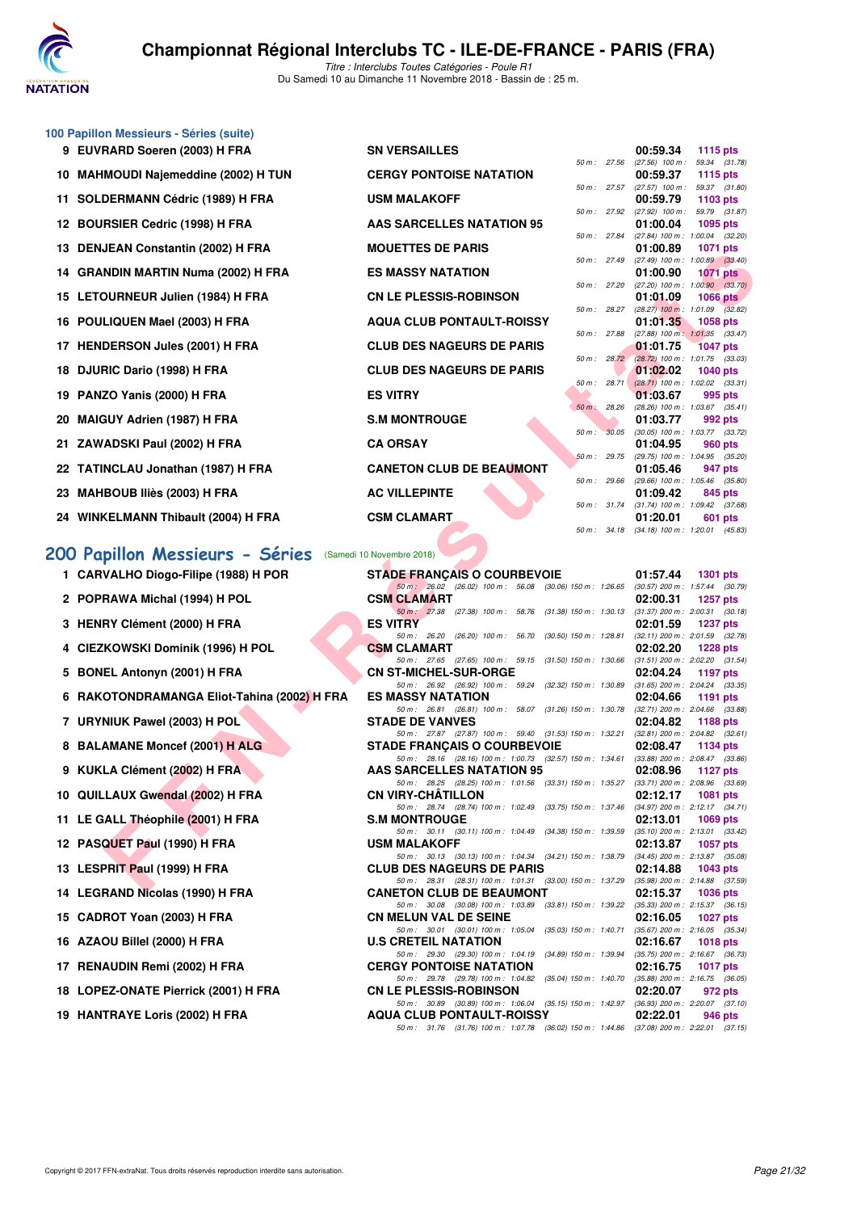# Championnat Régional Interclubs TC - ILE-DE-FRANCE - PARIS (FRA)

*Titre : Interclubs Toutes Catégories - Poule R1*
Du Samedi 10 au Dimanche 11 Novembre 2018 - Bassin de : 25 m.

## 100 Papillon Messieurs - Séries (suite)

| Rang | Nom | Club | Temps | Points | Intermédiaires |
|---|---|---|---|---|---|
| 9 | EUVRARD Soeren (2003) H FRA | SN VERSAILLES | 00:59.34 | 1115 pts | 50 m : 27.56 (27.56) 100 m : 59.34 (31.78) |
| 10 | MAHMOUDI Najemeddine (2002) H TUN | CERGY PONTOISE NATATION | 00:59.37 | 1115 pts | 50 m : 27.57 (27.57) 100 m : 59.37 (31.80) |
| 11 | SOLDERMANN Cédric (1989) H FRA | USM MALAKOFF | 00:59.79 | 1103 pts | 50 m : 27.92 (27.92) 100 m : 59.79 (31.87) |
| 12 | BOURSIER Cedric (1998) H FRA | AAS SARCELLES NATATION 95 | 01:00.04 | 1095 pts | 50 m : 27.84 (27.84) 100 m : 1:00.04 (32.20) |
| 13 | DENJEAN Constantin (2002) H FRA | MOUETTES DE PARIS | 01:00.89 | 1071 pts | 50 m : 27.49 (27.49) 100 m : 1:00.89 (33.40) |
| 14 | GRANDIN MARTIN Numa (2002) H FRA | ES MASSY NATATION | 01:00.90 | 1071 pts | 50 m : 27.20 (27.20) 100 m : 1:00.90 (33.70) |
| 15 | LETOURNEUR Julien (1984) H FRA | CN LE PLESSIS-ROBINSON | 01:01.09 | 1066 pts | 50 m : 28.27 (28.27) 100 m : 1:01.09 (32.82) |
| 16 | POULIQUEN Mael (2003) H FRA | AQUA CLUB PONTAULT-ROISSY | 01:01.35 | 1058 pts | 50 m : 27.88 (27.88) 100 m : 1:01.35 (33.47) |
| 17 | HENDERSON Jules (2001) H FRA | CLUB DES NAGEURS DE PARIS | 01:01.75 | 1047 pts | 50 m : 28.72 (28.72) 100 m : 1:01.75 (33.03) |
| 18 | DJURIC Dario (1998) H FRA | CLUB DES NAGEURS DE PARIS | 01:02.02 | 1040 pts | 50 m : 28.71 (28.71) 100 m : 1:02.02 (33.31) |
| 19 | PANZO Yanis (2000) H FRA | ES VITRY | 01:03.67 | 995 pts | 50 m : 28.26 (28.26) 100 m : 1:03.67 (35.41) |
| 20 | MAIGUY Adrien (1987) H FRA | S.M MONTROUGE | 01:03.77 | 992 pts | 50 m : 30.05 (30.05) 100 m : 1:03.77 (33.72) |
| 21 | ZAWADSKI Paul (2002) H FRA | CA ORSAY | 01:04.95 | 960 pts | 50 m : 29.75 (29.75) 100 m : 1:04.95 (35.20) |
| 22 | TATINCLAU Jonathan (1987) H FRA | CANETON CLUB DE BEAUMONT | 01:05.46 | 947 pts | 50 m : 29.66 (29.66) 100 m : 1:05.46 (35.80) |
| 23 | MAHBOUB Iliès (2003) H FRA | AC VILLEPINTE | 01:09.42 | 845 pts | 50 m : 31.74 (31.74) 100 m : 1:09.42 (37.68) |
| 24 | WINKELMANN Thibault (2004) H FRA | CSM CLAMART | 01:20.01 | 601 pts | 50 m : 34.18 (34.18) 100 m : 1:20.01 (45.83) |

## 200 Papillon Messieurs - Séries (Samedi 10 Novembre 2018)

| Rang | Nom | Club | Temps | Points | Intermédiaires |
|---|---|---|---|---|---|
| 1 | CARVALHO Diogo-Filipe (1988) H POR | STADE FRANÇAIS O COURBEVOIE | 01:57.44 | 1301 pts | 50 m : 26.02 (26.02) 100 m : 56.08 (30.06) 150 m : 1:26.65 (30.57) 200 m : 1:57.44 (30.79) |
| 2 | POPRAWA Michal (1994) H POL | CSM CLAMART | 02:00.31 | 1257 pts | 50 m : 27.38 (27.38) 100 m : 58.76 (31.38) 150 m : 1:30.13 (31.37) 200 m : 2:00.31 (30.18) |
| 3 | HENRY Clément (2000) H FRA | ES VITRY | 02:01.59 | 1237 pts | 50 m : 26.20 (26.20) 100 m : 56.70 (30.50) 150 m : 1:28.81 (32.11) 200 m : 2:01.59 (32.78) |
| 4 | CIEZKOWSKI Dominik (1996) H POL | CSM CLAMART | 02:02.20 | 1228 pts | 50 m : 27.65 (27.65) 100 m : 59.15 (31.50) 150 m : 1:30.66 (31.51) 200 m : 2:02.20 (31.54) |
| 5 | BONEL Antonyn (2001) H FRA | CN ST-MICHEL-SUR-ORGE | 02:04.24 | 1197 pts | 50 m : 26.92 (26.92) 100 m : 59.24 (32.32) 150 m : 1:30.89 (31.65) 200 m : 2:04.24 (33.35) |
| 6 | RAKOTONDRAMANGA Eliot-Tahina (2002) H FRA | ES MASSY NATATION | 02:04.66 | 1191 pts | 50 m : 26.81 (26.81) 100 m : 58.07 (31.26) 150 m : 1:30.78 (32.71) 200 m : 2:04.66 (33.88) |
| 7 | URYNIUK Pawel (2003) H POL | STADE DE VANVES | 02:04.82 | 1188 pts | 50 m : 27.87 (27.87) 100 m : 59.40 (31.53) 150 m : 1:32.21 (32.81) 200 m : 2:04.82 (32.61) |
| 8 | BALAMANE Moncef (2001) H ALG | STADE FRANÇAIS O COURBEVOIE | 02:08.47 | 1134 pts | 50 m : 28.16 (28.16) 100 m : 1:00.73 (32.57) 150 m : 1:34.61 (33.88) 200 m : 2:08.47 (33.86) |
| 9 | KUKLA Clément (2002) H FRA | AAS SARCELLES NATATION 95 | 02:08.96 | 1127 pts | 50 m : 28.25 (28.25) 100 m : 1:01.56 (33.31) 150 m : 1:35.27 (33.71) 200 m : 2:08.96 (33.69) |
| 10 | QUILLAUX Gwendal (2002) H FRA | CN VIRY-CHÂTILLON | 02:12.17 | 1081 pts | 50 m : 28.74 (28.74) 100 m : 1:02.49 (33.75) 150 m : 1:37.46 (34.97) 200 m : 2:12.17 (34.71) |
| 11 | LE GALL Théophile (2001) H FRA | S.M MONTROUGE | 02:13.01 | 1069 pts | 50 m : 30.11 (30.11) 100 m : 1:04.49 (34.38) 150 m : 1:39.59 (35.10) 200 m : 2:13.01 (33.42) |
| 12 | PASQUET Paul (1990) H FRA | USM MALAKOFF | 02:13.87 | 1057 pts | 50 m : 30.13 (30.13) 100 m : 1:04.34 (34.21) 150 m : 1:38.79 (34.45) 200 m : 2:13.87 (35.08) |
| 13 | LESPRIT Paul (1999) H FRA | CLUB DES NAGEURS DE PARIS | 02:14.88 | 1043 pts | 50 m : 28.31 (28.31) 100 m : 1:01.31 (33.00) 150 m : 1:37.29 (35.98) 200 m : 2:14.88 (37.59) |
| 14 | LEGRAND Nicolas (1990) H FRA | CANETON CLUB DE BEAUMONT | 02:15.37 | 1036 pts | 50 m : 30.08 (30.08) 100 m : 1:03.89 (33.81) 150 m : 1:39.22 (35.33) 200 m : 2:15.37 (36.15) |
| 15 | CADROT Yoan (2003) H FRA | CN MELUN VAL DE SEINE | 02:16.05 | 1027 pts | 50 m : 30.01 (30.01) 100 m : 1:05.04 (35.03) 150 m : 1:40.71 (35.67) 200 m : 2:16.05 (35.34) |
| 16 | AZAOU Billel (2000) H FRA | U.S CRETEIL NATATION | 02:16.67 | 1018 pts | 50 m : 29.30 (29.30) 100 m : 1:04.19 (34.89) 150 m : 1:39.94 (35.75) 200 m : 2:16.67 (36.73) |
| 17 | RENAUDIN Remi (2002) H FRA | CERGY PONTOISE NATATION | 02:16.75 | 1017 pts | 50 m : 29.78 (29.78) 100 m : 1:04.82 (35.04) 150 m : 1:40.70 (35.88) 200 m : 2:16.75 (36.05) |
| 18 | LOPEZ-ONATE Pierrick (2001) H FRA | CN LE PLESSIS-ROBINSON | 02:20.07 | 972 pts | 50 m : 30.89 (30.89) 100 m : 1:06.04 (35.15) 150 m : 1:42.97 (36.93) 200 m : 2:20.07 (37.10) |
| 19 | HANTRAYE Loris (2002) H FRA | AQUA CLUB PONTAULT-ROISSY | 02:22.01 | 946 pts | 50 m : 31.76 (31.76) 100 m : 1:07.78 (36.02) 150 m : 1:44.86 (37.08) 200 m : 2:22.01 (37.15) |

Copyright © 2017 FFN-extraNat. Tous droits réservés reproduction interdite sans autorisation.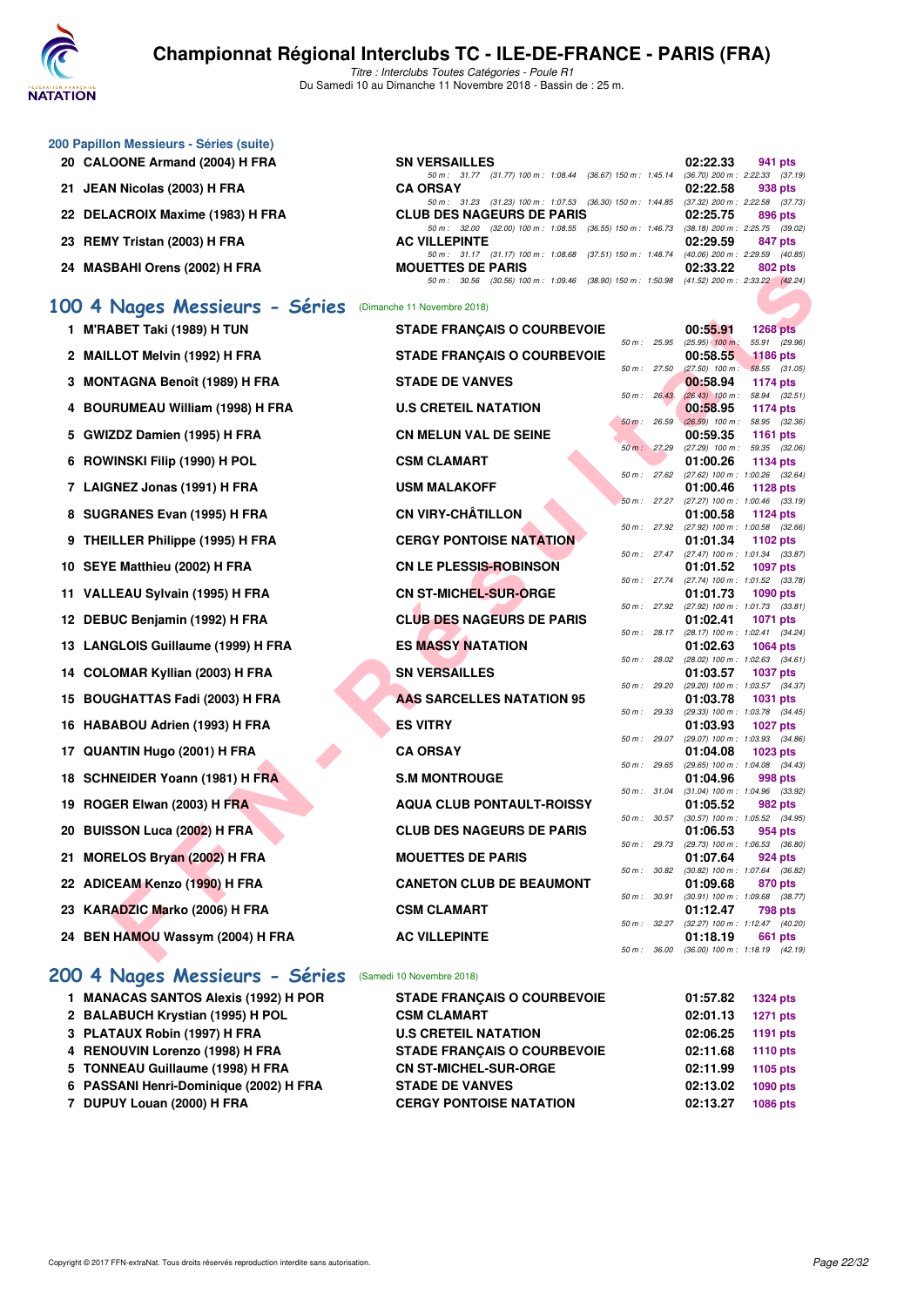### 200 Papillon Messieurs - Séries (suite)

| Rang | Nom | Club | Temps | Points | Splits |
|---|---|---|---|---|---|
| 20 | CALOONE Armand (2004) H FRA | SN VERSAILLES | 02:22.33 | 941 pts | 50 m : 31.77 (31.77) 100 m : 1:08.44 (36.67) 150 m : 1:45.14 (36.70) 200 m : 2:22.33 (37.19) |
| 21 | JEAN Nicolas (2003) H FRA | CA ORSAY | 02:22.58 | 938 pts | 50 m : 31.23 (31.23) 100 m : 1:07.53 (36.30) 150 m : 1:44.85 (37.32) 200 m : 2:22.58 (37.73) |
| 22 | DELACROIX Maxime (1983) H FRA | CLUB DES NAGEURS DE PARIS | 02:25.75 | 896 pts | 50 m : 32.00 (32.00) 100 m : 1:08.55 (36.55) 150 m : 1:46.73 (38.18) 200 m : 2:25.75 (39.02) |
| 23 | REMY Tristan (2003) H FRA | AC VILLEPINTE | 02:29.59 | 847 pts | 50 m : 31.17 (31.17) 100 m : 1:08.68 (37.51) 150 m : 1:48.74 (40.06) 200 m : 2:29.59 (40.85) |
| 24 | MASBAHI Orens (2002) H FRA | MOUETTES DE PARIS | 02:33.22 | 802 pts | 50 m : 30.56 (30.56) 100 m : 1:09.46 (38.90) 150 m : 1:50.98 (41.52) 200 m : 2:33.22 (42.24) |

## 100 4 Nages Messieurs - Séries (Dimanche 11 Novembre 2018)

| Rang | Nom | Club | Temps | Points | Splits |
|---|---|---|---|---|---|
| 1 | M'RABET Taki (1989) H TUN | STADE FRANÇAIS O COURBEVOIE | 00:55.91 | 1268 pts | 50 m : 25.95 (25.95) 100 m : 55.91 (29.96) |
| 2 | MAILLOT Melvin (1992) H FRA | STADE FRANÇAIS O COURBEVOIE | 00:58.55 | 1186 pts | 50 m : 27.50 (27.50) 100 m : 58.55 (31.05) |
| 3 | MONTAGNA Benoît (1989) H FRA | STADE DE VANVES | 00:58.94 | 1174 pts | 50 m : 26.43 (26.43) 100 m : 58.94 (32.51) |
| 4 | BOURUMEAU William (1998) H FRA | U.S CRETEIL NATATION | 00:58.95 | 1174 pts | 50 m : 26.59 (26.59) 100 m : 58.95 (32.36) |
| 5 | GWIZDZ Damien (1995) H FRA | CN MELUN VAL DE SEINE | 00:59.35 | 1161 pts | 50 m : 27.29 (27.29) 100 m : 59.35 (32.06) |
| 6 | ROWINSKI Filip (1990) H POL | CSM CLAMART | 01:00.26 | 1134 pts | 50 m : 27.62 (27.62) 100 m : 1:00.26 (32.64) |
| 7 | LAIGNEZ Jonas (1991) H FRA | USM MALAKOFF | 01:00.46 | 1128 pts | 50 m : 27.27 (27.27) 100 m : 1:00.46 (33.19) |
| 8 | SUGRANES Evan (1995) H FRA | CN VIRY-CHÂTILLON | 01:00.58 | 1124 pts | 50 m : 27.92 (27.92) 100 m : 1:00.58 (32.66) |
| 9 | THEILLER Philippe (1995) H FRA | CERGY PONTOISE NATATION | 01:01.34 | 1102 pts | 50 m : 27.47 (27.47) 100 m : 1:01.34 (33.87) |
| 10 | SEYE Matthieu (2002) H FRA | CN LE PLESSIS-ROBINSON | 01:01.52 | 1097 pts | 50 m : 27.74 (27.74) 100 m : 1:01.52 (33.78) |
| 11 | VALLEAU Sylvain (1995) H FRA | CN ST-MICHEL-SUR-ORGE | 01:01.73 | 1090 pts | 50 m : 27.92 (27.92) 100 m : 1:01.73 (33.81) |
| 12 | DEBUC Benjamin (1992) H FRA | CLUB DES NAGEURS DE PARIS | 01:02.41 | 1071 pts | 50 m : 28.17 (28.17) 100 m : 1:02.41 (34.24) |
| 13 | LANGLOIS Guillaume (1999) H FRA | ES MASSY NATATION | 01:02.63 | 1064 pts | 50 m : 28.02 (28.02) 100 m : 1:02.63 (34.61) |
| 14 | COLOMAR Kyllian (2003) H FRA | SN VERSAILLES | 01:03.57 | 1037 pts | 50 m : 29.20 (29.20) 100 m : 1:03.57 (34.37) |
| 15 | BOUGHATTAS Fadi (2003) H FRA | AAS SARCELLES NATATION 95 | 01:03.78 | 1031 pts | 50 m : 29.33 (29.33) 100 m : 1:03.78 (34.45) |
| 16 | HABABOU Adrien (1993) H FRA | ES VITRY | 01:03.93 | 1027 pts | 50 m : 29.07 (29.07) 100 m : 1:03.93 (34.86) |
| 17 | QUANTIN Hugo (2001) H FRA | CA ORSAY | 01:04.08 | 1023 pts | 50 m : 29.65 (29.65) 100 m : 1:04.08 (34.43) |
| 18 | SCHNEIDER Yoann (1981) H FRA | S.M MONTROUGE | 01:04.96 | 998 pts | 50 m : 31.04 (31.04) 100 m : 1:04.96 (33.92) |
| 19 | ROGER Elwan (2003) H FRA | AQUA CLUB PONTAULT-ROISSY | 01:05.52 | 982 pts | 50 m : 30.57 (30.57) 100 m : 1:05.52 (34.95) |
| 20 | BUISSON Luca (2002) H FRA | CLUB DES NAGEURS DE PARIS | 01:06.53 | 954 pts | 50 m : 29.73 (29.73) 100 m : 1:06.53 (36.80) |
| 21 | MORELOS Bryan (2002) H FRA | MOUETTES DE PARIS | 01:07.64 | 924 pts | 50 m : 30.82 (30.82) 100 m : 1:07.64 (36.82) |
| 22 | ADICEAM Kenzo (1990) H FRA | CANETON CLUB DE BEAUMONT | 01:09.68 | 870 pts | 50 m : 30.91 (30.91) 100 m : 1:09.68 (38.77) |
| 23 | KARADZIC Marko (2006) H FRA | CSM CLAMART | 01:12.47 | 798 pts | 50 m : 32.27 (32.27) 100 m : 1:12.47 (40.20) |
| 24 | BEN HAMOU Wassym (2004) H FRA | AC VILLEPINTE | 01:18.19 | 661 pts | 50 m : 36.00 (36.00) 100 m : 1:18.19 (42.19) |

## 200 4 Nages Messieurs - Séries (Samedi 10 Novembre 2018)

| Rang | Nom | Club | Temps | Points |
|---|---|---|---|---|
| 1 | MANACAS SANTOS Alexis (1992) H POR | STADE FRANÇAIS O COURBEVOIE | 01:57.82 | 1324 pts |
| 2 | BALABUCH Krystian (1995) H POL | CSM CLAMART | 02:01.13 | 1271 pts |
| 3 | PLATAUX Robin (1997) H FRA | U.S CRETEIL NATATION | 02:06.25 | 1191 pts |
| 4 | RENOUVIN Lorenzo (1998) H FRA | STADE FRANÇAIS O COURBEVOIE | 02:11.68 | 1110 pts |
| 5 | TONNEAU Guillaume (1998) H FRA | CN ST-MICHEL-SUR-ORGE | 02:11.99 | 1105 pts |
| 6 | PASSANI Henri-Dominique (2002) H FRA | STADE DE VANVES | 02:13.02 | 1090 pts |
| 7 | DUPUY Louan (2000) H FRA | CERGY PONTOISE NATATION | 02:13.27 | 1086 pts |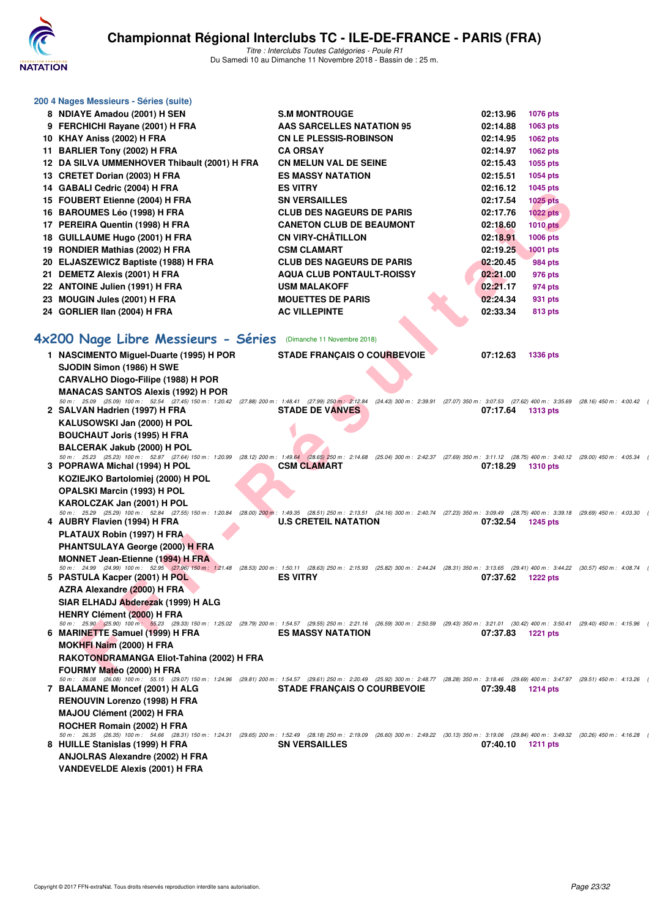### 200 4 Nages Messieurs - Séries (suite)

| | | | | |
|---|---|---|---|---|
| 8 | NDIAYE Amadou (2001) H SEN | S.M MONTROUGE | 02:13.96 | 1076 pts |
| 9 | FERCHICHI Rayane (2001) H FRA | AAS SARCELLES NATATION 95 | 02:14.88 | 1063 pts |
| 10 | KHAY Aniss (2002) H FRA | CN LE PLESSIS-ROBINSON | 02:14.95 | 1062 pts |
| 11 | BARLIER Tony (2002) H FRA | CA ORSAY | 02:14.97 | 1062 pts |
| 12 | DA SILVA UMMENHOVER Thibault (2001) H FRA | CN MELUN VAL DE SEINE | 02:15.43 | 1055 pts |
| 13 | CRETET Dorian (2003) H FRA | ES MASSY NATATION | 02:15.51 | 1054 pts |
| 14 | GABALI Cedric (2004) H FRA | ES VITRY | 02:16.12 | 1045 pts |
| 15 | FOUBERT Etienne (2004) H FRA | SN VERSAILLES | 02:17.54 | 1025 pts |
| 16 | BAROUMES Léo (1998) H FRA | CLUB DES NAGEURS DE PARIS | 02:17.76 | 1022 pts |
| 17 | PEREIRA Quentin (1998) H FRA | CANETON CLUB DE BEAUMONT | 02:18.60 | 1010 pts |
| 18 | GUILLAUME Hugo (2001) H FRA | CN VIRY-CHÂTILLON | 02:18.91 | 1006 pts |
| 19 | RONDIER Mathias (2002) H FRA | CSM CLAMART | 02:19.25 | 1001 pts |
| 20 | ELJASZEWICZ Baptiste (1988) H FRA | CLUB DES NAGEURS DE PARIS | 02:20.45 | 984 pts |
| 21 | DEMETZ Alexis (2001) H FRA | AQUA CLUB PONTAULT-ROISSY | 02:21.00 | 976 pts |
| 22 | ANTOINE Julien (1991) H FRA | USM MALAKOFF | 02:21.17 | 974 pts |
| 23 | MOUGIN Jules (2001) H FRA | MOUETTES DE PARIS | 02:24.34 | 931 pts |
| 24 | GORLIER Ilan (2004) H FRA | AC VILLEPINTE | 02:33.34 | 813 pts |

## 4x200 Nage Libre Messieurs - Séries (Dimanche 11 Novembre 2018)

**1 NASCIMENTO Miguel-Duarte (1995) H POR** — STADE FRANÇAIS O COURBEVOIE — 07:12.63 — 1336 pts
SJODIN Simon (1986) H SWE
CARVALHO Diogo-Filipe (1988) H POR
MANACAS SANTOS Alexis (1992) H POR
50 m : 25.09 (25.09) 100 m : 52.54 (27.45) 150 m : 1:20.42 (27.88) 200 m : 1:48.41 (27.99) 250 m : 2:12.84 (24.43) 300 m : 2:39.91 (27.07) 350 m : 3:07.53 (27.62) 400 m : 3:35.69 (28.16) 450 m : 4:00.42

**2 SALVAN Hadrien (1997) H FRA** — STADE DE VANVES — 07:17.64 — 1313 pts
KALUSOWSKI Jan (2000) H POL
BOUCHAUT Joris (1995) H FRA
BALCERAK Jakub (2000) H POL
50 m : 25.23 (25.23) 100 m : 52.87 (27.64) 150 m : 1:20.99 (28.12) 200 m : 1:49.64 (28.65) 250 m : 2:14.68 (25.04) 300 m : 2:42.37 (27.69) 350 m : 3:11.12 (28.75) 400 m : 3:40.12 (29.00) 450 m : 4:05.34

**3 POPRAWA Michal (1994) H POL** — CSM CLAMART — 07:18.29 — 1310 pts
KOZIEJKO Bartolomiej (2000) H POL
OPALSKI Marcin (1993) H POL
KAROLCZAK Jan (2001) H POL
50 m : 25.29 (25.29) 100 m : 52.84 (27.55) 150 m : 1:20.84 (28.00) 200 m : 1:49.35 (28.51) 250 m : 2:13.51 (24.16) 300 m : 2:40.74 (27.23) 350 m : 3:09.49 (28.75) 400 m : 3:39.18 (29.69) 450 m : 4:03.30

**4 AUBRY Flavien (1994) H FRA** — U.S CRETEIL NATATION — 07:32.54 — 1245 pts
PLATAUX Robin (1997) H FRA
PHANTSULAYA George (2000) H FRA
MONNET Jean-Etienne (1994) H FRA
50 m : 24.99 (24.99) 100 m : 52.95 (27.96) 150 m : 1:21.48 (28.53) 200 m : 1:50.11 (28.63) 250 m : 2:15.93 (25.82) 300 m : 2:44.24 (28.31) 350 m : 3:13.65 (29.41) 400 m : 3:44.22 (30.57) 450 m : 4:08.74

**5 PASTULA Kacper (2001) H POL** — ES VITRY — 07:37.62 — 1222 pts
AZRA Alexandre (2000) H FRA
SIAR ELHADJ Abderezak (1999) H ALG
HENRY Clément (2000) H FRA
50 m : 25.90 (25.90) 100 m : 55.23 (29.33) 150 m : 1:25.02 (29.79) 200 m : 1:54.57 (29.55) 250 m : 2:21.16 (26.59) 300 m : 2:50.59 (29.43) 350 m : 3:21.01 (30.42) 400 m : 3:50.41 (29.40) 450 m : 4:15.96

**6 MARINETTE Samuel (1999) H FRA** — ES MASSY NATATION — 07:37.83 — 1221 pts
MOKHFI Naim (2000) H FRA
RAKOTONDRAMANGA Eliot-Tahina (2002) H FRA
FOURMY Matéo (2000) H FRA
50 m : 26.08 (26.08) 100 m : 55.15 (29.07) 150 m : 1:24.96 (29.81) 200 m : 1:54.57 (29.61) 250 m : 2:20.49 (25.92) 300 m : 2:48.77 (28.28) 350 m : 3:18.46 (29.69) 400 m : 3:47.97 (29.51) 450 m : 4:13.26

**7 BALAMANE Moncef (2001) H ALG** — STADE FRANÇAIS O COURBEVOIE — 07:39.48 — 1214 pts
RENOUVIN Lorenzo (1998) H FRA
MAJOU Clément (2002) H FRA
ROCHER Romain (2002) H FRA
50 m : 26.35 (26.35) 100 m : 54.66 (28.31) 150 m : 1:24.31 (29.65) 200 m : 1:52.49 (28.18) 250 m : 2:19.09 (26.60) 300 m : 2:49.22 (30.13) 350 m : 3:19.06 (29.84) 400 m : 3:49.32 (30.26) 450 m : 4:16.28

**8 HUILLE Stanislas (1999) H FRA** — SN VERSAILLES — 07:40.10 — 1211 pts
ANJOLRAS Alexandre (2002) H FRA
VANDEVELDE Alexis (2001) H FRA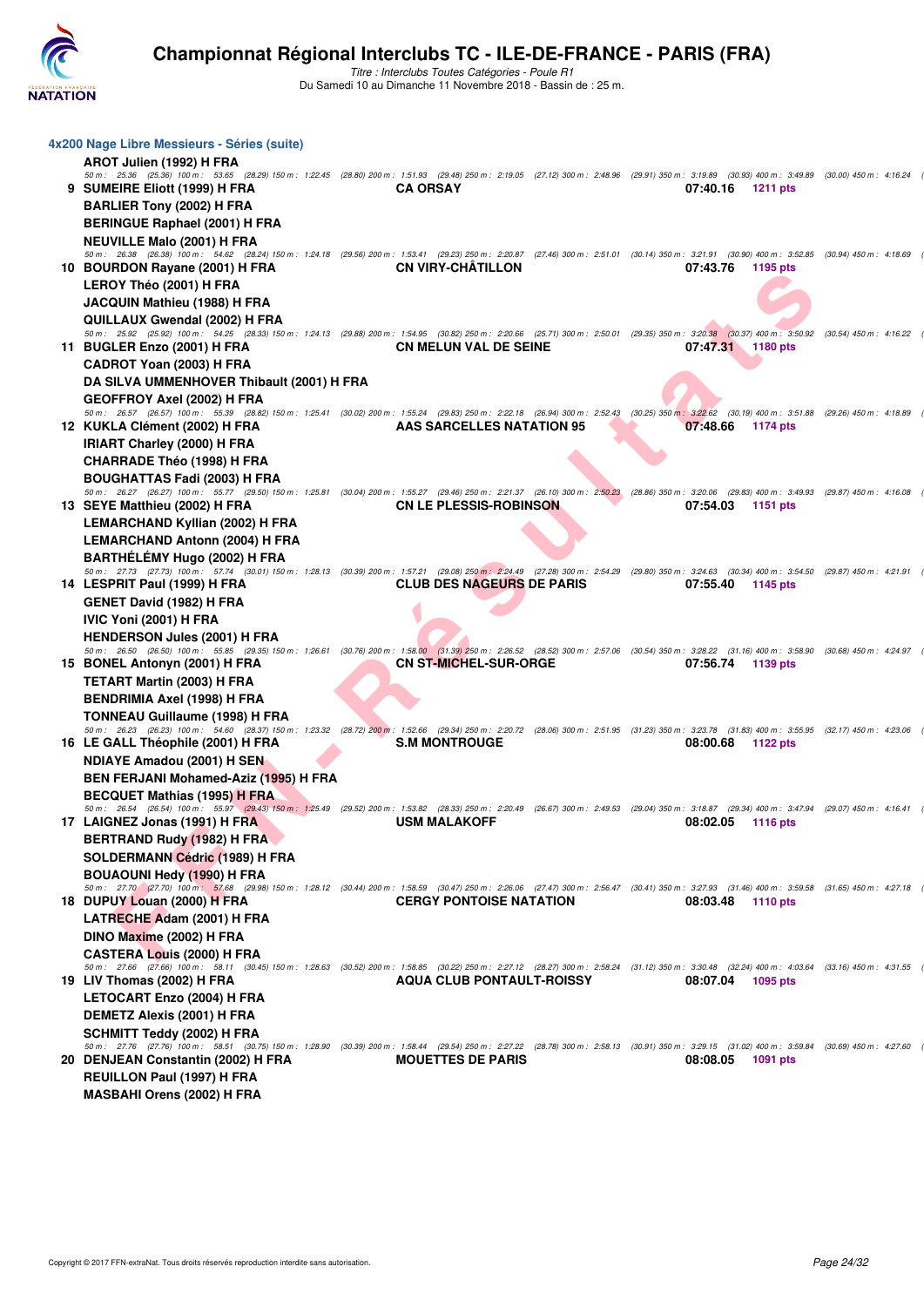# Championnat Régional Interclubs TC - ILE-DE-FRANCE - PARIS (FRA)

*Titre : Interclubs Toutes Catégories - Poule R1*
Du Samedi 10 au Dimanche 11 Novembre 2018 - Bassin de : 25 m.

## 4x200 Nage Libre Messieurs - Séries (suite)

AROT Julien (1992) H FRA
50 m : 25.36 (25.36) 100 m : 53.65 (28.29) 150 m : 1:22.45 (28.80) 200 m : 1:51.93 (29.48) 250 m : 2:19.05 (27.12) 300 m : 2:48.96 (29.91) 350 m : 3:19.89 (30.93) 400 m : 3:49.89 (30.00) 450 m : 4:16.24 (

**9 SUMEIRE Eliott (1999) H FRA** — **CA ORSAY** — **07:40.16** — **1211 pts**
BARLIER Tony (2002) H FRA
BERINGUE Raphael (2001) H FRA
NEUVILLE Malo (2001) H FRA
50 m : 26.38 (26.38) 100 m : 54.62 (28.24) 150 m : 1:24.18 (29.56) 200 m : 1:53.41 (29.23) 250 m : 2:20.87 (27.46) 300 m : 2:51.01 (30.14) 350 m : 3:21.91 (30.90) 400 m : 3:52.85 (30.94) 450 m : 4:18.69 (

**10 BOURDON Rayane (2001) H FRA** — **CN VIRY-CHÂTILLON** — **07:43.76** — **1195 pts**
LEROY Théo (2001) H FRA
JACQUIN Mathieu (1988) H FRA
QUILLAUX Gwendal (2002) H FRA
50 m : 25.92 (25.92) 100 m : 54.25 (28.33) 150 m : 1:24.13 (29.88) 200 m : 1:54.95 (30.82) 250 m : 2:20.66 (25.71) 300 m : 2:50.01 (29.35) 350 m : 3:20.38 (30.37) 400 m : 3:50.92 (30.54) 450 m : 4:16.22 (

**11 BUGLER Enzo (2001) H FRA** — **CN MELUN VAL DE SEINE** — **07:47.31** — **1180 pts**
CADROT Yoan (2003) H FRA
DA SILVA UMMENHOVER Thibault (2001) H FRA
GEOFFROY Axel (2002) H FRA
50 m : 26.57 (26.57) 100 m : 55.39 (28.82) 150 m : 1:25.41 (30.02) 200 m : 1:55.24 (29.83) 250 m : 2:22.18 (26.94) 300 m : 2:52.43 (30.25) 350 m : 3:22.62 (30.19) 400 m : 3:51.88 (29.26) 450 m : 4:18.89 (

**12 KUKLA Clément (2002) H FRA** — **AAS SARCELLES NATATION 95** — **07:48.66** — **1174 pts**
IRIART Charley (2000) H FRA
CHARRADE Théo (1998) H FRA
BOUGHATTAS Fadi (2003) H FRA
50 m : 26.27 (26.27) 100 m : 55.77 (29.50) 150 m : 1:25.81 (30.04) 200 m : 1:55.27 (29.46) 250 m : 2:21.37 (26.10) 300 m : 2:50.23 (28.86) 350 m : 3:20.06 (29.83) 400 m : 3:49.93 (29.87) 450 m : 4:16.08 (

**13 SEYE Matthieu (2002) H FRA** — **CN LE PLESSIS-ROBINSON** — **07:54.03** — **1151 pts**
LEMARCHAND Kyllian (2002) H FRA
LEMARCHAND Antonn (2004) H FRA
BARTHÉLÉMY Hugo (2002) H FRA
50 m : 27.73 (27.73) 100 m : 57.74 (30.01) 150 m : 1:28.13 (30.39) 200 m : 1:57.21 (29.08) 250 m : 2:24.49 (27.28) 300 m : 2:54.29 (29.80) 350 m : 3:24.63 (30.34) 400 m : 3:54.50 (29.87) 450 m : 4:21.91 (

**14 LESPRIT Paul (1999) H FRA** — **CLUB DES NAGEURS DE PARIS** — **07:55.40** — **1145 pts**
GENET David (1982) H FRA
IVIC Yoni (2001) H FRA
HENDERSON Jules (2001) H FRA
50 m : 26.50 (26.50) 100 m : 55.85 (29.35) 150 m : 1:26.61 (30.76) 200 m : 1:58.00 (31.39) 250 m : 2:26.52 (28.52) 300 m : 2:57.06 (30.54) 350 m : 3:28.22 (31.16) 400 m : 3:58.90 (30.68) 450 m : 4:24.97 (

**15 BONEL Antonyn (2001) H FRA** — **CN ST-MICHEL-SUR-ORGE** — **07:56.74** — **1139 pts**
TETART Martin (2003) H FRA
BENDRIMIA Axel (1998) H FRA
TONNEAU Guillaume (1998) H FRA
50 m : 26.23 (26.23) 100 m : 54.60 (28.37) 150 m : 1:23.32 (28.72) 200 m : 1:52.66 (29.34) 250 m : 2:20.72 (28.06) 300 m : 2:51.95 (31.23) 350 m : 3:23.78 (31.83) 400 m : 3:55.95 (32.17) 450 m : 4:23.06 (

**16 LE GALL Théophile (2001) H FRA** — **S.M MONTROUGE** — **08:00.68** — **1122 pts**
NDIAYE Amadou (2001) H SEN
BEN FERJANI Mohamed-Aziz (1995) H FRA
BECQUET Mathias (1995) H FRA
50 m : 26.54 (26.54) 100 m : 55.97 (29.43) 150 m : 1:25.49 (29.52) 200 m : 1:53.82 (28.33) 250 m : 2:20.49 (26.67) 300 m : 2:49.53 (29.04) 350 m : 3:18.87 (29.34) 400 m : 3:47.94 (29.07) 450 m : 4:16.41 (

**17 LAIGNEZ Jonas (1991) H FRA** — **USM MALAKOFF** — **08:02.05** — **1116 pts**
BERTRAND Rudy (1982) H FRA
SOLDERMANN Cédric (1989) H FRA
BOUAOUNI Hedy (1990) H FRA
50 m : 27.70 (27.70) 100 m : 57.68 (29.98) 150 m : 1:28.12 (30.44) 200 m : 1:58.59 (30.47) 250 m : 2:26.06 (27.47) 300 m : 2:56.47 (30.41) 350 m : 3:27.93 (31.46) 400 m : 3:59.58 (31.65) 450 m : 4:27.18 (

**18 DUPUY Louan (2000) H FRA** — **CERGY PONTOISE NATATION** — **08:03.48** — **1110 pts**
LATRECHE Adam (2001) H FRA
DINO Maxime (2002) H FRA
CASTERA Louis (2000) H FRA
50 m : 27.66 (27.66) 100 m : 58.11 (30.45) 150 m : 1:28.63 (30.52) 200 m : 1:58.85 (30.22) 250 m : 2:27.12 (28.27) 300 m : 2:58.24 (31.12) 350 m : 3:30.48 (32.24) 400 m : 4:03.64 (33.16) 450 m : 4:31.55 (

**19 LIV Thomas (2002) H FRA** — **AQUA CLUB PONTAULT-ROISSY** — **08:07.04** — **1095 pts**
LETOCART Enzo (2004) H FRA
DEMETZ Alexis (2001) H FRA
SCHMITT Teddy (2002) H FRA
50 m : 27.76 (27.76) 100 m : 58.51 (30.75) 150 m : 1:28.90 (30.39) 200 m : 1:58.44 (29.54) 250 m : 2:27.22 (28.78) 300 m : 2:58.13 (30.91) 350 m : 3:29.15 (31.02) 400 m : 3:59.84 (30.69) 450 m : 4:27.60 (

**20 DENJEAN Constantin (2002) H FRA** — **MOUETTES DE PARIS** — **08:08.05** — **1091 pts**
REUILLON Paul (1997) H FRA
MASBAHI Orens (2002) H FRA

Copyright © 2017 FFN-extraNat. Tous droits réservés reproduction interdite sans autorisation.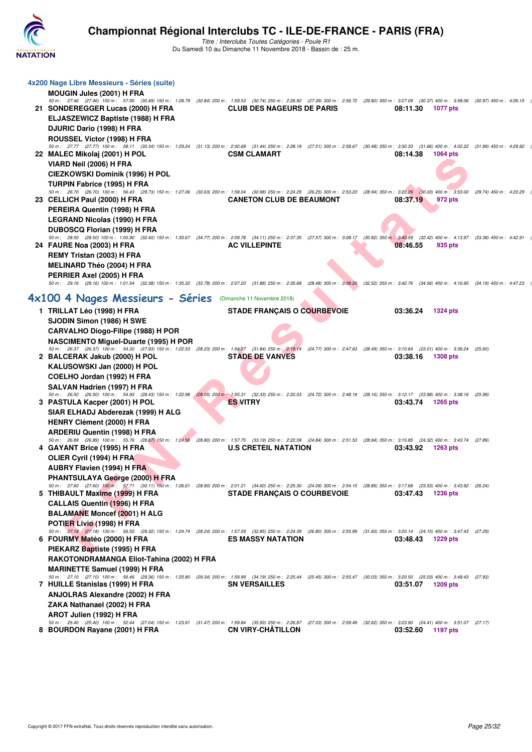# Championnat Régional Interclubs TC - ILE-DE-FRANCE - PARIS (FRA)

*Titre : Interclubs Toutes Catégories - Poule R1*

Du Samedi 10 au Dimanche 11 Novembre 2018 - Bassin de : 25 m.

## 4x200 Nage Libre Messieurs - Séries (suite)

MOUGIN Jules (2001) H FRA

50 m : 27.46 (27.46) 100 m : 57.95 (30.49) 150 m : 1:28.79 (30.84) 200 m : 1:59.53 (30.74) 250 m : 2:26.92 (27.39) 300 m : 2:56.72 (29.80) 350 m : 3:27.09 (30.37) 400 m : 3:58.06 (30.97) 450 m : 4:26.15

**21 SONDEREGGER Lucas (2000) H FRA** — CLUB DES NAGEURS DE PARIS — 08:11.30 — 1077 pts

ELJASZEWICZ Baptiste (1988) H FRA
DJURIC Dario (1998) H FRA
ROUSSEL Victor (1998) H FRA

50 m : 27.77 (27.77) 100 m : 58.11 (30.34) 150 m : 1:29.24 (31.13) 200 m : 2:00.68 (31.44) 250 m : 2:28.19 (27.51) 300 m : 2:58.67 (30.48) 350 m : 3:30.33 (31.66) 400 m : 4:02.22 (31.89) 450 m : 4:29.92

**22 MALEC Mikolaj (2001) H POL** — CSM CLAMART — 08:14.38 — 1064 pts

VIARD Neil (2006) H FRA
CIEZKOWSKI Dominik (1996) H POL
TURPIN Fabrice (1995) H FRA

50 m : 26.70 (26.70) 100 m : 56.43 (29.73) 150 m : 1:27.06 (30.63) 200 m : 1:58.04 (30.98) 250 m : 2:24.29 (26.25) 300 m : 2:53.23 (28.94) 350 m : 3:23.26 (30.03) 400 m : 3:53.00 (29.74) 450 m : 4:20.29

**23 CELLICH Paul (2000) H FRA** — CANETON CLUB DE BEAUMONT — 08:37.19 — 972 pts

PEREIRA Quentin (1998) H FRA
LEGRAND Nicolas (1990) H FRA
DUBOSCQ Florian (1999) H FRA

50 m : 28.50 (28.50) 100 m : 1:00.90 (32.40) 150 m : 1:35.67 (34.77) 200 m : 2:09.78 (34.11) 250 m : 2:37.35 (27.57) 300 m : 3:08.17 (30.82) 350 m : 3:40.59 (32.42) 400 m : 4:13.97 (33.38) 450 m : 4:42.91

**24 FAURE Noa (2003) H FRA** — AC VILLEPINTE — 08:46.55 — 935 pts

REMY Tristan (2003) H FRA
MELINARD Théo (2004) H FRA
PERRIER Axel (2005) H FRA

50 m : 29.16 (29.16) 100 m : 1:01.54 (32.38) 150 m : 1:35.32 (33.78) 200 m : 2:07.20 (31.88) 250 m : 2:35.68 (28.48) 300 m : 3:08.20 (32.52) 350 m : 3:42.76 (34.56) 400 m : 4:16.95 (34.19) 450 m : 4:47.23

## 4x100 4 Nages Messieurs - Séries (Dimanche 11 Novembre 2018)

**1 TRILLAT Léo (1998) H FRA** — STADE FRANÇAIS O COURBEVOIE — 03:36.24 — 1324 pts

SJODIN Simon (1986) H SWE
CARVALHO Diogo-Filipe (1988) H POR
NASCIMENTO Miguel-Duarte (1995) H POR

50 m : 26.37 (26.37) 100 m : 54.30 (27.93) 150 m : 1:22.53 (28.23) 200 m : 1:54.37 (31.84) 250 m : 2:19.14 (24.77) 300 m : 2:47.63 (28.49) 350 m : 3:10.64 (23.01) 400 m : 3:36.24 (25.60)

**2 BALCERAK Jakub (2000) H POL** — STADE DE VANVES — 03:38.16 — 1308 pts

KALUSOWSKI Jan (2000) H POL
COELHO Jordan (1992) H FRA
SALVAN Hadrien (1997) H FRA

50 m : 26.50 (26.50) 100 m : 54.93 (28.43) 150 m : 1:22.98 (28.05) 200 m : 1:55.31 (32.33) 250 m : 2:20.03 (24.72) 300 m : 2:48.19 (28.16) 350 m : 3:12.17 (23.98) 400 m : 3:38.16 (25.99)

**3 PASTULA Kacper (2001) H POL** — ES VITRY — 03:43.74 — 1265 pts

SIAR ELHADJ Abderezak (1999) H ALG
HENRY Clément (2000) H FRA
ARDERIU Quentin (1998) H FRA

50 m : 26.89 (26.89) 100 m : 55.76 (28.87) 150 m : 1:24.56 (28.80) 200 m : 1:57.75 (33.19) 250 m : 2:22.59 (24.84) 300 m : 2:51.53 (28.94) 350 m : 3:15.85 (24.32) 400 m : 3:43.74 (27.89)

**4 GAYANT Brice (1995) H FRA** — U.S CRETEIL NATATION — 03:43.92 — 1263 pts

OLIER Cyril (1994) H FRA
AUBRY Flavien (1994) H FRA
PHANTSULAYA George (2000) H FRA

50 m : 27.60 (27.60) 100 m : 57.71 (30.11) 150 m : 1:26.61 (28.90) 200 m : 2:01.21 (34.60) 250 m : 2:25.30 (24.09) 300 m : 2:54.15 (28.85) 350 m : 3:17.68 (23.53) 400 m : 3:43.92 (26.24)

**5 THIBAULT Maxime (1999) H FRA** — STADE FRANÇAIS O COURBEVOIE — 03:47.43 — 1236 pts

CALLAIS Quentin (1996) H FRA
BALAMANE Moncef (2001) H ALG
POTIER Livio (1998) H FRA

50 m : 27.18 (27.18) 100 m : 56.50 (29.32) 150 m : 1:24.74 (28.24) 200 m : 1:57.59 (32.85) 250 m : 2:24.39 (26.80) 300 m : 2:55.99 (31.60) 350 m : 3:20.14 (24.15) 400 m : 3:47.43 (27.29)

**6 FOURMY Matéo (2000) H FRA** — ES MASSY NATATION — 03:48.43 — 1229 pts

PIEKARZ Baptiste (1995) H FRA
RAKOTONDRAMANGA Eliot-Tahina (2002) H FRA
MARINETTE Samuel (1999) H FRA

50 m : 27.10 (27.10) 100 m : 56.46 (29.36) 150 m : 1:25.80 (29.34) 200 m : 1:59.99 (34.19) 250 m : 2:25.44 (25.45) 300 m : 2:55.47 (30.03) 350 m : 3:20.50 (25.03) 400 m : 3:48.43 (27.93)

**7 HUILLE Stanislas (1999) H FRA** — SN VERSAILLES — 03:51.07 — 1209 pts

ANJOLRAS Alexandre (2002) H FRA
ZAKA Nathanael (2002) H FRA
AROT Julien (1992) H FRA

50 m : 25.40 (25.40) 100 m : 52.44 (27.04) 150 m : 1:23.91 (31.47) 200 m : 1:59.84 (35.93) 250 m : 2:26.87 (27.03) 300 m : 2:59.49 (32.62) 350 m : 3:23.90 (24.41) 400 m : 3:51.07 (27.17)

**8 BOURDON Rayane (2001) H FRA** — CN VIRY-CHÂTILLON — 03:52.60 — 1197 pts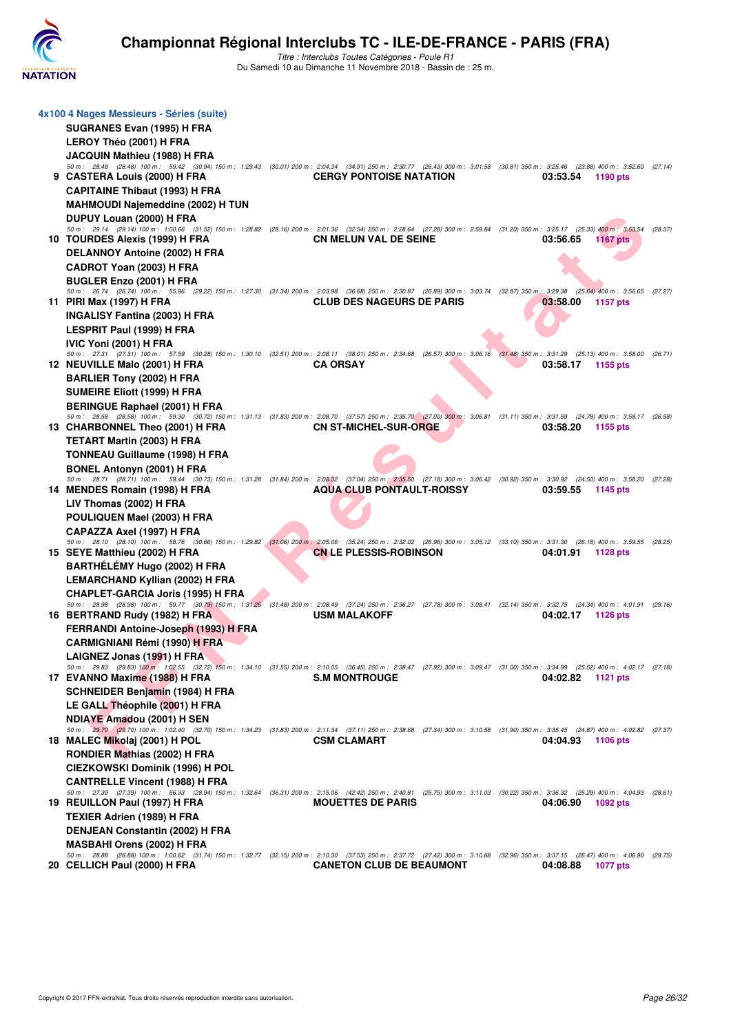# Championnat Régional Interclubs TC - ILE-DE-FRANCE - PARIS (FRA)

*Titre : Interclubs Toutes Catégories - Poule R1*
Du Samedi 10 au Dimanche 11 Novembre 2018 - Bassin de : 25 m.

## 4x100 4 Nages Messieurs - Séries (suite)

**SUGRANES Evan (1995) H FRA**
**LEROY Théo (2001) H FRA**
**JACQUIN Mathieu (1988) H FRA**

*50 m : 28.48 (28.48) 100 m : 59.42 (30.94) 150 m : 1:29.43 (30.01) 200 m : 2:04.34 (34.91) 250 m : 2:30.77 (26.43) 300 m : 3:01.58 (30.81) 350 m : 3:25.46 (23.88) 400 m : 3:52.60 (27.14)*

**9 CASTERA Louis (2000) H FRA** — **CERGY PONTOISE NATATION** — **03:53.54** — **1190 pts**
**CAPITAINE Thibaut (1993) H FRA**
**MAHMOUDI Najemeddine (2002) H TUN**
**DUPUY Louan (2000) H FRA**

*50 m : 29.14 (29.14) 100 m : 1:00.66 (31.52) 150 m : 1:28.82 (28.16) 200 m : 2:01.36 (32.54) 250 m : 2:28.64 (27.28) 300 m : 2:59.84 (31.20) 350 m : 3:25.17 (25.33) 400 m : 3:53.54 (28.37)*

**10 TOURDES Alexis (1999) H FRA** — **CN MELUN VAL DE SEINE** — **03:56.65** — **1167 pts**
**DELANNOY Antoine (2002) H FRA**
**CADROT Yoan (2003) H FRA**
**BUGLER Enzo (2001) H FRA**

*50 m : 26.74 (26.74) 100 m : 55.96 (29.22) 150 m : 1:27.30 (31.34) 200 m : 2:03.98 (36.68) 250 m : 2:30.87 (26.89) 300 m : 3:03.74 (32.87) 350 m : 3:29.38 (25.64) 400 m : 3:56.65 (27.27)*

**11 PIRI Max (1997) H FRA** — **CLUB DES NAGEURS DE PARIS** — **03:58.00** — **1157 pts**
**INGALISY Fantina (2003) H FRA**
**LESPRIT Paul (1999) H FRA**
**IVIC Yoni (2001) H FRA**

*50 m : 27.31 (27.31) 100 m : 57.59 (30.28) 150 m : 1:30.10 (32.51) 200 m : 2:08.11 (38.01) 250 m : 2:34.68 (26.57) 300 m : 3:06.16 (31.48) 350 m : 3:31.29 (25.13) 400 m : 3:58.00 (26.71)*

**12 NEUVILLE Malo (2001) H FRA** — **CA ORSAY** — **03:58.17** — **1155 pts**
**BARLIER Tony (2002) H FRA**
**SUMEIRE Eliott (1999) H FRA**
**BERINGUE Raphael (2001) H FRA**

*50 m : 28.58 (28.58) 100 m : 59.30 (30.72) 150 m : 1:31.13 (31.83) 200 m : 2:08.70 (37.57) 250 m : 2:35.70 (27.00) 300 m : 3:06.81 (31.11) 350 m : 3:31.59 (24.78) 400 m : 3:58.17 (26.58)*

**13 CHARBONNEL Theo (2001) H FRA** — **CN ST-MICHEL-SUR-ORGE** — **03:58.20** — **1155 pts**
**TETART Martin (2003) H FRA**
**TONNEAU Guillaume (1998) H FRA**
**BONEL Antonyn (2001) H FRA**

*50 m : 28.71 (28.71) 100 m : 59.44 (30.73) 150 m : 1:31.28 (31.84) 200 m : 2:08.32 (37.04) 250 m : 2:35.50 (27.18) 300 m : 3:06.42 (30.92) 350 m : 3:30.92 (24.50) 400 m : 3:58.20 (27.28)*

**14 MENDES Romain (1998) H FRA** — **AQUA CLUB PONTAULT-ROISSY** — **03:59.55** — **1145 pts**
**LIV Thomas (2002) H FRA**
**POULIQUEN Mael (2003) H FRA**
**CAPAZZA Axel (1997) H FRA**

*50 m : 28.10 (28.10) 100 m : 58.76 (30.66) 150 m : 1:29.82 (31.06) 200 m : 2:05.06 (35.24) 250 m : 2:32.02 (26.96) 300 m : 3:05.12 (33.10) 350 m : 3:31.30 (26.18) 400 m : 3:59.55 (28.25)*

**15 SEYE Matthieu (2002) H FRA** — **CN LE PLESSIS-ROBINSON** — **04:01.91** — **1128 pts**
**BARTHÉLÉMY Hugo (2002) H FRA**
**LEMARCHAND Kyllian (2002) H FRA**
**CHAPLET-GARCIA Joris (1995) H FRA**

*50 m : 28.98 (28.98) 100 m : 59.77 (30.79) 150 m : 1:31.25 (31.48) 200 m : 2:08.49 (37.24) 250 m : 2:36.27 (27.78) 300 m : 3:08.41 (32.14) 350 m : 3:32.75 (24.34) 400 m : 4:01.91 (29.16)*

**16 BERTRAND Rudy (1982) H FRA** — **USM MALAKOFF** — **04:02.17** — **1126 pts**
**FERRANDI Antoine-Joseph (1993) H FRA**
**CARMIGNIANI Rémi (1990) H FRA**
**LAIGNEZ Jonas (1991) H FRA**

*50 m : 29.83 (29.83) 100 m : 1:02.55 (32.72) 150 m : 1:34.10 (31.55) 200 m : 2:10.55 (36.45) 250 m : 2:38.47 (27.92) 300 m : 3:09.47 (31.00) 350 m : 3:34.99 (25.52) 400 m : 4:02.17 (27.18)*

**17 EVANNO Maxime (1988) H FRA** — **S.M MONTROUGE** — **04:02.82** — **1121 pts**
**SCHNEIDER Benjamin (1984) H FRA**
**LE GALL Théophile (2001) H FRA**
**NDIAYE Amadou (2001) H SEN**

*50 m : 29.70 (29.70) 100 m : 1:02.40 (32.70) 150 m : 1:34.23 (31.83) 200 m : 2:11.34 (37.11) 250 m : 2:38.68 (27.34) 300 m : 3:10.58 (31.90) 350 m : 3:35.45 (24.87) 400 m : 4:02.82 (27.37)*

**18 MALEC Mikolaj (2001) H POL** — **CSM CLAMART** — **04:04.93** — **1106 pts**
**RONDIER Mathias (2002) H FRA**
**CIEZKOWSKI Dominik (1996) H POL**
**CANTRELLE Vincent (1988) H FRA**

*50 m : 27.39 (27.39) 100 m : 56.33 (28.94) 150 m : 1:32.64 (36.31) 200 m : 2:15.06 (42.42) 250 m : 2:40.81 (25.75) 300 m : 3:11.03 (30.22) 350 m : 3:36.32 (25.29) 400 m : 4:04.93 (28.61)*

**19 REUILLON Paul (1997) H FRA** — **MOUETTES DE PARIS** — **04:06.90** — **1092 pts**
**TEXIER Adrien (1989) H FRA**
**DENJEAN Constantin (2002) H FRA**
**MASBAHI Orens (2002) H FRA**

*50 m : 28.88 (28.88) 100 m : 1:00.62 (31.74) 150 m : 1:32.77 (32.15) 200 m : 2:10.30 (37.53) 250 m : 2:37.72 (27.42) 300 m : 3:10.68 (32.96) 350 m : 3:37.15 (26.47) 400 m : 4:06.90 (29.75)*

**20 CELLICH Paul (2000) H FRA** — **CANETON CLUB DE BEAUMONT** — **04:08.88** — **1077 pts**

Copyright © 2017 FFN-extraNat. Tous droits réservés reproduction interdite sans autorisation.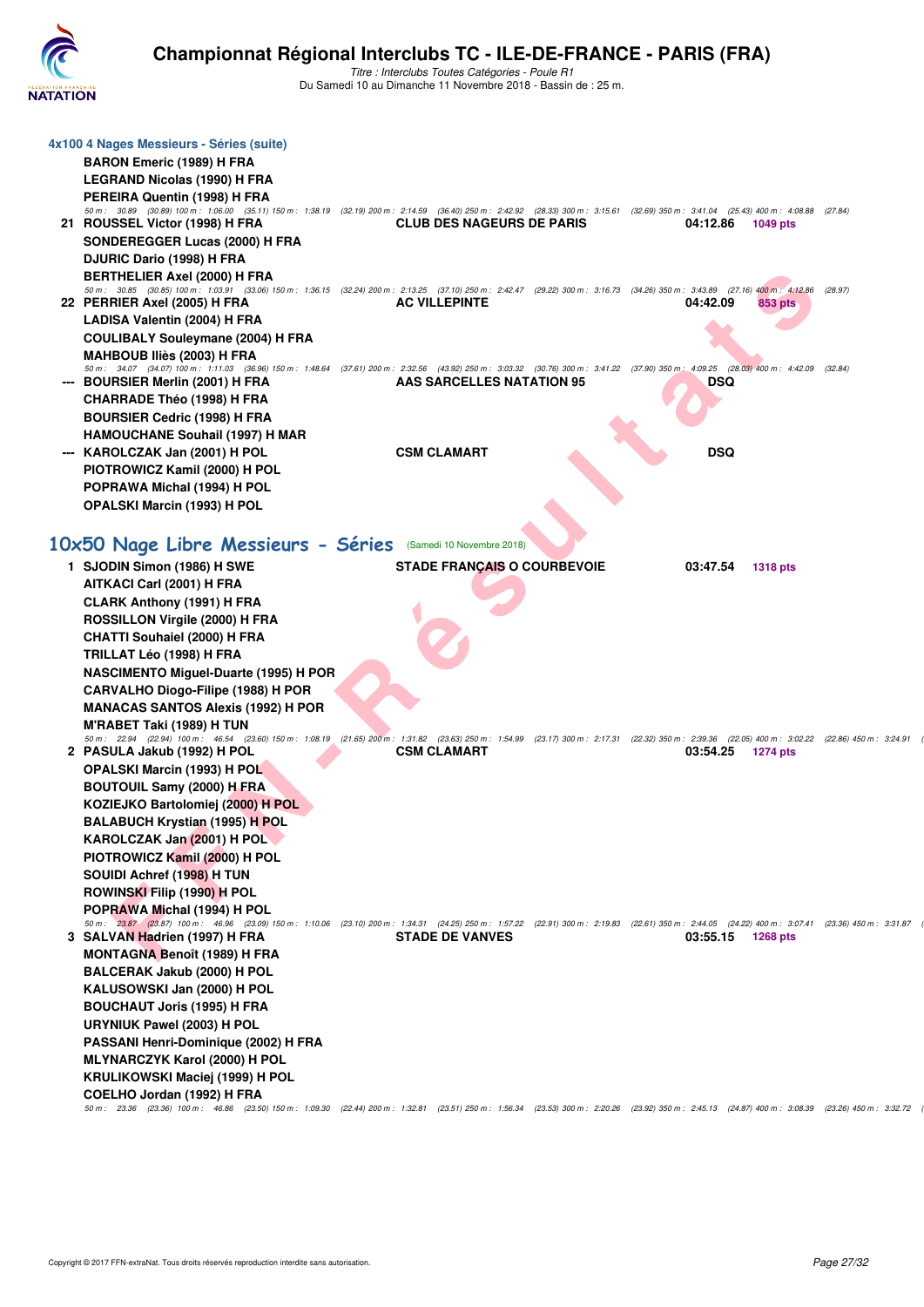### 4x100 4 Nages Messieurs - Séries (suite)

BARON Emeric (1989) H FRA
LEGRAND Nicolas (1990) H FRA
PEREIRA Quentin (1998) H FRA

50 m : 30.89 (30.89) 100 m : 1:06.00 (35.11) 150 m : 1:38.19 (32.19) 200 m : 2:14.59 (36.40) 250 m : 2:42.92 (28.33) 300 m : 3:15.61 (32.69) 350 m : 3:41.04 (25.43) 400 m : 4:08.88 (27.84)

**21** ROUSSEL Victor (1998) H FRA — CLUB DES NAGEURS DE PARIS — 04:12.86 — 1049 pts
SONDEREGGER Lucas (2000) H FRA
DJURIC Dario (1998) H FRA
BERTHELIER Axel (2000) H FRA

50 m : 30.85 (30.85) 100 m : 1:03.91 (33.06) 150 m : 1:36.15 (32.24) 200 m : 2:13.25 (37.10) 250 m : 2:42.47 (29.22) 300 m : 3:16.73 (34.26) 350 m : 3:43.89 (27.16) 400 m : 4:12.86 (28.97)

**22** PERRIER Axel (2005) H FRA — AC VILLEPINTE — 04:42.09 — 853 pts
LADISA Valentin (2004) H FRA
COULIBALY Souleymane (2004) H FRA
MAHBOUB Iliès (2003) H FRA

50 m : 34.07 (34.07) 100 m : 1:11.03 (36.96) 150 m : 1:48.64 (37.61) 200 m : 2:32.56 (43.92) 250 m : 3:03.32 (30.76) 300 m : 3:41.22 (37.90) 350 m : 4:09.25 (28.03) 400 m : 4:42.09 (32.84)

**---** BOURSIER Merlin (2001) H FRA — AAS SARCELLES NATATION 95 — DSQ
CHARRADE Théo (1998) H FRA
BOURSIER Cedric (1998) H FRA
HAMOUCHANE Souhail (1997) H MAR

**---** KAROLCZAK Jan (2001) H POL — CSM CLAMART — DSQ
PIOTROWICZ Kamil (2000) H POL
POPRAWA Michal (1994) H POL
OPALSKI Marcin (1993) H POL

## 10x50 Nage Libre Messieurs - Séries (Samedi 10 Novembre 2018)

**1** SJODIN Simon (1986) H SWE — STADE FRANÇAIS O COURBEVOIE — 03:47.54 — 1318 pts
AITKACI Carl (2001) H FRA
CLARK Anthony (1991) H FRA
ROSSILLON Virgile (2000) H FRA
CHATTI Souhaiel (2000) H FRA
TRILLAT Léo (1998) H FRA
NASCIMENTO Miguel-Duarte (1995) H POR
CARVALHO Diogo-Filipe (1988) H POR
MANACAS SANTOS Alexis (1992) H POR
M'RABET Taki (1989) H TUN

50 m : 22.94 (22.94) 100 m : 46.54 (23.60) 150 m : 1:08.19 (21.65) 200 m : 1:31.82 (23.63) 250 m : 1:54.99 (23.17) 300 m : 2:17.31 (22.32) 350 m : 2:39.36 (22.05) 400 m : 3:02.22 (22.86) 450 m : 3:24.91

**2** PASULA Jakub (1992) H POL — CSM CLAMART — 03:54.25 — 1274 pts
OPALSKI Marcin (1993) H POL
BOUTOUIL Samy (2000) H FRA
KOZIEJKO Bartolomiej (2000) H POL
BALABUCH Krystian (1995) H POL
KAROLCZAK Jan (2001) H POL
PIOTROWICZ Kamil (2000) H POL
SOUIDI Achref (1998) H TUN
ROWINSKI Filip (1990) H POL
POPRAWA Michal (1994) H POL

50 m : 23.87 (23.87) 100 m : 46.96 (23.09) 150 m : 1:10.06 (23.10) 200 m : 1:34.31 (24.25) 250 m : 1:57.22 (22.91) 300 m : 2:19.83 (22.61) 350 m : 2:44.05 (24.22) 400 m : 3:07.41 (23.36) 450 m : 3:31.87

**3** SALVAN Hadrien (1997) H FRA — STADE DE VANVES — 03:55.15 — 1268 pts
MONTAGNA Benoît (1989) H FRA
BALCERAK Jakub (2000) H POL
KALUSOWSKI Jan (2000) H POL
BOUCHAUT Joris (1995) H FRA
URYNIUK Pawel (2003) H POL
PASSANI Henri-Dominique (2002) H FRA
MLYNARCZYK Karol (2000) H POL
KRULIKOWSKI Maciej (1999) H POL
COELHO Jordan (1992) H FRA

50 m : 23.36 (23.36) 100 m : 46.86 (23.50) 150 m : 1:09.30 (22.44) 200 m : 1:32.81 (23.51) 250 m : 1:56.34 (23.53) 300 m : 2:20.26 (23.92) 350 m : 2:45.13 (24.87) 400 m : 3:08.39 (23.26) 450 m : 3:32.72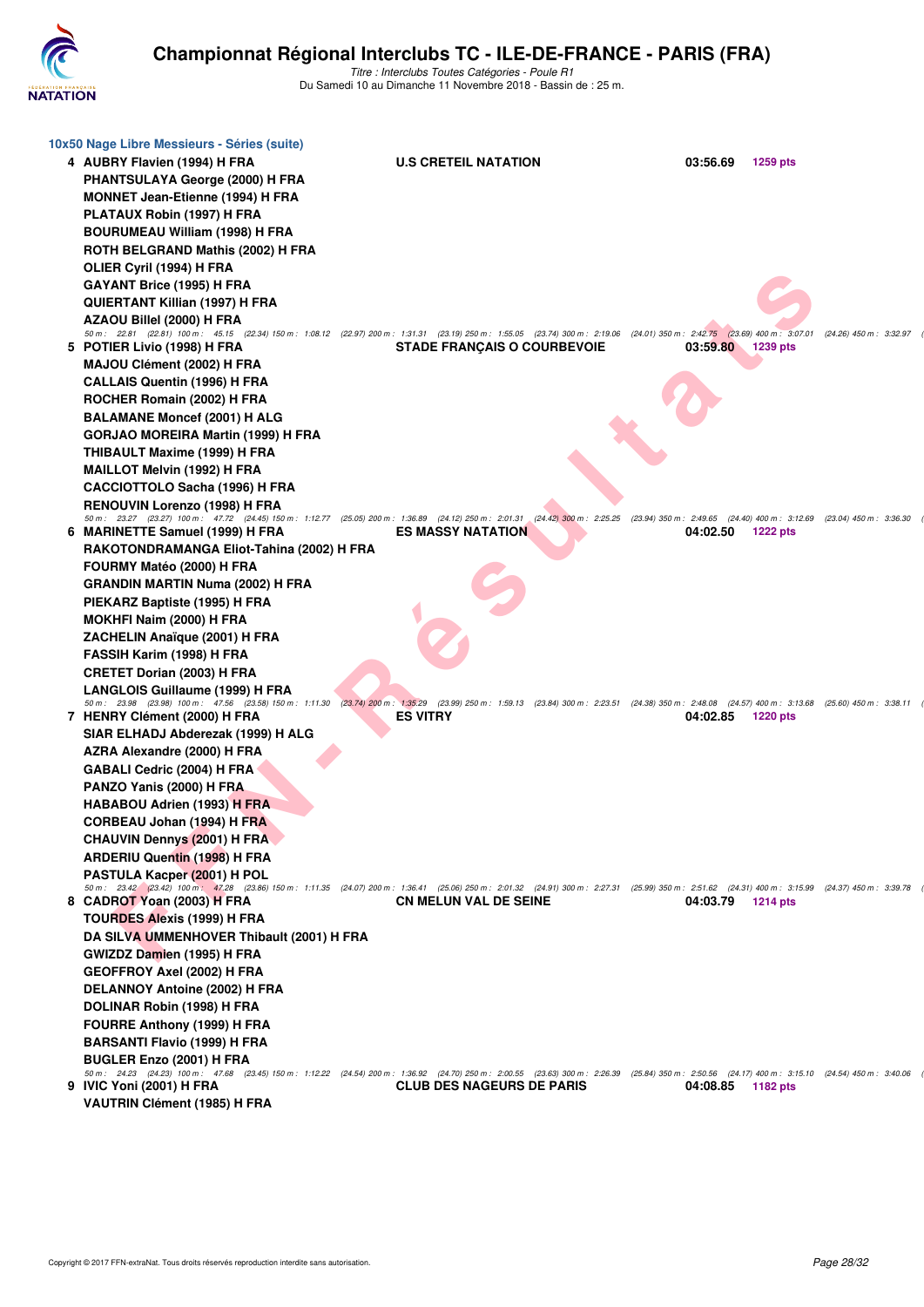# Championnat Régional Interclubs TC - ILE-DE-FRANCE - PARIS (FRA)

*Titre : Interclubs Toutes Catégories - Poule R1*
Du Samedi 10 au Dimanche 11 Novembre 2018 - Bassin de : 25 m.

### 10x50 Nage Libre Messieurs - Séries (suite)

**4 AUBRY Flavien (1994) H FRA** — **U.S CRETEIL NATATION** — **03:56.69** — **1259 pts**
PHANTSULAYA George (2000) H FRA
MONNET Jean-Etienne (1994) H FRA
PLATAUX Robin (1997) H FRA
BOURUMEAU William (1998) H FRA
ROTH BELGRAND Mathis (2002) H FRA
OLIER Cyril (1994) H FRA
GAYANT Brice (1995) H FRA
QUIERTANT Killian (1997) H FRA
AZAOU Billel (2000) H FRA
*50 m : 22.81 (22.81) 100 m : 45.15 (22.34) 150 m : 1:08.12 (22.97) 200 m : 1:31.31 (23.19) 250 m : 1:55.05 (23.74) 300 m : 2:19.06 (24.01) 350 m : 2:42.75 (23.69) 400 m : 3:07.01 (24.26) 450 m : 3:32.97 (*

**5 POTIER Livio (1998) H FRA** — **STADE FRANÇAIS O COURBEVOIE** — **03:59.80** — **1239 pts**
MAJOU Clément (2002) H FRA
CALLAIS Quentin (1996) H FRA
ROCHER Romain (2002) H FRA
BALAMANE Moncef (2001) H ALG
GORJAO MOREIRA Martin (1999) H FRA
THIBAULT Maxime (1999) H FRA
MAILLOT Melvin (1992) H FRA
CACCIOTTOLO Sacha (1996) H FRA
RENOUVIN Lorenzo (1998) H FRA
*50 m : 23.27 (23.27) 100 m : 47.72 (24.45) 150 m : 1:12.77 (25.05) 200 m : 1:36.89 (24.12) 250 m : 2:01.31 (24.42) 300 m : 2:25.25 (23.94) 350 m : 2:49.65 (24.40) 400 m : 3:12.69 (23.04) 450 m : 3:36.30 (*

**6 MARINETTE Samuel (1999) H FRA** — **ES MASSY NATATION** — **04:02.50** — **1222 pts**
RAKOTONDRAMANGA Eliot-Tahina (2002) H FRA
FOURMY Matéo (2000) H FRA
GRANDIN MARTIN Numa (2002) H FRA
PIEKARZ Baptiste (1995) H FRA
MOKHFI Naim (2000) H FRA
ZACHELIN Anaïque (2001) H FRA
FASSIH Karim (1998) H FRA
CRETET Dorian (2003) H FRA
LANGLOIS Guillaume (1999) H FRA
*50 m : 23.98 (23.98) 100 m : 47.56 (23.58) 150 m : 1:11.30 (23.74) 200 m : 1:35.29 (23.99) 250 m : 1:59.13 (23.84) 300 m : 2:23.51 (24.38) 350 m : 2:48.08 (24.57) 400 m : 3:13.68 (25.60) 450 m : 3:38.11 (*

**7 HENRY Clément (2000) H FRA** — **ES VITRY** — **04:02.85** — **1220 pts**
SIAR ELHADJ Abderezak (1999) H ALG
AZRA Alexandre (2000) H FRA
GABALI Cedric (2004) H FRA
PANZO Yanis (2000) H FRA
HABABOU Adrien (1993) H FRA
CORBEAU Johan (1994) H FRA
CHAUVIN Dennys (2001) H FRA
ARDERIU Quentin (1998) H FRA
PASTULA Kacper (2001) H POL
*50 m : 23.42 (23.42) 100 m : 47.28 (23.86) 150 m : 1:11.35 (24.07) 200 m : 1:36.41 (25.06) 250 m : 2:01.32 (24.91) 300 m : 2:27.31 (25.99) 350 m : 2:51.62 (24.31) 400 m : 3:15.99 (24.37) 450 m : 3:39.78 (*

**8 CADROT Yoan (2003) H FRA** — **CN MELUN VAL DE SEINE** — **04:03.79** — **1214 pts**
TOURDES Alexis (1999) H FRA
DA SILVA UMMENHOVER Thibault (2001) H FRA
GWIZDZ Damien (1995) H FRA
GEOFFROY Axel (2002) H FRA
DELANNOY Antoine (2002) H FRA
DOLINAR Robin (1998) H FRA
FOURRE Anthony (1999) H FRA
BARSANTI Flavio (1999) H FRA
BUGLER Enzo (2001) H FRA
*50 m : 24.23 (24.23) 100 m : 47.68 (23.45) 150 m : 1:12.22 (24.54) 200 m : 1:36.92 (24.70) 250 m : 2:00.55 (23.63) 300 m : 2:26.39 (25.84) 350 m : 2:50.56 (24.17) 400 m : 3:15.10 (24.54) 450 m : 3:40.06 (*

**9 IVIC Yoni (2001) H FRA** — **CLUB DES NAGEURS DE PARIS** — **04:08.85** — **1182 pts**
VAUTRIN Clément (1985) H FRA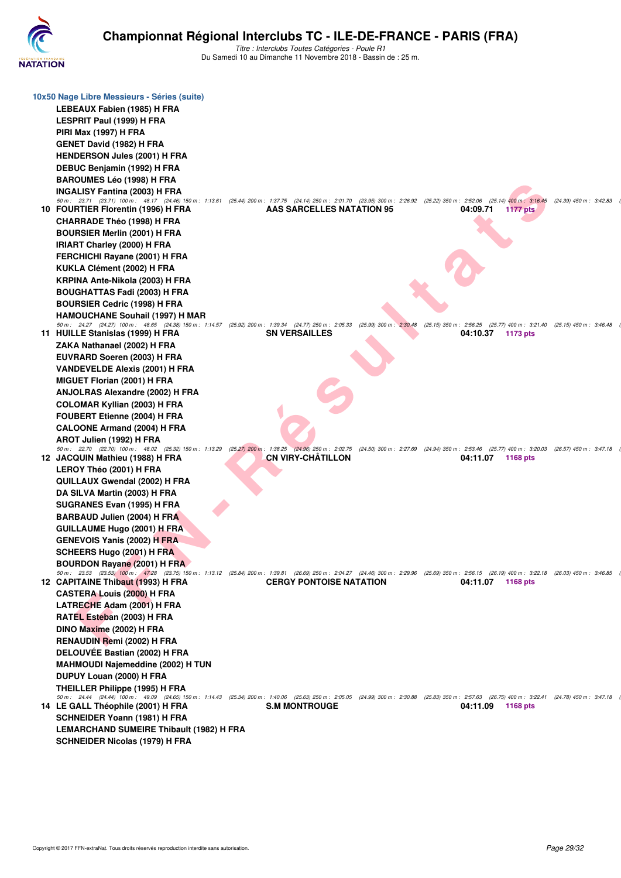# Championnat Régional Interclubs TC - ILE-DE-FRANCE - PARIS (FRA)

*Titre : Interclubs Toutes Catégories - Poule R1*
Du Samedi 10 au Dimanche 11 Novembre 2018 - Bassin de : 25 m.

## 10x50 Nage Libre Messieurs - Séries (suite)

**LEBEAUX Fabien (1985) H FRA**
**LESPRIT Paul (1999) H FRA**
**PIRI Max (1997) H FRA**
**GENET David (1982) H FRA**
**HENDERSON Jules (2001) H FRA**
**DEBUC Benjamin (1992) H FRA**
**BAROUMES Léo (1998) H FRA**
**INGALISY Fantina (2003) H FRA**

*50 m : 23.71 (23.71) 100 m : 48.17 (24.46) 150 m : 1:13.61 (25.44) 200 m : 1:37.75 (24.14) 250 m : 2:01.70 (23.95) 300 m : 2:26.92 (25.22) 350 m : 2:52.06 (25.14) 400 m : 3:16.45 (24.39) 450 m : 3:42.83 (*

| Rang | Nageur | Club | Temps | Points |
|---|---|---|---|---|
| 10 | FOURTIER Florentin (1996) H FRA | AAS SARCELLES NATATION 95 | 04:09.71 | 1177 pts |

**CHARRADE Théo (1998) H FRA**
**BOURSIER Merlin (2001) H FRA**
**IRIART Charley (2000) H FRA**
**FERCHICHI Rayane (2001) H FRA**
**KUKLA Clément (2002) H FRA**
**KRPINA Ante-Nikola (2003) H FRA**
**BOUGHATTAS Fadi (2003) H FRA**
**BOURSIER Cedric (1998) H FRA**
**HAMOUCHANE Souhail (1997) H MAR**

*50 m : 24.27 (24.27) 100 m : 48.65 (24.38) 150 m : 1:14.57 (25.92) 200 m : 1:39.34 (24.77) 250 m : 2:05.33 (25.99) 300 m : 2:30.48 (25.15) 350 m : 2:56.25 (25.77) 400 m : 3:21.40 (25.15) 450 m : 3:46.48 (*

| Rang | Nageur | Club | Temps | Points |
|---|---|---|---|---|
| 11 | HUILLE Stanislas (1999) H FRA | SN VERSAILLES | 04:10.37 | 1173 pts |

**ZAKA Nathanael (2002) H FRA**
**EUVRARD Soeren (2003) H FRA**
**VANDEVELDE Alexis (2001) H FRA**
**MIGUET Florian (2001) H FRA**
**ANJOLRAS Alexandre (2002) H FRA**
**COLOMAR Kyllian (2003) H FRA**
**FOUBERT Etienne (2004) H FRA**
**CALOONE Armand (2004) H FRA**
**AROT Julien (1992) H FRA**

*50 m : 22.70 (22.70) 100 m : 48.02 (25.32) 150 m : 1:13.29 (25.27) 200 m : 1:38.25 (24.96) 250 m : 2:02.75 (24.50) 300 m : 2:27.69 (24.94) 350 m : 2:53.46 (25.77) 400 m : 3:20.03 (26.57) 450 m : 3:47.18 (*

| Rang | Nageur | Club | Temps | Points |
|---|---|---|---|---|
| 12 | JACQUIN Mathieu (1988) H FRA | CN VIRY-CHÂTILLON | 04:11.07 | 1168 pts |

**LEROY Théo (2001) H FRA**
**QUILLAUX Gwendal (2002) H FRA**
**DA SILVA Martin (2003) H FRA**
**SUGRANES Evan (1995) H FRA**
**BARBAUD Julien (2004) H FRA**
**GUILLAUME Hugo (2001) H FRA**
**GENEVOIS Yanis (2002) H FRA**
**SCHEERS Hugo (2001) H FRA**
**BOURDON Rayane (2001) H FRA**

*50 m : 23.53 (23.53) 100 m : 47.28 (23.75) 150 m : 1:13.12 (25.84) 200 m : 1:39.81 (26.69) 250 m : 2:04.27 (24.46) 300 m : 2:29.96 (25.69) 350 m : 2:56.15 (26.19) 400 m : 3:22.18 (26.03) 450 m : 3:46.85 (*

| Rang | Nageur | Club | Temps | Points |
|---|---|---|---|---|
| 12 | CAPITAINE Thibaut (1993) H FRA | CERGY PONTOISE NATATION | 04:11.07 | 1168 pts |

**CASTERA Louis (2000) H FRA**
**LATRECHE Adam (2001) H FRA**
**RATEL Esteban (2003) H FRA**
**DINO Maxime (2002) H FRA**
**RENAUDIN Remi (2002) H FRA**
**DELOUVÉE Bastian (2002) H FRA**
**MAHMOUDI Najemeddine (2002) H TUN**
**DUPUY Louan (2000) H FRA**
**THEILLER Philippe (1995) H FRA**

*50 m : 24.44 (24.44) 100 m : 49.09 (24.65) 150 m : 1:14.43 (25.34) 200 m : 1:40.06 (25.63) 250 m : 2:05.05 (24.99) 300 m : 2:30.88 (25.83) 350 m : 2:57.63 (26.75) 400 m : 3:22.41 (24.78) 450 m : 3:47.18 (*

| Rang | Nageur | Club | Temps | Points |
|---|---|---|---|---|
| 14 | LE GALL Théophile (2001) H FRA | S.M MONTROUGE | 04:11.09 | 1168 pts |

**SCHNEIDER Yoann (1981) H FRA**
**LEMARCHAND SUMEIRE Thibault (1982) H FRA**
**SCHNEIDER Nicolas (1979) H FRA**

Copyright © 2017 FFN-extraNat. Tous droits réservés reproduction interdite sans autorisation.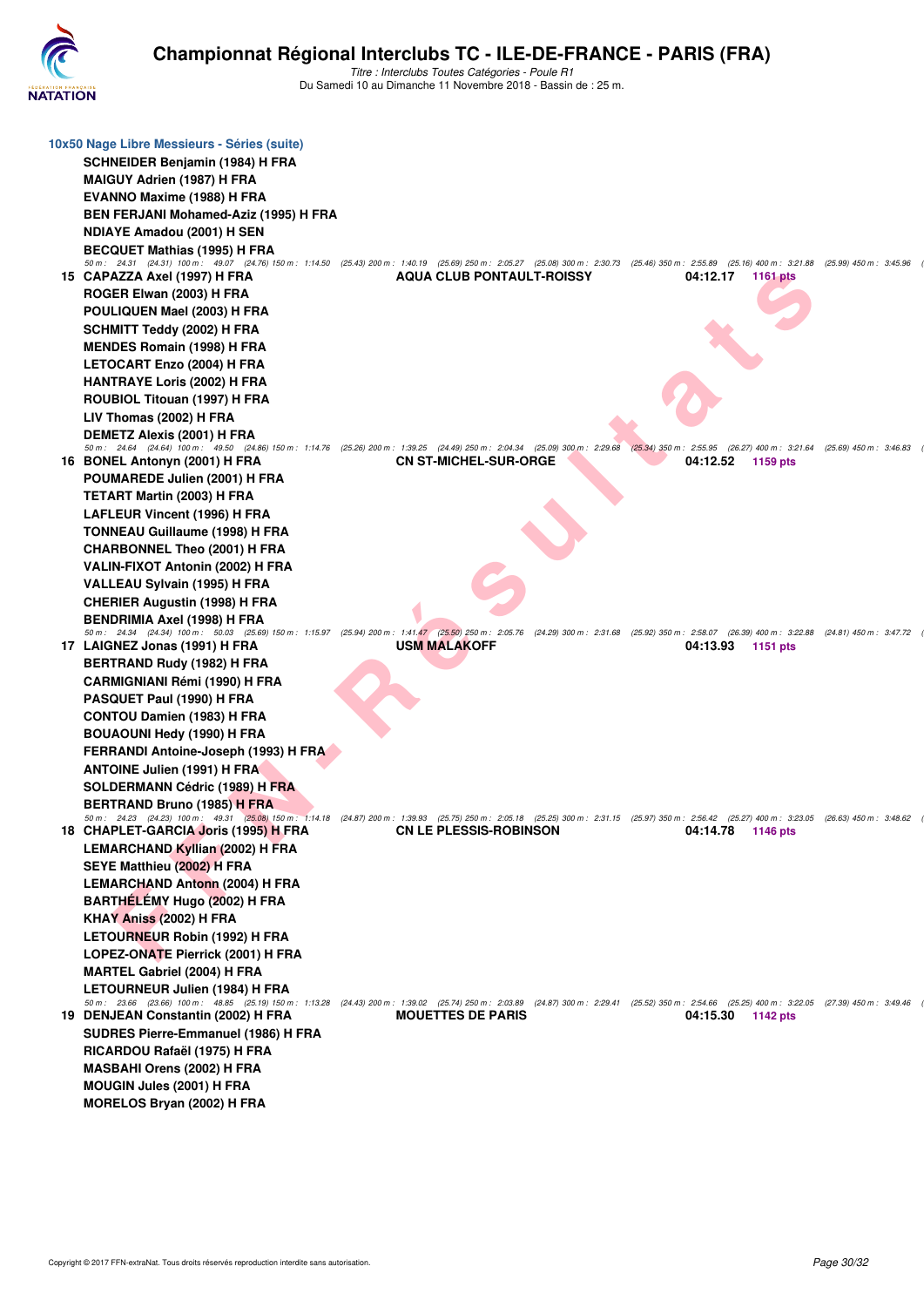# Championnat Régional Interclubs TC - ILE-DE-FRANCE - PARIS (FRA)

*Titre : Interclubs Toutes Catégories - Poule R1*
Du Samedi 10 au Dimanche 11 Novembre 2018 - Bassin de : 25 m.

## 10x50 Nage Libre Messieurs - Séries (suite)

SCHNEIDER Benjamin (1984) H FRA
MAIGUY Adrien (1987) H FRA
EVANNO Maxime (1988) H FRA
BEN FERJANI Mohamed-Aziz (1995) H FRA
NDIAYE Amadou (2001) H SEN
BECQUET Mathias (1995) H FRA

50 m : 24.31 (24.31) 100 m : 49.07 (24.76) 150 m : 1:14.50 (25.43) 200 m : 1:40.19 (25.69) 250 m : 2:05.27 (25.08) 300 m : 2:30.73 (25.46) 350 m : 2:55.89 (25.16) 400 m : 3:21.88 (25.99) 450 m : 3:45.96

**15 CAPAZZA Axel (1997) H FRA — AQUA CLUB PONTAULT-ROISSY — 04:12.17 — 1161 pts**

ROGER Elwan (2003) H FRA
POULIQUEN Mael (2003) H FRA
SCHMITT Teddy (2002) H FRA
MENDES Romain (1998) H FRA
LETOCART Enzo (2004) H FRA
HANTRAYE Loris (2002) H FRA
ROUBIOL Titouan (1997) H FRA
LIV Thomas (2002) H FRA
DEMETZ Alexis (2001) H FRA

50 m : 24.64 (24.64) 100 m : 49.50 (24.86) 150 m : 1:14.76 (25.26) 200 m : 1:39.25 (24.49) 250 m : 2:04.34 (25.09) 300 m : 2:29.68 (25.34) 350 m : 2:55.95 (26.27) 400 m : 3:21.64 (25.69) 450 m : 3:46.83

**16 BONEL Antonyn (2001) H FRA — CN ST-MICHEL-SUR-ORGE — 04:12.52 — 1159 pts**

POUMAREDE Julien (2001) H FRA
TETART Martin (2003) H FRA
LAFLEUR Vincent (1996) H FRA
TONNEAU Guillaume (1998) H FRA
CHARBONNEL Theo (2001) H FRA
VALIN-FIXOT Antonin (2002) H FRA
VALLEAU Sylvain (1995) H FRA
CHERIER Augustin (1998) H FRA
BENDRIMIA Axel (1998) H FRA

50 m : 24.34 (24.34) 100 m : 50.03 (25.69) 150 m : 1:15.97 (25.94) 200 m : 1:41.47 (25.50) 250 m : 2:05.76 (24.29) 300 m : 2:31.68 (25.92) 350 m : 2:58.07 (26.39) 400 m : 3:22.88 (24.81) 450 m : 3:47.72

**17 LAIGNEZ Jonas (1991) H FRA — USM MALAKOFF — 04:13.93 — 1151 pts**

BERTRAND Rudy (1982) H FRA
CARMIGNIANI Rémi (1990) H FRA
PASQUET Paul (1990) H FRA
CONTOU Damien (1983) H FRA
BOUAOUNI Hedy (1990) H FRA
FERRANDI Antoine-Joseph (1993) H FRA
ANTOINE Julien (1991) H FRA
SOLDERMANN Cédric (1989) H FRA
BERTRAND Bruno (1985) H FRA

50 m : 24.23 (24.23) 100 m : 49.31 (25.08) 150 m : 1:14.18 (24.87) 200 m : 1:39.93 (25.75) 250 m : 2:05.18 (25.25) 300 m : 2:31.15 (25.97) 350 m : 2:56.42 (25.27) 400 m : 3:23.05 (26.63) 450 m : 3:48.62

**18 CHAPLET-GARCIA Joris (1995) H FRA — CN LE PLESSIS-ROBINSON — 04:14.78 — 1146 pts**

LEMARCHAND Kyllian (2002) H FRA
SEYE Matthieu (2002) H FRA
LEMARCHAND Antonn (2004) H FRA
BARTHÉLÉMY Hugo (2002) H FRA
KHAY Aniss (2002) H FRA
LETOURNEUR Robin (1992) H FRA
LOPEZ-ONATE Pierrick (2001) H FRA
MARTEL Gabriel (2004) H FRA
LETOURNEUR Julien (1984) H FRA

50 m : 23.66 (23.66) 100 m : 48.85 (25.19) 150 m : 1:13.28 (24.43) 200 m : 1:39.02 (25.74) 250 m : 2:03.89 (24.87) 300 m : 2:29.41 (25.52) 350 m : 2:54.66 (25.25) 400 m : 3:22.05 (27.39) 450 m : 3:49.46

**19 DENJEAN Constantin (2002) H FRA — MOUETTES DE PARIS — 04:15.30 — 1142 pts**

SUDRES Pierre-Emmanuel (1986) H FRA
RICARDOU Rafaël (1975) H FRA
MASBAHI Orens (2002) H FRA
MOUGIN Jules (2001) H FRA
MORELOS Bryan (2002) H FRA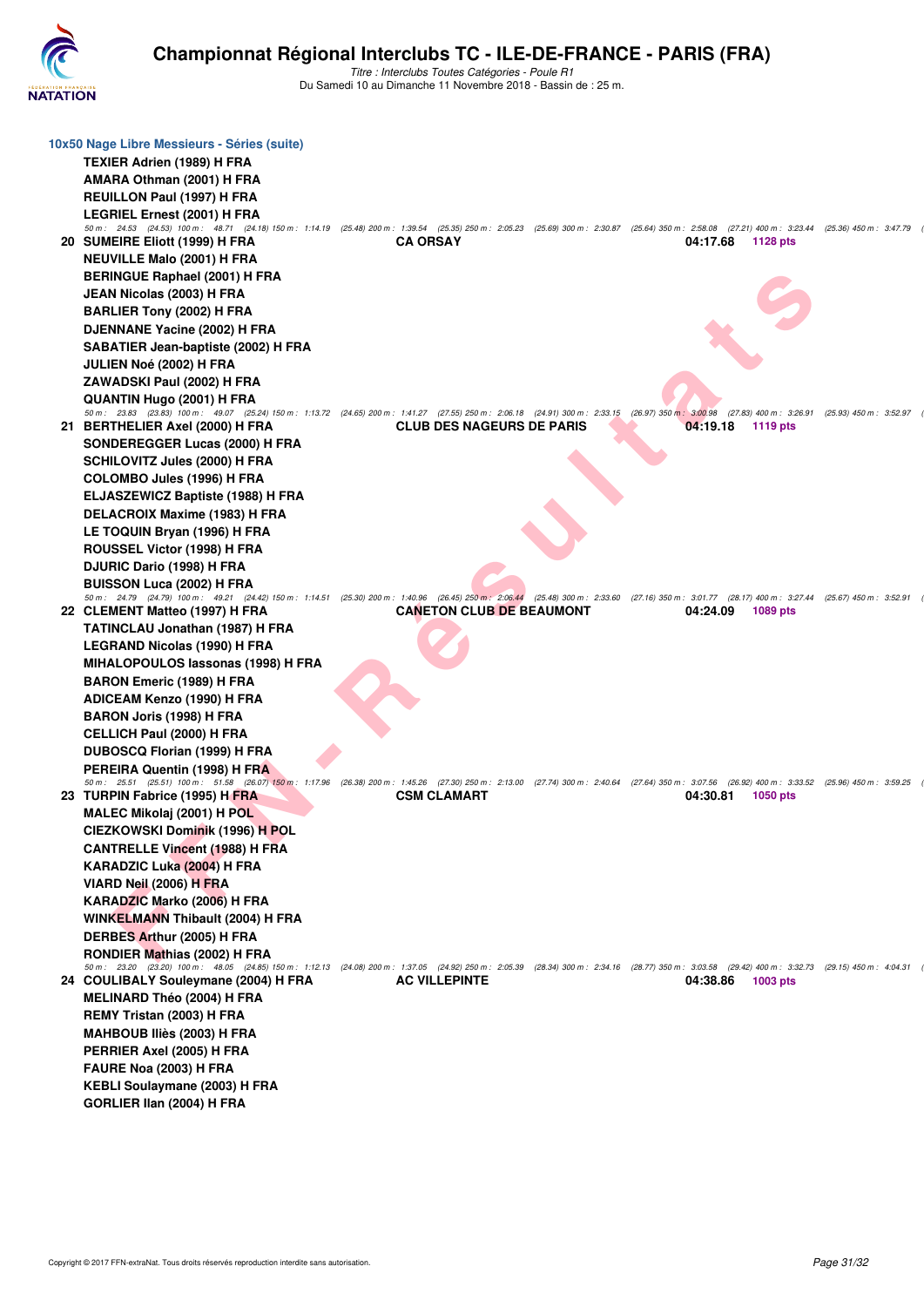## Championnat Régional Interclubs TC - ILE-DE-FRANCE - PARIS (FRA)

*Titre : Interclubs Toutes Catégories - Poule R1*
Du Samedi 10 au Dimanche 11 Novembre 2018 - Bassin de : 25 m.

### 10x50 Nage Libre Messieurs - Séries (suite)

**TEXIER Adrien (1989) H FRA**
**AMARA Othman (2001) H FRA**
**REUILLON Paul (1997) H FRA**
**LEGRIEL Ernest (2001) H FRA**

*50 m : 24.53 (24.53) 100 m : 48.71 (24.18) 150 m : 1:14.19 (25.48) 200 m : 1:39.54 (25.35) 250 m : 2:05.23 (25.69) 300 m : 2:30.87 (25.64) 350 m : 2:58.08 (27.21) 400 m : 3:23.44 (25.36) 450 m : 3:47.79 (*

**20 SUMEIRE Eliott (1999) H FRA** — **CA ORSAY** — **04:17.68** — **1128 pts**
**NEUVILLE Malo (2001) H FRA**
**BERINGUE Raphael (2001) H FRA**
**JEAN Nicolas (2003) H FRA**
**BARLIER Tony (2002) H FRA**
**DJENNANE Yacine (2002) H FRA**
**SABATIER Jean-baptiste (2002) H FRA**
**JULIEN Noé (2002) H FRA**
**ZAWADSKI Paul (2002) H FRA**
**QUANTIN Hugo (2001) H FRA**

*50 m : 23.83 (23.83) 100 m : 49.07 (25.24) 150 m : 1:13.72 (24.65) 200 m : 1:41.27 (27.55) 250 m : 2:06.18 (24.91) 300 m : 2:33.15 (26.97) 350 m : 3:00.98 (27.83) 400 m : 3:26.91 (25.93) 450 m : 3:52.97 (*

**21 BERTHELIER Axel (2000) H FRA** — **CLUB DES NAGEURS DE PARIS** — **04:19.18** — **1119 pts**
**SONDEREGGER Lucas (2000) H FRA**
**SCHILOVITZ Jules (2000) H FRA**
**COLOMBO Jules (1996) H FRA**
**ELJASZEWICZ Baptiste (1988) H FRA**
**DELACROIX Maxime (1983) H FRA**
**LE TOQUIN Bryan (1996) H FRA**
**ROUSSEL Victor (1998) H FRA**
**DJURIC Dario (1998) H FRA**
**BUISSON Luca (2002) H FRA**

*50 m : 24.79 (24.79) 100 m : 49.21 (24.42) 150 m : 1:14.51 (25.30) 200 m : 1:40.96 (26.45) 250 m : 2:06.44 (25.48) 300 m : 2:33.60 (27.16) 350 m : 3:01.77 (28.17) 400 m : 3:27.44 (25.67) 450 m : 3:52.91 (*

**22 CLEMENT Matteo (1997) H FRA** — **CANETON CLUB DE BEAUMONT** — **04:24.09** — **1089 pts**
**TATINCLAU Jonathan (1987) H FRA**
**LEGRAND Nicolas (1990) H FRA**
**MIHALOPOULOS Iassonas (1998) H FRA**
**BARON Emeric (1989) H FRA**
**ADICEAM Kenzo (1990) H FRA**
**BARON Joris (1998) H FRA**
**CELLICH Paul (2000) H FRA**
**DUBOSCQ Florian (1999) H FRA**
**PEREIRA Quentin (1998) H FRA**

*50 m : 25.51 (25.51) 100 m : 51.58 (26.07) 150 m : 1:17.96 (26.38) 200 m : 1:45.26 (27.30) 250 m : 2:13.00 (27.74) 300 m : 2:40.64 (27.64) 350 m : 3:07.56 (26.92) 400 m : 3:33.52 (25.96) 450 m : 3:59.25 (*

**23 TURPIN Fabrice (1995) H FRA** — **CSM CLAMART** — **04:30.81** — **1050 pts**
**MALEC Mikolaj (2001) H POL**
**CIEZKOWSKI Dominik (1996) H POL**
**CANTRELLE Vincent (1988) H FRA**
**KARADZIC Luka (2004) H FRA**
**VIARD Neil (2006) H FRA**
**KARADZIC Marko (2006) H FRA**
**WINKELMANN Thibault (2004) H FRA**
**DERBES Arthur (2005) H FRA**
**RONDIER Mathias (2002) H FRA**

*50 m : 23.20 (23.20) 100 m : 48.05 (24.85) 150 m : 1:12.13 (24.08) 200 m : 1:37.05 (24.92) 250 m : 2:05.39 (28.34) 300 m : 2:34.16 (28.77) 350 m : 3:03.58 (29.42) 400 m : 3:32.73 (29.15) 450 m : 4:04.31 (*

**24 COULIBALY Souleymane (2004) H FRA** — **AC VILLEPINTE** — **04:38.86** — **1003 pts**
**MELINARD Théo (2004) H FRA**
**REMY Tristan (2003) H FRA**
**MAHBOUB Iliès (2003) H FRA**
**PERRIER Axel (2005) H FRA**
**FAURE Noa (2003) H FRA**
**KEBLI Soulaymane (2003) H FRA**
**GORLIER Ilan (2004) H FRA**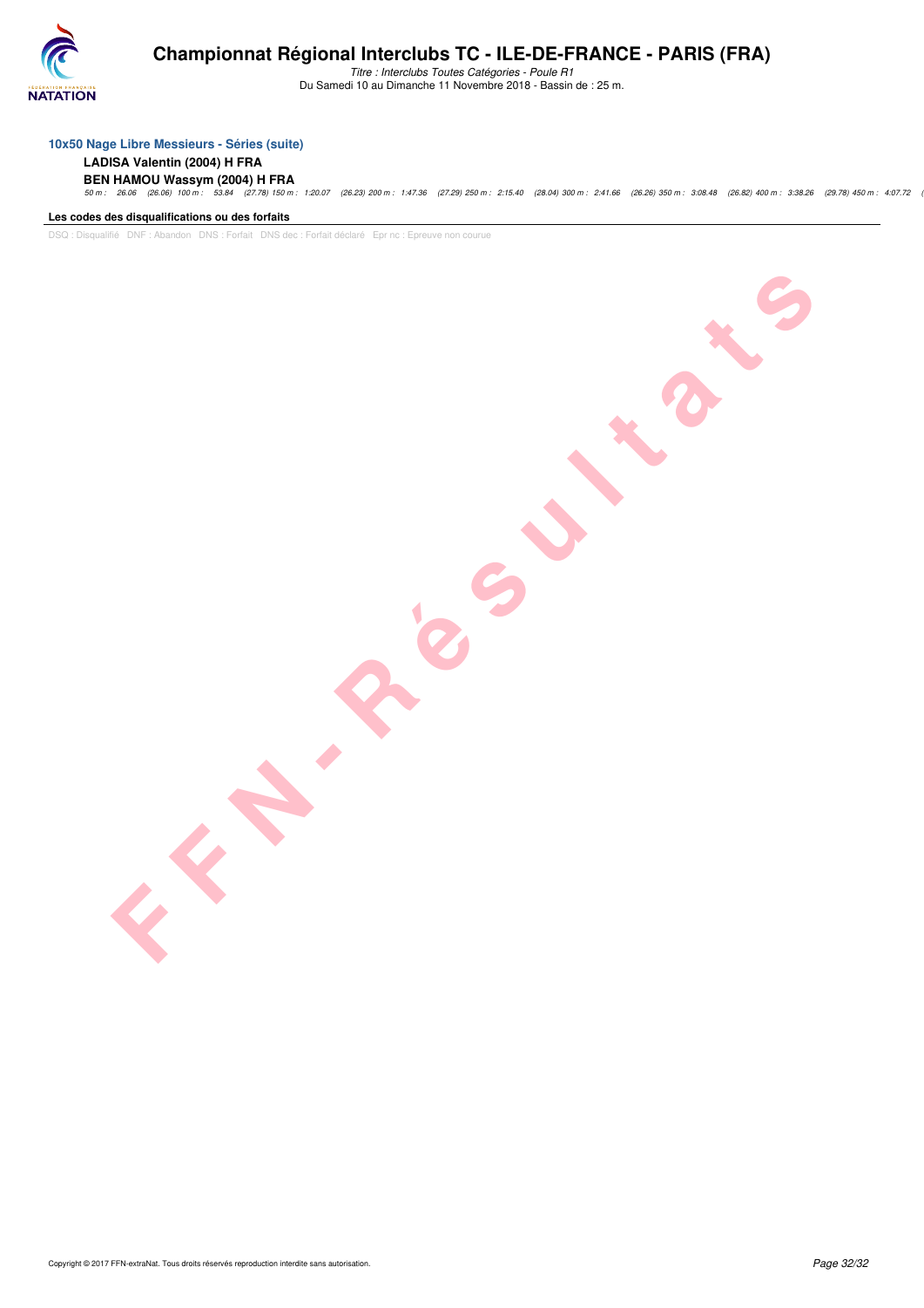### 10x50 Nage Libre Messieurs - Séries (suite)

**LADISA Valentin (2004) H FRA**

**BEN HAMOU Wassym (2004) H FRA**

*50 m : 26.06 (26.06) 100 m : 53.84 (27.78) 150 m : 1:20.07 (26.23) 200 m : 1:47.36 (27.29) 250 m : 2:15.40 (28.04) 300 m : 2:41.66 (26.26) 350 m : 3:08.48 (26.82) 400 m : 3:38.26 (29.78) 450 m : 4:07.72 (*

**Les codes des disqualifications ou des forfaits**

DSQ : Disqualifié DNF : Abandon DNS : Forfait DNS dec : Forfait déclaré Epr nc : Epreuve non courue